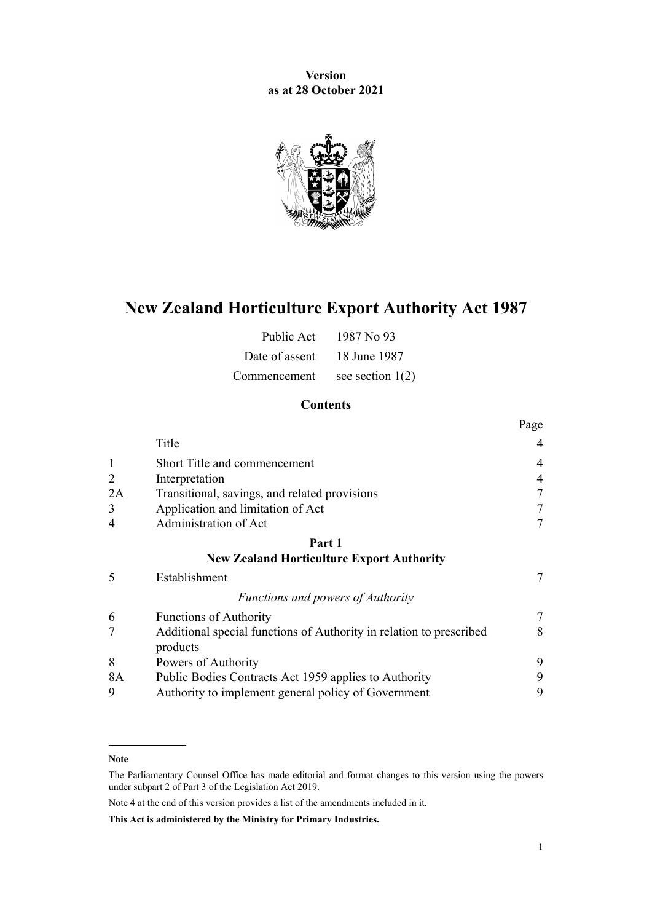**Version**
**as at 28 October 2021**

# New Zealand Horticulture Export Authority Act 1987

| | |
|---|---|
| Public Act | 1987 No 93 |
| Date of assent | 18 June 1987 |
| Commencement | see section 1(2) |

## Contents

| | | Page |
|---|---|---|
| | Title | 4 |
| 1 | Short Title and commencement | 4 |
| 2 | Interpretation | 4 |
| 2A | Transitional, savings, and related provisions | 7 |
| 3 | Application and limitation of Act | 7 |
| 4 | Administration of Act | 7 |
| | **Part 1** **New Zealand Horticulture Export Authority** | |
| 5 | Establishment | 7 |
| | *Functions and powers of Authority* | |
| 6 | Functions of Authority | 7 |
| 7 | Additional special functions of Authority in relation to prescribed products | 8 |
| 8 | Powers of Authority | 9 |
| 8A | Public Bodies Contracts Act 1959 applies to Authority | 9 |
| 9 | Authority to implement general policy of Government | 9 |

**Note**

The Parliamentary Counsel Office has made editorial and format changes to this version using the powers under subpart 2 of Part 3 of the Legislation Act 2019.

Note 4 at the end of this version provides a list of the amendments included in it.

**This Act is administered by the Ministry for Primary Industries.**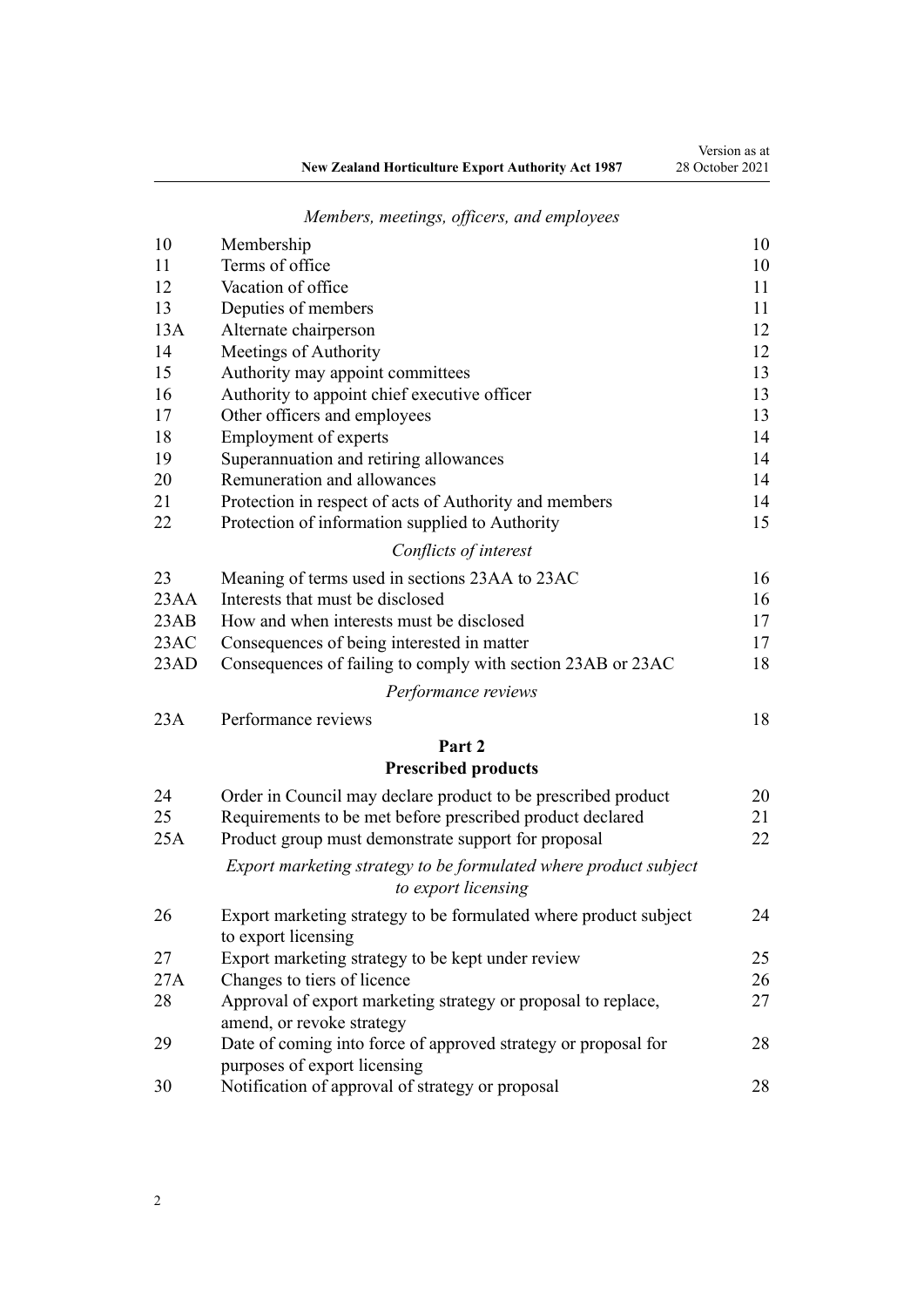*Members, meetings, officers, and employees*

| | | |
|---|---|---|
| 10 | Membership | 10 |
| 11 | Terms of office | 10 |
| 12 | Vacation of office | 11 |
| 13 | Deputies of members | 11 |
| 13A | Alternate chairperson | 12 |
| 14 | Meetings of Authority | 12 |
| 15 | Authority may appoint committees | 13 |
| 16 | Authority to appoint chief executive officer | 13 |
| 17 | Other officers and employees | 13 |
| 18 | Employment of experts | 14 |
| 19 | Superannuation and retiring allowances | 14 |
| 20 | Remuneration and allowances | 14 |
| 21 | Protection in respect of acts of Authority and members | 14 |
| 22 | Protection of information supplied to Authority | 15 |

*Conflicts of interest*

| | | |
|---|---|---|
| 23 | Meaning of terms used in sections 23AA to 23AC | 16 |
| 23AA | Interests that must be disclosed | 16 |
| 23AB | How and when interests must be disclosed | 17 |
| 23AC | Consequences of being interested in matter | 17 |
| 23AD | Consequences of failing to comply with section 23AB or 23AC | 18 |

*Performance reviews*

| | | |
|---|---|---|
| 23A | Performance reviews | 18 |

**Part 2**
**Prescribed products**

| | | |
|---|---|---|
| 24 | Order in Council may declare product to be prescribed product | 20 |
| 25 | Requirements to be met before prescribed product declared | 21 |
| 25A | Product group must demonstrate support for proposal | 22 |

*Export marketing strategy to be formulated where product subject to export licensing*

| | | |
|---|---|---|
| 26 | Export marketing strategy to be formulated where product subject to export licensing | 24 |
| 27 | Export marketing strategy to be kept under review | 25 |
| 27A | Changes to tiers of licence | 26 |
| 28 | Approval of export marketing strategy or proposal to replace, amend, or revoke strategy | 27 |
| 29 | Date of coming into force of approved strategy or proposal for purposes of export licensing | 28 |
| 30 | Notification of approval of strategy or proposal | 28 |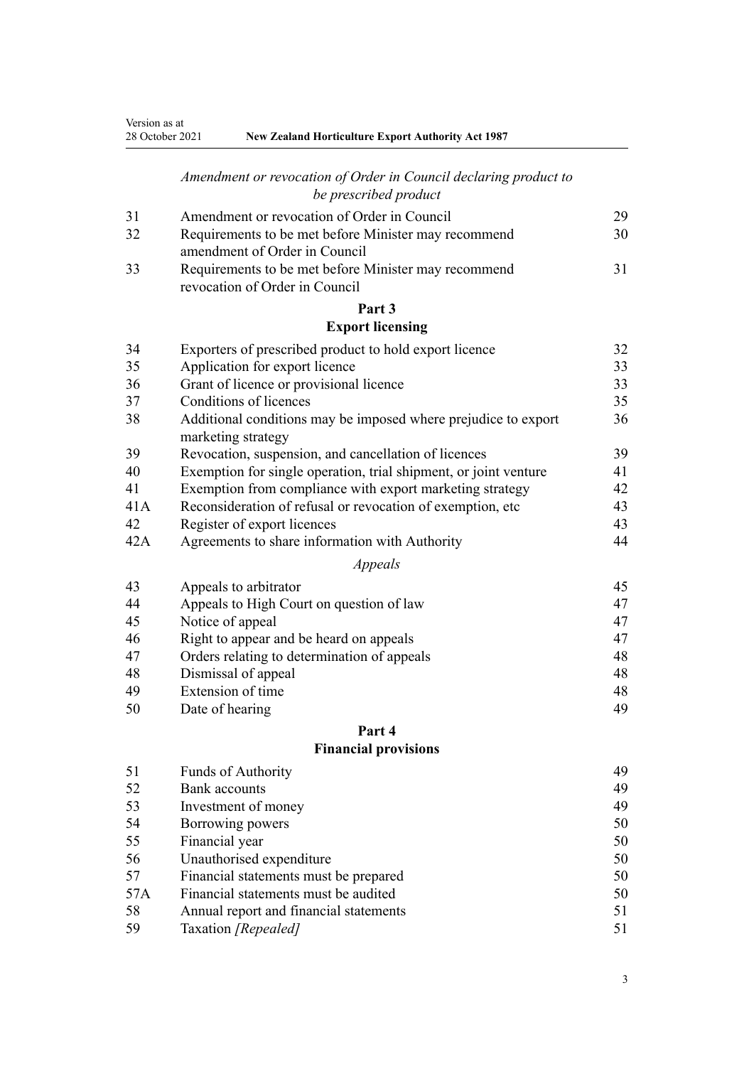*Amendment or revocation of Order in Council declaring product to be prescribed product*

| | | |
|---|---|---|
| 31 | Amendment or revocation of Order in Council | 29 |
| 32 | Requirements to be met before Minister may recommend amendment of Order in Council | 30 |
| 33 | Requirements to be met before Minister may recommend revocation of Order in Council | 31 |

**Part 3**
**Export licensing**

| | | |
|---|---|---|
| 34 | Exporters of prescribed product to hold export licence | 32 |
| 35 | Application for export licence | 33 |
| 36 | Grant of licence or provisional licence | 33 |
| 37 | Conditions of licences | 35 |
| 38 | Additional conditions may be imposed where prejudice to export marketing strategy | 36 |
| 39 | Revocation, suspension, and cancellation of licences | 39 |
| 40 | Exemption for single operation, trial shipment, or joint venture | 41 |
| 41 | Exemption from compliance with export marketing strategy | 42 |
| 41A | Reconsideration of refusal or revocation of exemption, etc | 43 |
| 42 | Register of export licences | 43 |
| 42A | Agreements to share information with Authority | 44 |

*Appeals*

| | | |
|---|---|---|
| 43 | Appeals to arbitrator | 45 |
| 44 | Appeals to High Court on question of law | 47 |
| 45 | Notice of appeal | 47 |
| 46 | Right to appear and be heard on appeals | 47 |
| 47 | Orders relating to determination of appeals | 48 |
| 48 | Dismissal of appeal | 48 |
| 49 | Extension of time | 48 |
| 50 | Date of hearing | 49 |

**Part 4**
**Financial provisions**

| | | |
|---|---|---|
| 51 | Funds of Authority | 49 |
| 52 | Bank accounts | 49 |
| 53 | Investment of money | 49 |
| 54 | Borrowing powers | 50 |
| 55 | Financial year | 50 |
| 56 | Unauthorised expenditure | 50 |
| 57 | Financial statements must be prepared | 50 |
| 57A | Financial statements must be audited | 50 |
| 58 | Annual report and financial statements | 51 |
| 59 | Taxation *[Repealed]* | 51 |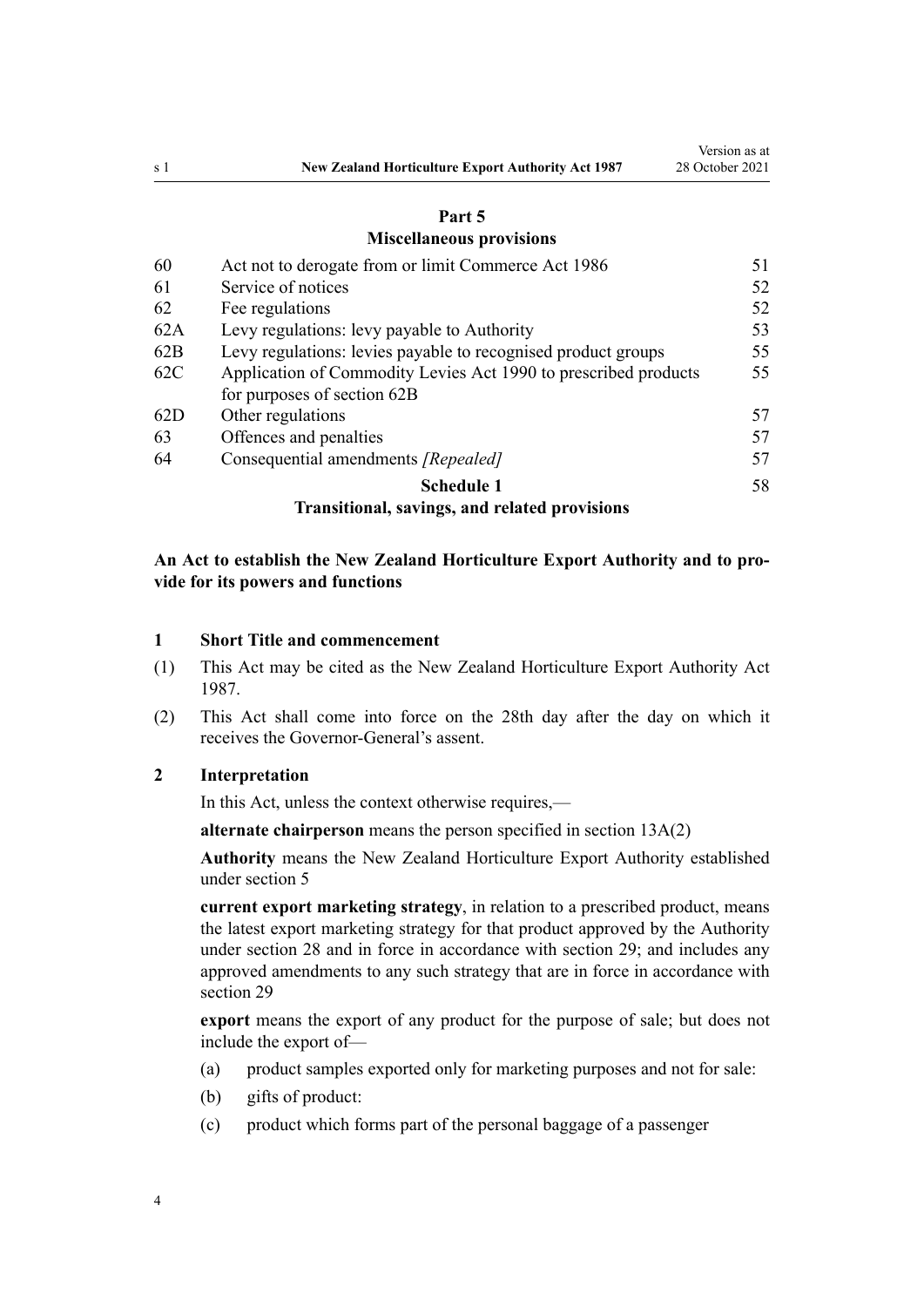**Part 5**
**Miscellaneous provisions**

| | | |
|---|---|---|
| 60 | Act not to derogate from or limit Commerce Act 1986 | 51 |
| 61 | Service of notices | 52 |
| 62 | Fee regulations | 52 |
| 62A | Levy regulations: levy payable to Authority | 53 |
| 62B | Levy regulations: levies payable to recognised product groups | 55 |
| 62C | Application of Commodity Levies Act 1990 to prescribed products for purposes of section 62B | 55 |
| 62D | Other regulations | 57 |
| 63 | Offences and penalties | 57 |
| 64 | Consequential amendments *[Repealed]* | 57 |
| | **Schedule 1** **Transitional, savings, and related provisions** | 58 |

**An Act to establish the New Zealand Horticulture Export Authority and to provide for its powers and functions**

### 1 Short Title and commencement

(1) This Act may be cited as the New Zealand Horticulture Export Authority Act 1987.

(2) This Act shall come into force on the 28th day after the day on which it receives the Governor-General's assent.

### 2 Interpretation

In this Act, unless the context otherwise requires,—

**alternate chairperson** means the person specified in section 13A(2)

**Authority** means the New Zealand Horticulture Export Authority established under section 5

**current export marketing strategy**, in relation to a prescribed product, means the latest export marketing strategy for that product approved by the Authority under section 28 and in force in accordance with section 29; and includes any approved amendments to any such strategy that are in force in accordance with section 29

**export** means the export of any product for the purpose of sale; but does not include the export of—

(a) product samples exported only for marketing purposes and not for sale:

(b) gifts of product:

(c) product which forms part of the personal baggage of a passenger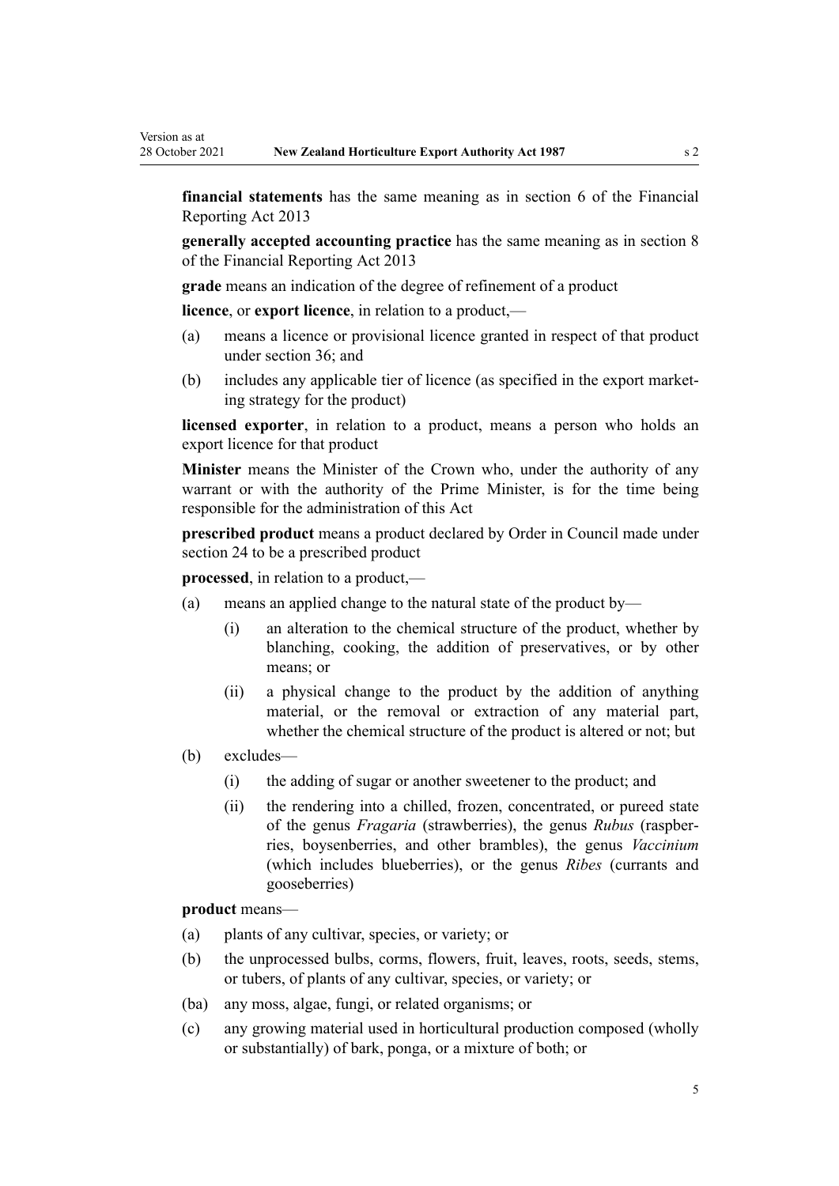**financial statements** has the same meaning as in section 6 of the Financial Reporting Act 2013

**generally accepted accounting practice** has the same meaning as in section 8 of the Financial Reporting Act 2013

**grade** means an indication of the degree of refinement of a product

**licence**, or **export licence**, in relation to a product,—

- (a) means a licence or provisional licence granted in respect of that product under section 36; and
- (b) includes any applicable tier of licence (as specified in the export marketing strategy for the product)

**licensed exporter**, in relation to a product, means a person who holds an export licence for that product

**Minister** means the Minister of the Crown who, under the authority of any warrant or with the authority of the Prime Minister, is for the time being responsible for the administration of this Act

**prescribed product** means a product declared by Order in Council made under section 24 to be a prescribed product

**processed**, in relation to a product,—

- (a) means an applied change to the natural state of the product by—
  - (i) an alteration to the chemical structure of the product, whether by blanching, cooking, the addition of preservatives, or by other means; or
  - (ii) a physical change to the product by the addition of anything material, or the removal or extraction of any material part, whether the chemical structure of the product is altered or not; but
- (b) excludes—
  - (i) the adding of sugar or another sweetener to the product; and
  - (ii) the rendering into a chilled, frozen, concentrated, or pureed state of the genus *Fragaria* (strawberries), the genus *Rubus* (raspberries, boysenberries, and other brambles), the genus *Vaccinium* (which includes blueberries), or the genus *Ribes* (currants and gooseberries)

**product** means—

- (a) plants of any cultivar, species, or variety; or
- (b) the unprocessed bulbs, corms, flowers, fruit, leaves, roots, seeds, stems, or tubers, of plants of any cultivar, species, or variety; or
- (ba) any moss, algae, fungi, or related organisms; or
- (c) any growing material used in horticultural production composed (wholly or substantially) of bark, ponga, or a mixture of both; or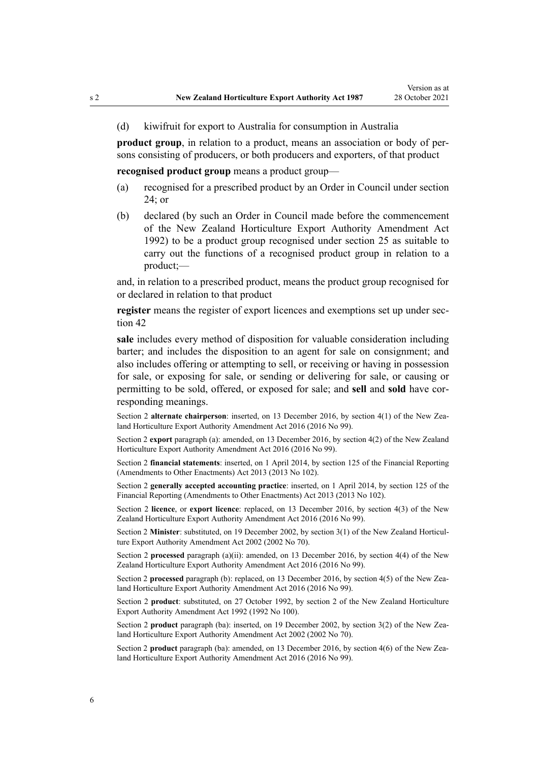(d) kiwifruit for export to Australia for consumption in Australia

**product group**, in relation to a product, means an association or body of persons consisting of producers, or both producers and exporters, of that product

**recognised product group** means a product group—

(a) recognised for a prescribed product by an Order in Council under section 24; or

(b) declared (by such an Order in Council made before the commencement of the New Zealand Horticulture Export Authority Amendment Act 1992) to be a product group recognised under section 25 as suitable to carry out the functions of a recognised product group in relation to a product;—

and, in relation to a prescribed product, means the product group recognised for or declared in relation to that product

**register** means the register of export licences and exemptions set up under section 42

**sale** includes every method of disposition for valuable consideration including barter; and includes the disposition to an agent for sale on consignment; and also includes offering or attempting to sell, or receiving or having in possession for sale, or exposing for sale, or sending or delivering for sale, or causing or permitting to be sold, offered, or exposed for sale; and **sell** and **sold** have corresponding meanings.

Section 2 **alternate chairperson**: inserted, on 13 December 2016, by section 4(1) of the New Zealand Horticulture Export Authority Amendment Act 2016 (2016 No 99).

Section 2 **export** paragraph (a): amended, on 13 December 2016, by section 4(2) of the New Zealand Horticulture Export Authority Amendment Act 2016 (2016 No 99).

Section 2 **financial statements**: inserted, on 1 April 2014, by section 125 of the Financial Reporting (Amendments to Other Enactments) Act 2013 (2013 No 102).

Section 2 **generally accepted accounting practice**: inserted, on 1 April 2014, by section 125 of the Financial Reporting (Amendments to Other Enactments) Act 2013 (2013 No 102).

Section 2 **licence**, or **export licence**: replaced, on 13 December 2016, by section 4(3) of the New Zealand Horticulture Export Authority Amendment Act 2016 (2016 No 99).

Section 2 **Minister**: substituted, on 19 December 2002, by section 3(1) of the New Zealand Horticulture Export Authority Amendment Act 2002 (2002 No 70).

Section 2 **processed** paragraph (a)(ii): amended, on 13 December 2016, by section 4(4) of the New Zealand Horticulture Export Authority Amendment Act 2016 (2016 No 99).

Section 2 **processed** paragraph (b): replaced, on 13 December 2016, by section 4(5) of the New Zealand Horticulture Export Authority Amendment Act 2016 (2016 No 99).

Section 2 **product**: substituted, on 27 October 1992, by section 2 of the New Zealand Horticulture Export Authority Amendment Act 1992 (1992 No 100).

Section 2 **product** paragraph (ba): inserted, on 19 December 2002, by section 3(2) of the New Zealand Horticulture Export Authority Amendment Act 2002 (2002 No 70).

Section 2 **product** paragraph (ba): amended, on 13 December 2016, by section 4(6) of the New Zealand Horticulture Export Authority Amendment Act 2016 (2016 No 99).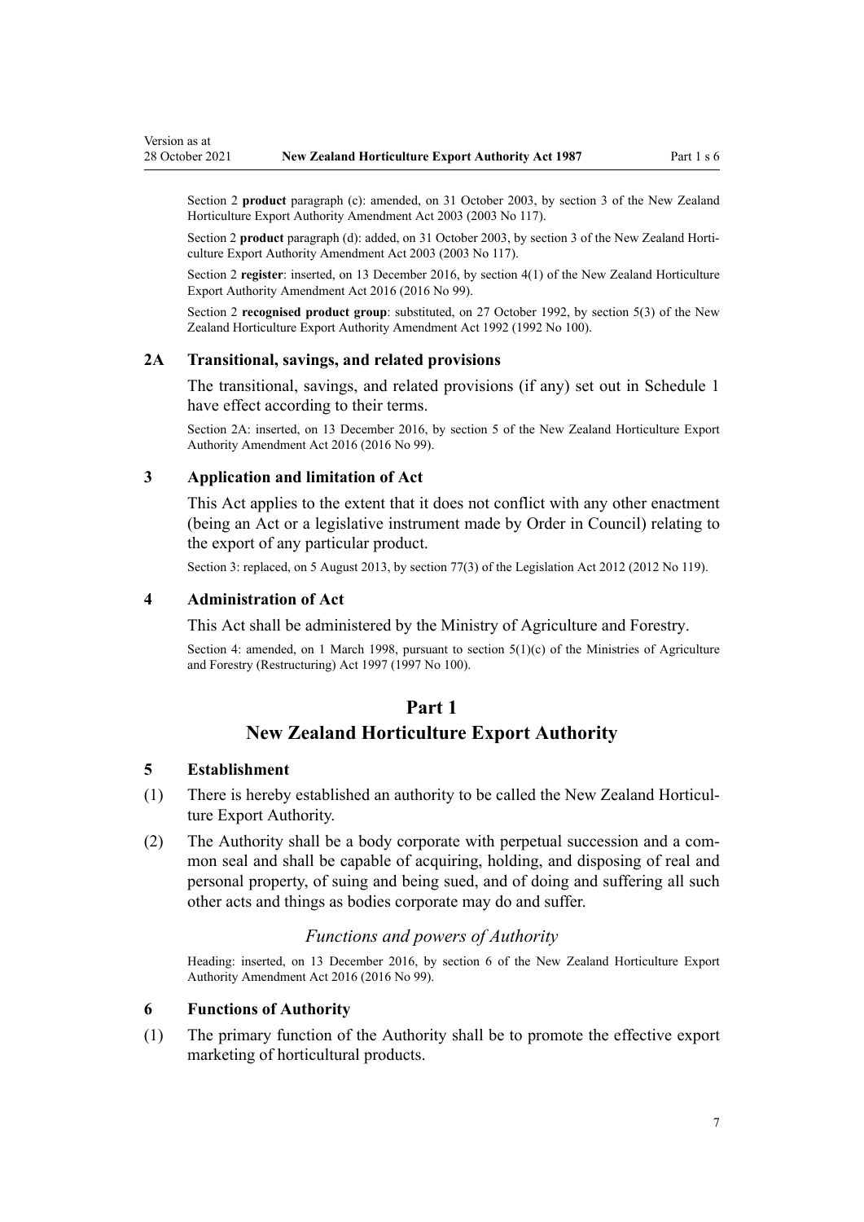Section 2 **product** paragraph (c): amended, on 31 October 2003, by section 3 of the New Zealand Horticulture Export Authority Amendment Act 2003 (2003 No 117).

Section 2 **product** paragraph (d): added, on 31 October 2003, by section 3 of the New Zealand Horticulture Export Authority Amendment Act 2003 (2003 No 117).

Section 2 **register**: inserted, on 13 December 2016, by section 4(1) of the New Zealand Horticulture Export Authority Amendment Act 2016 (2016 No 99).

Section 2 **recognised product group**: substituted, on 27 October 1992, by section 5(3) of the New Zealand Horticulture Export Authority Amendment Act 1992 (1992 No 100).

### 2A Transitional, savings, and related provisions

The transitional, savings, and related provisions (if any) set out in Schedule 1 have effect according to their terms.

Section 2A: inserted, on 13 December 2016, by section 5 of the New Zealand Horticulture Export Authority Amendment Act 2016 (2016 No 99).

### 3 Application and limitation of Act

This Act applies to the extent that it does not conflict with any other enactment (being an Act or a legislative instrument made by Order in Council) relating to the export of any particular product.

Section 3: replaced, on 5 August 2013, by section 77(3) of the Legislation Act 2012 (2012 No 119).

### 4 Administration of Act

This Act shall be administered by the Ministry of Agriculture and Forestry.

Section 4: amended, on 1 March 1998, pursuant to section 5(1)(c) of the Ministries of Agriculture and Forestry (Restructuring) Act 1997 (1997 No 100).

## Part 1
## New Zealand Horticulture Export Authority

### 5 Establishment

(1) There is hereby established an authority to be called the New Zealand Horticulture Export Authority.

(2) The Authority shall be a body corporate with perpetual succession and a common seal and shall be capable of acquiring, holding, and disposing of real and personal property, of suing and being sued, and of doing and suffering all such other acts and things as bodies corporate may do and suffer.

*Functions and powers of Authority*

Heading: inserted, on 13 December 2016, by section 6 of the New Zealand Horticulture Export Authority Amendment Act 2016 (2016 No 99).

### 6 Functions of Authority

(1) The primary function of the Authority shall be to promote the effective export marketing of horticultural products.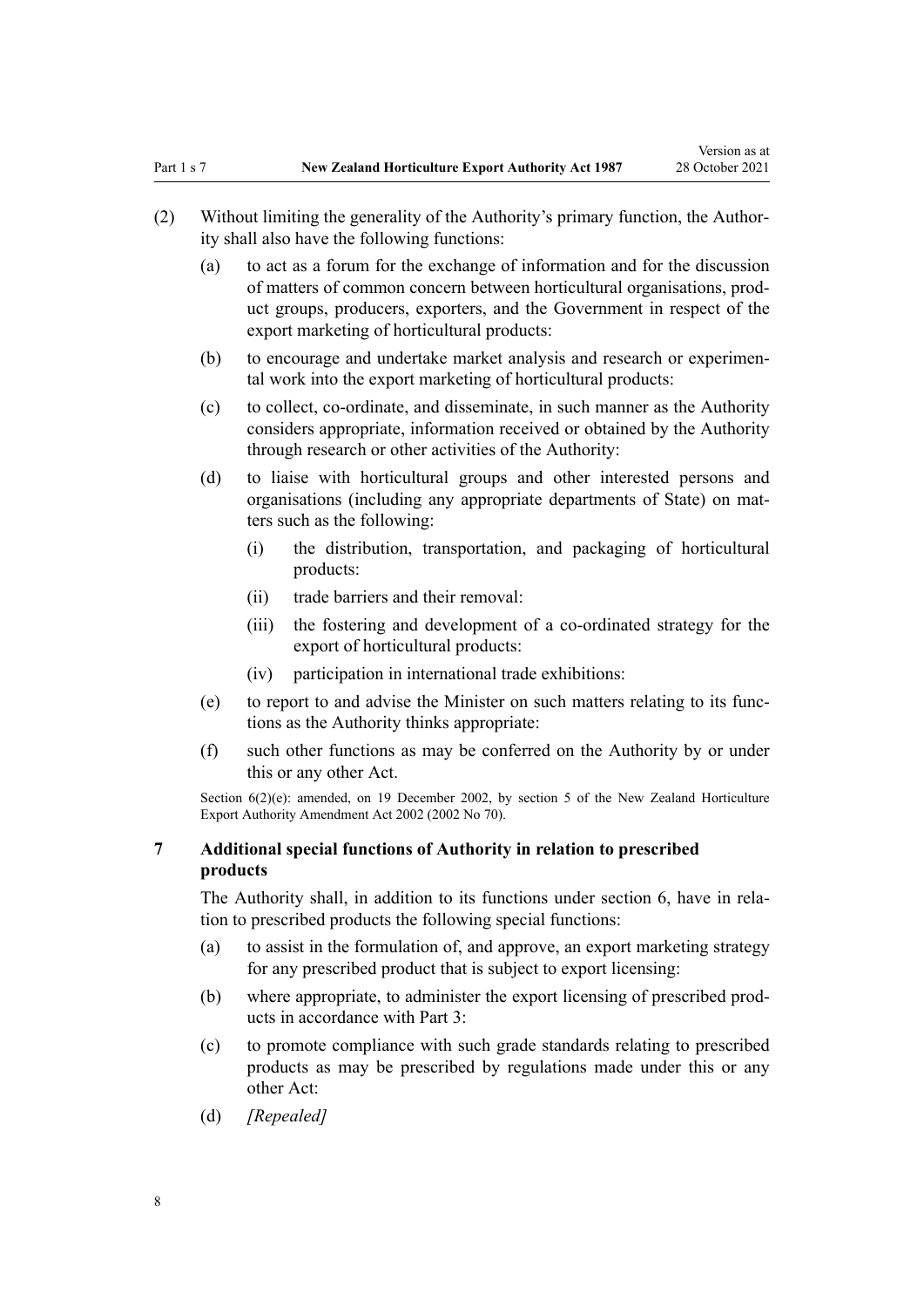(2) Without limiting the generality of the Authority's primary function, the Authority shall also have the following functions:

- (a) to act as a forum for the exchange of information and for the discussion of matters of common concern between horticultural organisations, product groups, producers, exporters, and the Government in respect of the export marketing of horticultural products:
- (b) to encourage and undertake market analysis and research or experimental work into the export marketing of horticultural products:
- (c) to collect, co-ordinate, and disseminate, in such manner as the Authority considers appropriate, information received or obtained by the Authority through research or other activities of the Authority:
- (d) to liaise with horticultural groups and other interested persons and organisations (including any appropriate departments of State) on matters such as the following:
  - (i) the distribution, transportation, and packaging of horticultural products:
  - (ii) trade barriers and their removal:
  - (iii) the fostering and development of a co-ordinated strategy for the export of horticultural products:
  - (iv) participation in international trade exhibitions:
- (e) to report to and advise the Minister on such matters relating to its functions as the Authority thinks appropriate:
- (f) such other functions as may be conferred on the Authority by or under this or any other Act.

Section 6(2)(e): amended, on 19 December 2002, by section 5 of the New Zealand Horticulture Export Authority Amendment Act 2002 (2002 No 70).

### 7 Additional special functions of Authority in relation to prescribed products

The Authority shall, in addition to its functions under section 6, have in relation to prescribed products the following special functions:

- (a) to assist in the formulation of, and approve, an export marketing strategy for any prescribed product that is subject to export licensing:
- (b) where appropriate, to administer the export licensing of prescribed products in accordance with Part 3:
- (c) to promote compliance with such grade standards relating to prescribed products as may be prescribed by regulations made under this or any other Act:
- (d) *[Repealed]*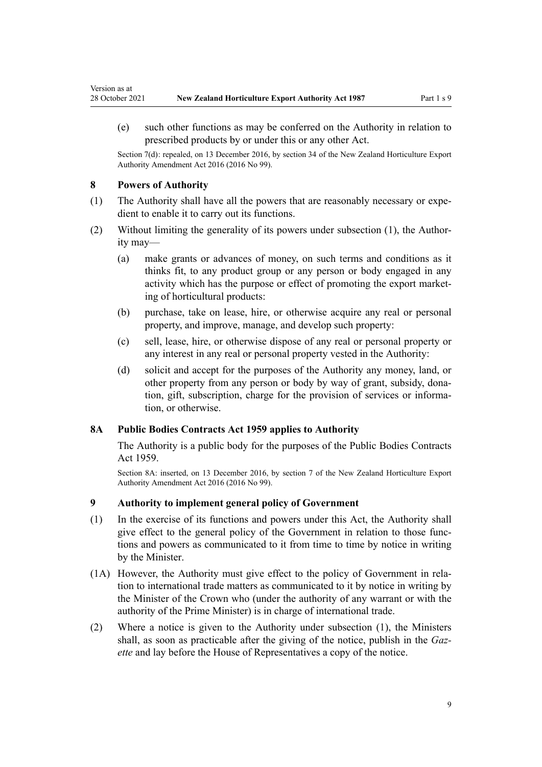(e) such other functions as may be conferred on the Authority in relation to prescribed products by or under this or any other Act.

Section 7(d): repealed, on 13 December 2016, by section 34 of the New Zealand Horticulture Export Authority Amendment Act 2016 (2016 No 99).

### 8 Powers of Authority

(1) The Authority shall have all the powers that are reasonably necessary or expedient to enable it to carry out its functions.

(2) Without limiting the generality of its powers under subsection (1), the Authority may—

(a) make grants or advances of money, on such terms and conditions as it thinks fit, to any product group or any person or body engaged in any activity which has the purpose or effect of promoting the export marketing of horticultural products:

(b) purchase, take on lease, hire, or otherwise acquire any real or personal property, and improve, manage, and develop such property:

(c) sell, lease, hire, or otherwise dispose of any real or personal property or any interest in any real or personal property vested in the Authority:

(d) solicit and accept for the purposes of the Authority any money, land, or other property from any person or body by way of grant, subsidy, donation, gift, subscription, charge for the provision of services or information, or otherwise.

### 8A Public Bodies Contracts Act 1959 applies to Authority

The Authority is a public body for the purposes of the Public Bodies Contracts Act 1959.

Section 8A: inserted, on 13 December 2016, by section 7 of the New Zealand Horticulture Export Authority Amendment Act 2016 (2016 No 99).

### 9 Authority to implement general policy of Government

(1) In the exercise of its functions and powers under this Act, the Authority shall give effect to the general policy of the Government in relation to those functions and powers as communicated to it from time to time by notice in writing by the Minister.

(1A) However, the Authority must give effect to the policy of Government in relation to international trade matters as communicated to it by notice in writing by the Minister of the Crown who (under the authority of any warrant or with the authority of the Prime Minister) is in charge of international trade.

(2) Where a notice is given to the Authority under subsection (1), the Ministers shall, as soon as practicable after the giving of the notice, publish in the *Gazette* and lay before the House of Representatives a copy of the notice.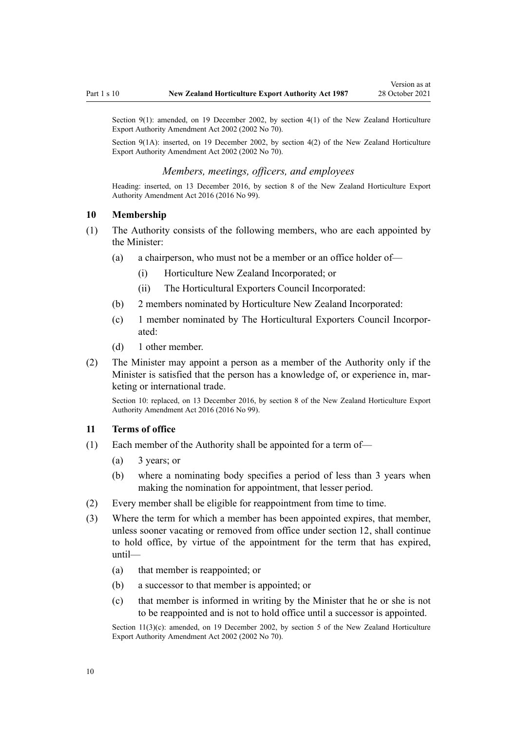Section 9(1): amended, on 19 December 2002, by section 4(1) of the New Zealand Horticulture Export Authority Amendment Act 2002 (2002 No 70).

Section 9(1A): inserted, on 19 December 2002, by section 4(2) of the New Zealand Horticulture Export Authority Amendment Act 2002 (2002 No 70).

### *Members, meetings, officers, and employees*

Heading: inserted, on 13 December 2016, by section 8 of the New Zealand Horticulture Export Authority Amendment Act 2016 (2016 No 99).

## 10 Membership

(1) The Authority consists of the following members, who are each appointed by the Minister:

- (a) a chairperson, who must not be a member or an office holder of—
  - (i) Horticulture New Zealand Incorporated; or
  - (ii) The Horticultural Exporters Council Incorporated:
- (b) 2 members nominated by Horticulture New Zealand Incorporated:
- (c) 1 member nominated by The Horticultural Exporters Council Incorporated:
- (d) 1 other member.

(2) The Minister may appoint a person as a member of the Authority only if the Minister is satisfied that the person has a knowledge of, or experience in, marketing or international trade.

Section 10: replaced, on 13 December 2016, by section 8 of the New Zealand Horticulture Export Authority Amendment Act 2016 (2016 No 99).

## 11 Terms of office

(1) Each member of the Authority shall be appointed for a term of—

- (a) 3 years; or
- (b) where a nominating body specifies a period of less than 3 years when making the nomination for appointment, that lesser period.

(2) Every member shall be eligible for reappointment from time to time.

(3) Where the term for which a member has been appointed expires, that member, unless sooner vacating or removed from office under section 12, shall continue to hold office, by virtue of the appointment for the term that has expired, until—

- (a) that member is reappointed; or
- (b) a successor to that member is appointed; or
- (c) that member is informed in writing by the Minister that he or she is not to be reappointed and is not to hold office until a successor is appointed.

Section 11(3)(c): amended, on 19 December 2002, by section 5 of the New Zealand Horticulture Export Authority Amendment Act 2002 (2002 No 70).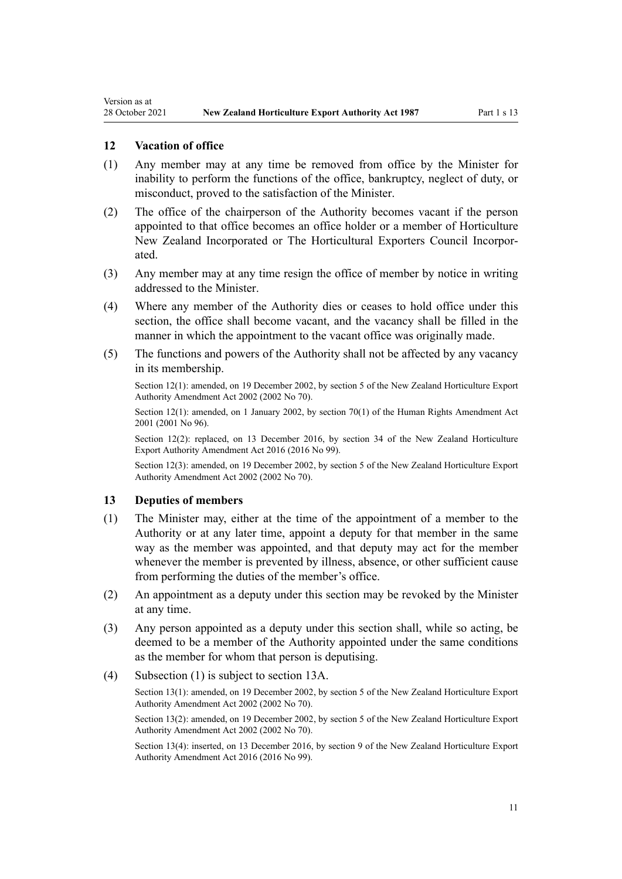## 12 Vacation of office

(1) Any member may at any time be removed from office by the Minister for inability to perform the functions of the office, bankruptcy, neglect of duty, or misconduct, proved to the satisfaction of the Minister.

(2) The office of the chairperson of the Authority becomes vacant if the person appointed to that office becomes an office holder or a member of Horticulture New Zealand Incorporated or The Horticultural Exporters Council Incorporated.

(3) Any member may at any time resign the office of member by notice in writing addressed to the Minister.

(4) Where any member of the Authority dies or ceases to hold office under this section, the office shall become vacant, and the vacancy shall be filled in the manner in which the appointment to the vacant office was originally made.

(5) The functions and powers of the Authority shall not be affected by any vacancy in its membership.

Section 12(1): amended, on 19 December 2002, by section 5 of the New Zealand Horticulture Export Authority Amendment Act 2002 (2002 No 70).

Section 12(1): amended, on 1 January 2002, by section 70(1) of the Human Rights Amendment Act 2001 (2001 No 96).

Section 12(2): replaced, on 13 December 2016, by section 34 of the New Zealand Horticulture Export Authority Amendment Act 2016 (2016 No 99).

Section 12(3): amended, on 19 December 2002, by section 5 of the New Zealand Horticulture Export Authority Amendment Act 2002 (2002 No 70).

## 13 Deputies of members

(1) The Minister may, either at the time of the appointment of a member to the Authority or at any later time, appoint a deputy for that member in the same way as the member was appointed, and that deputy may act for the member whenever the member is prevented by illness, absence, or other sufficient cause from performing the duties of the member's office.

(2) An appointment as a deputy under this section may be revoked by the Minister at any time.

(3) Any person appointed as a deputy under this section shall, while so acting, be deemed to be a member of the Authority appointed under the same conditions as the member for whom that person is deputising.

(4) Subsection (1) is subject to section 13A.

Section 13(1): amended, on 19 December 2002, by section 5 of the New Zealand Horticulture Export Authority Amendment Act 2002 (2002 No 70).

Section 13(2): amended, on 19 December 2002, by section 5 of the New Zealand Horticulture Export Authority Amendment Act 2002 (2002 No 70).

Section 13(4): inserted, on 13 December 2016, by section 9 of the New Zealand Horticulture Export Authority Amendment Act 2016 (2016 No 99).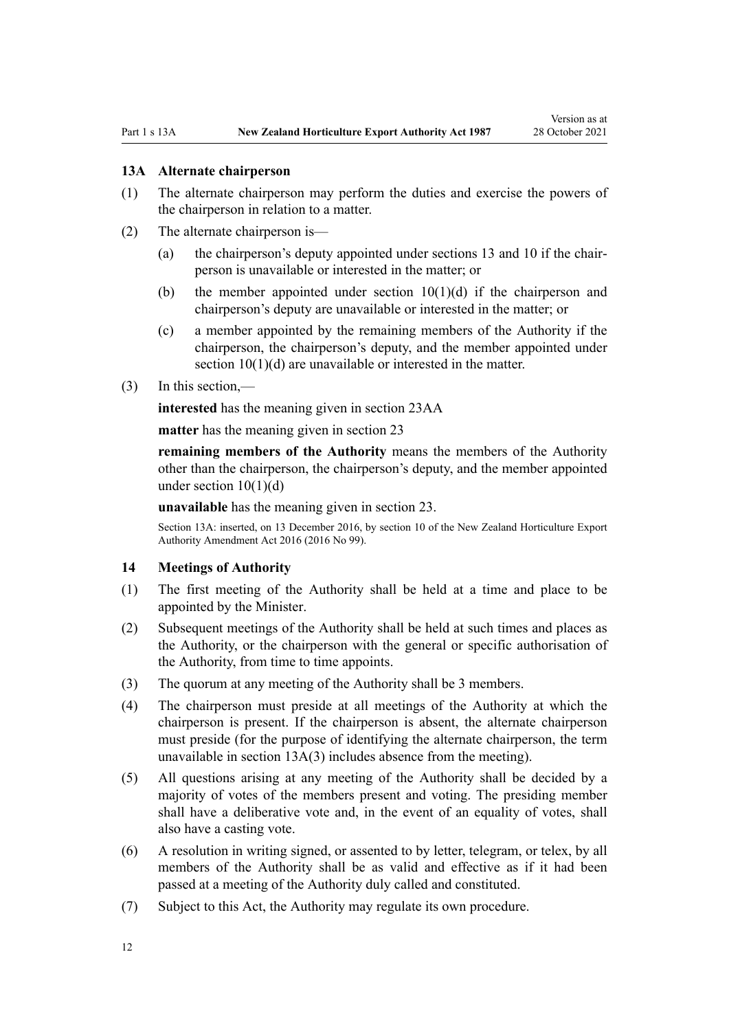### 13A Alternate chairperson

(1) The alternate chairperson may perform the duties and exercise the powers of the chairperson in relation to a matter.

(2) The alternate chairperson is—

- (a) the chairperson's deputy appointed under sections 13 and 10 if the chairperson is unavailable or interested in the matter; or
- (b) the member appointed under section 10(1)(d) if the chairperson and chairperson's deputy are unavailable or interested in the matter; or
- (c) a member appointed by the remaining members of the Authority if the chairperson, the chairperson's deputy, and the member appointed under section 10(1)(d) are unavailable or interested in the matter.

(3) In this section,—

**interested** has the meaning given in section 23AA

**matter** has the meaning given in section 23

**remaining members of the Authority** means the members of the Authority other than the chairperson, the chairperson's deputy, and the member appointed under section 10(1)(d)

**unavailable** has the meaning given in section 23.

Section 13A: inserted, on 13 December 2016, by section 10 of the New Zealand Horticulture Export Authority Amendment Act 2016 (2016 No 99).

### 14 Meetings of Authority

(1) The first meeting of the Authority shall be held at a time and place to be appointed by the Minister.

(2) Subsequent meetings of the Authority shall be held at such times and places as the Authority, or the chairperson with the general or specific authorisation of the Authority, from time to time appoints.

(3) The quorum at any meeting of the Authority shall be 3 members.

(4) The chairperson must preside at all meetings of the Authority at which the chairperson is present. If the chairperson is absent, the alternate chairperson must preside (for the purpose of identifying the alternate chairperson, the term unavailable in section 13A(3) includes absence from the meeting).

(5) All questions arising at any meeting of the Authority shall be decided by a majority of votes of the members present and voting. The presiding member shall have a deliberative vote and, in the event of an equality of votes, shall also have a casting vote.

(6) A resolution in writing signed, or assented to by letter, telegram, or telex, by all members of the Authority shall be as valid and effective as if it had been passed at a meeting of the Authority duly called and constituted.

(7) Subject to this Act, the Authority may regulate its own procedure.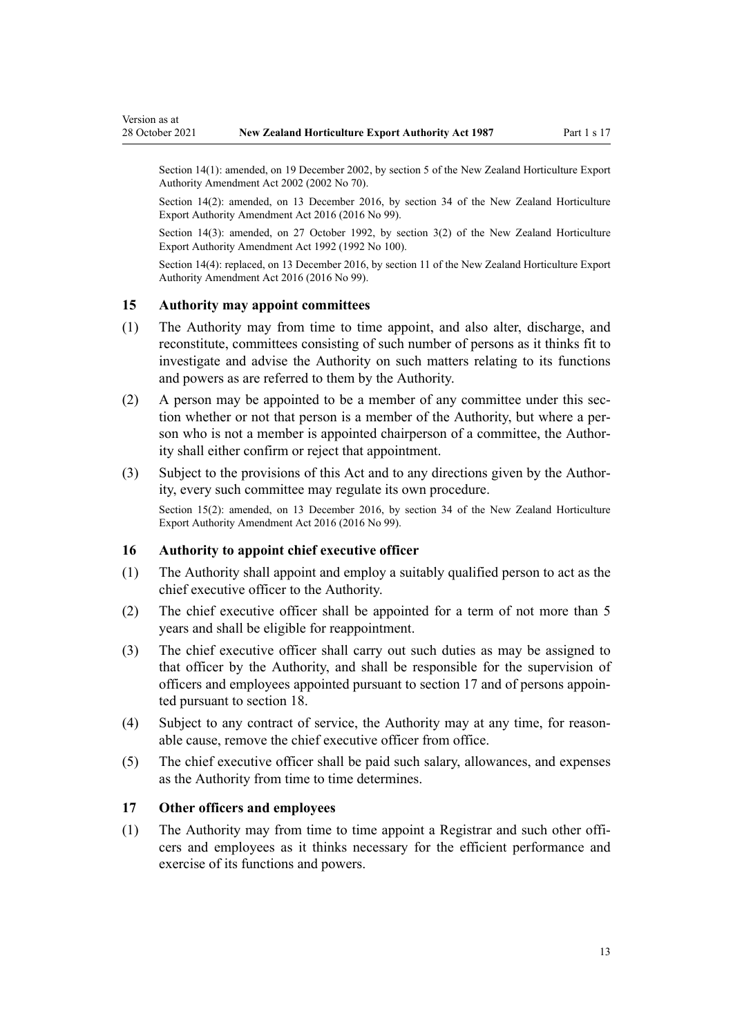Section 14(1): amended, on 19 December 2002, by section 5 of the New Zealand Horticulture Export Authority Amendment Act 2002 (2002 No 70).

Section 14(2): amended, on 13 December 2016, by section 34 of the New Zealand Horticulture Export Authority Amendment Act 2016 (2016 No 99).

Section 14(3): amended, on 27 October 1992, by section 3(2) of the New Zealand Horticulture Export Authority Amendment Act 1992 (1992 No 100).

Section 14(4): replaced, on 13 December 2016, by section 11 of the New Zealand Horticulture Export Authority Amendment Act 2016 (2016 No 99).

### 15 Authority may appoint committees

(1) The Authority may from time to time appoint, and also alter, discharge, and reconstitute, committees consisting of such number of persons as it thinks fit to investigate and advise the Authority on such matters relating to its functions and powers as are referred to them by the Authority.

(2) A person may be appointed to be a member of any committee under this section whether or not that person is a member of the Authority, but where a person who is not a member is appointed chairperson of a committee, the Authority shall either confirm or reject that appointment.

(3) Subject to the provisions of this Act and to any directions given by the Authority, every such committee may regulate its own procedure.

Section 15(2): amended, on 13 December 2016, by section 34 of the New Zealand Horticulture Export Authority Amendment Act 2016 (2016 No 99).

### 16 Authority to appoint chief executive officer

(1) The Authority shall appoint and employ a suitably qualified person to act as the chief executive officer to the Authority.

(2) The chief executive officer shall be appointed for a term of not more than 5 years and shall be eligible for reappointment.

(3) The chief executive officer shall carry out such duties as may be assigned to that officer by the Authority, and shall be responsible for the supervision of officers and employees appointed pursuant to section 17 and of persons appointed pursuant to section 18.

(4) Subject to any contract of service, the Authority may at any time, for reasonable cause, remove the chief executive officer from office.

(5) The chief executive officer shall be paid such salary, allowances, and expenses as the Authority from time to time determines.

### 17 Other officers and employees

(1) The Authority may from time to time appoint a Registrar and such other officers and employees as it thinks necessary for the efficient performance and exercise of its functions and powers.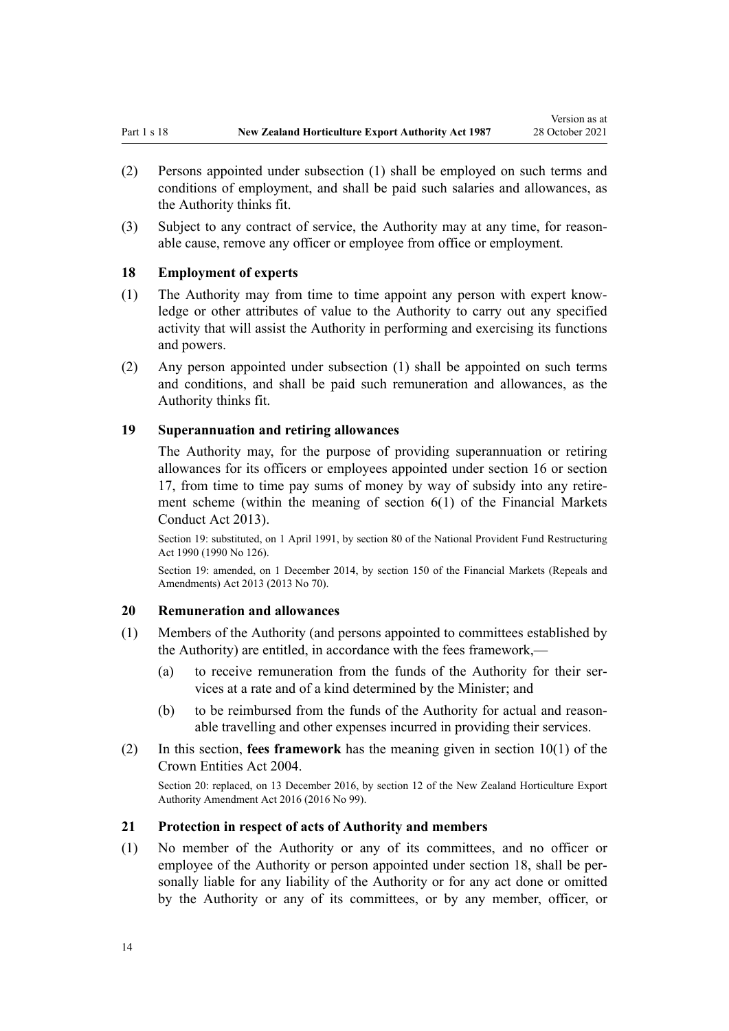(2) Persons appointed under subsection (1) shall be employed on such terms and conditions of employment, and shall be paid such salaries and allowances, as the Authority thinks fit.

(3) Subject to any contract of service, the Authority may at any time, for reasonable cause, remove any officer or employee from office or employment.

### 18 Employment of experts

(1) The Authority may from time to time appoint any person with expert knowledge or other attributes of value to the Authority to carry out any specified activity that will assist the Authority in performing and exercising its functions and powers.

(2) Any person appointed under subsection (1) shall be appointed on such terms and conditions, and shall be paid such remuneration and allowances, as the Authority thinks fit.

### 19 Superannuation and retiring allowances

The Authority may, for the purpose of providing superannuation or retiring allowances for its officers or employees appointed under section 16 or section 17, from time to time pay sums of money by way of subsidy into any retirement scheme (within the meaning of section 6(1) of the Financial Markets Conduct Act 2013).

Section 19: substituted, on 1 April 1991, by section 80 of the National Provident Fund Restructuring Act 1990 (1990 No 126).

Section 19: amended, on 1 December 2014, by section 150 of the Financial Markets (Repeals and Amendments) Act 2013 (2013 No 70).

### 20 Remuneration and allowances

(1) Members of the Authority (and persons appointed to committees established by the Authority) are entitled, in accordance with the fees framework,—

   (a) to receive remuneration from the funds of the Authority for their services at a rate and of a kind determined by the Minister; and

   (b) to be reimbursed from the funds of the Authority for actual and reasonable travelling and other expenses incurred in providing their services.

(2) In this section, **fees framework** has the meaning given in section 10(1) of the Crown Entities Act 2004.

Section 20: replaced, on 13 December 2016, by section 12 of the New Zealand Horticulture Export Authority Amendment Act 2016 (2016 No 99).

### 21 Protection in respect of acts of Authority and members

(1) No member of the Authority or any of its committees, and no officer or employee of the Authority or person appointed under section 18, shall be personally liable for any liability of the Authority or for any act done or omitted by the Authority or any of its committees, or by any member, officer, or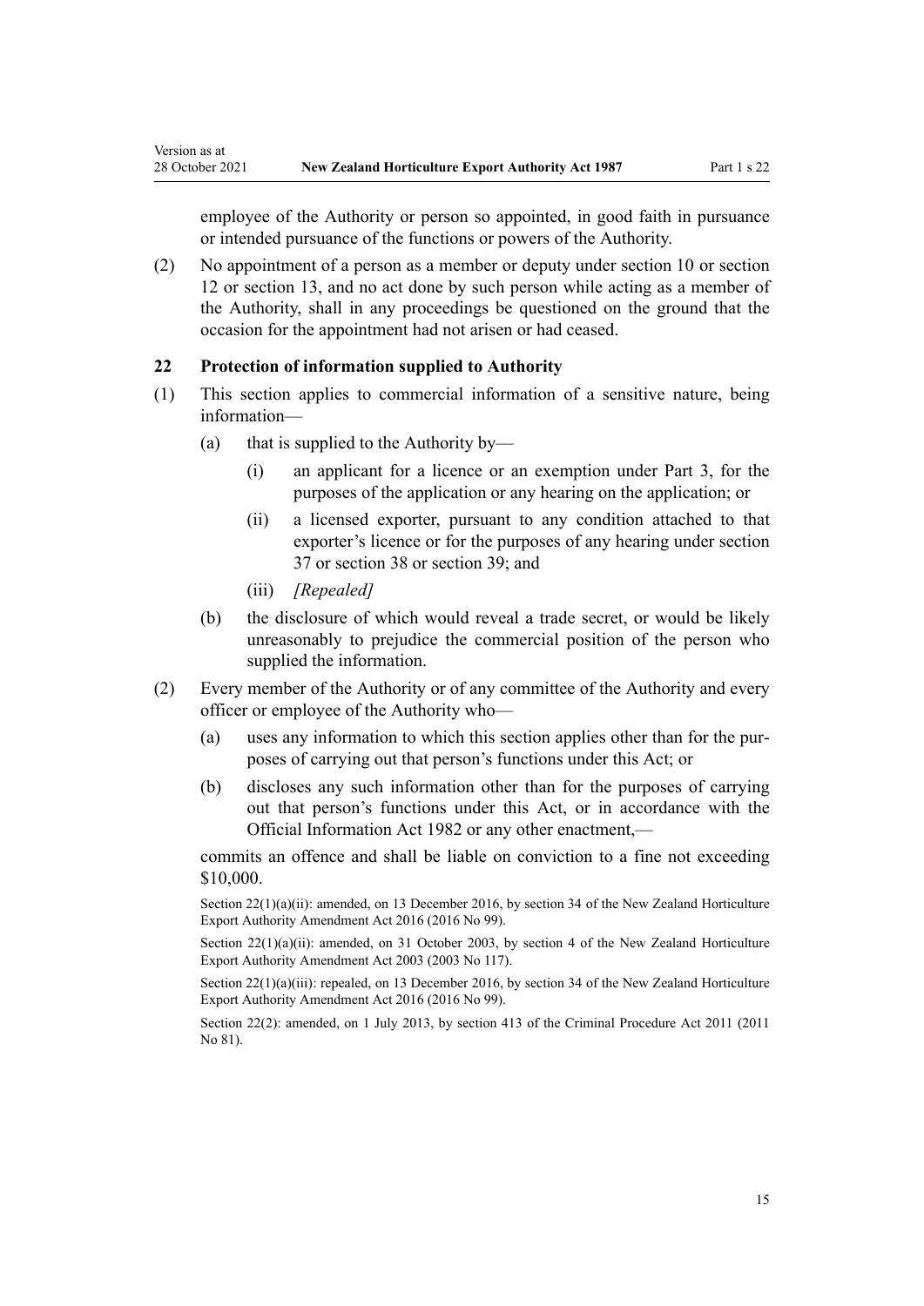employee of the Authority or person so appointed, in good faith in pursuance or intended pursuance of the functions or powers of the Authority.

(2) No appointment of a person as a member or deputy under section 10 or section 12 or section 13, and no act done by such person while acting as a member of the Authority, shall in any proceedings be questioned on the ground that the occasion for the appointment had not arisen or had ceased.

### 22 Protection of information supplied to Authority

(1) This section applies to commercial information of a sensitive nature, being information—

(a) that is supplied to the Authority by—

(i) an applicant for a licence or an exemption under Part 3, for the purposes of the application or any hearing on the application; or

(ii) a licensed exporter, pursuant to any condition attached to that exporter's licence or for the purposes of any hearing under section 37 or section 38 or section 39; and

(iii) *[Repealed]*

(b) the disclosure of which would reveal a trade secret, or would be likely unreasonably to prejudice the commercial position of the person who supplied the information.

(2) Every member of the Authority or of any committee of the Authority and every officer or employee of the Authority who—

(a) uses any information to which this section applies other than for the purposes of carrying out that person's functions under this Act; or

(b) discloses any such information other than for the purposes of carrying out that person's functions under this Act, or in accordance with the Official Information Act 1982 or any other enactment,—

commits an offence and shall be liable on conviction to a fine not exceeding $10,000.

Section 22(1)(a)(ii): amended, on 13 December 2016, by section 34 of the New Zealand Horticulture Export Authority Amendment Act 2016 (2016 No 99).

Section 22(1)(a)(ii): amended, on 31 October 2003, by section 4 of the New Zealand Horticulture Export Authority Amendment Act 2003 (2003 No 117).

Section 22(1)(a)(iii): repealed, on 13 December 2016, by section 34 of the New Zealand Horticulture Export Authority Amendment Act 2016 (2016 No 99).

Section 22(2): amended, on 1 July 2013, by section 413 of the Criminal Procedure Act 2011 (2011 No 81).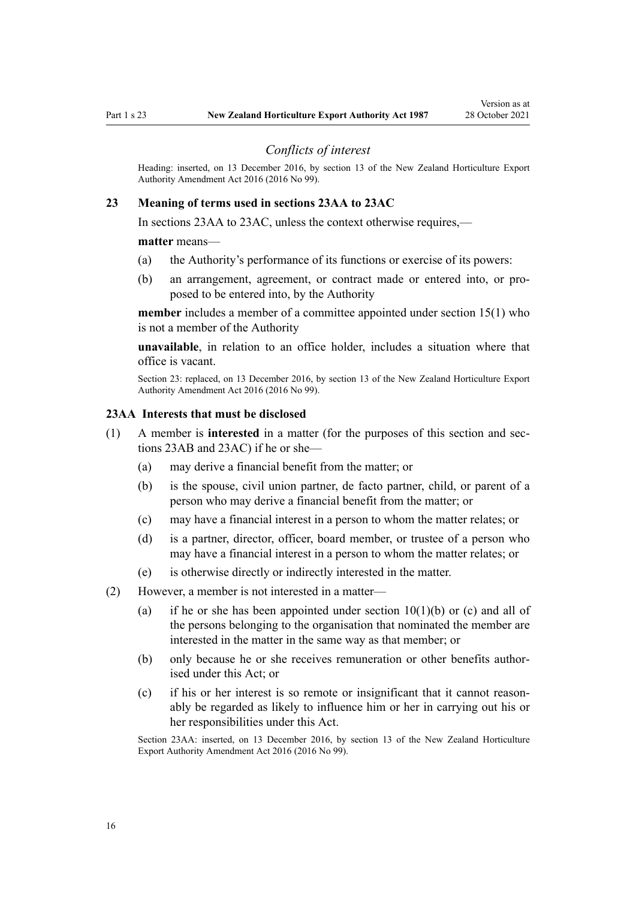### *Conflicts of interest*

Heading: inserted, on 13 December 2016, by section 13 of the New Zealand Horticulture Export Authority Amendment Act 2016 (2016 No 99).

## 23 Meaning of terms used in sections 23AA to 23AC

In sections 23AA to 23AC, unless the context otherwise requires,—

**matter** means—

(a) the Authority's performance of its functions or exercise of its powers:

(b) an arrangement, agreement, or contract made or entered into, or proposed to be entered into, by the Authority

**member** includes a member of a committee appointed under section 15(1) who is not a member of the Authority

**unavailable**, in relation to an office holder, includes a situation where that office is vacant.

Section 23: replaced, on 13 December 2016, by section 13 of the New Zealand Horticulture Export Authority Amendment Act 2016 (2016 No 99).

## 23AA Interests that must be disclosed

(1) A member is **interested** in a matter (for the purposes of this section and sections 23AB and 23AC) if he or she—

(a) may derive a financial benefit from the matter; or

(b) is the spouse, civil union partner, de facto partner, child, or parent of a person who may derive a financial benefit from the matter; or

(c) may have a financial interest in a person to whom the matter relates; or

(d) is a partner, director, officer, board member, or trustee of a person who may have a financial interest in a person to whom the matter relates; or

(e) is otherwise directly or indirectly interested in the matter.

(2) However, a member is not interested in a matter—

(a) if he or she has been appointed under section 10(1)(b) or (c) and all of the persons belonging to the organisation that nominated the member are interested in the matter in the same way as that member; or

(b) only because he or she receives remuneration or other benefits authorised under this Act; or

(c) if his or her interest is so remote or insignificant that it cannot reasonably be regarded as likely to influence him or her in carrying out his or her responsibilities under this Act.

Section 23AA: inserted, on 13 December 2016, by section 13 of the New Zealand Horticulture Export Authority Amendment Act 2016 (2016 No 99).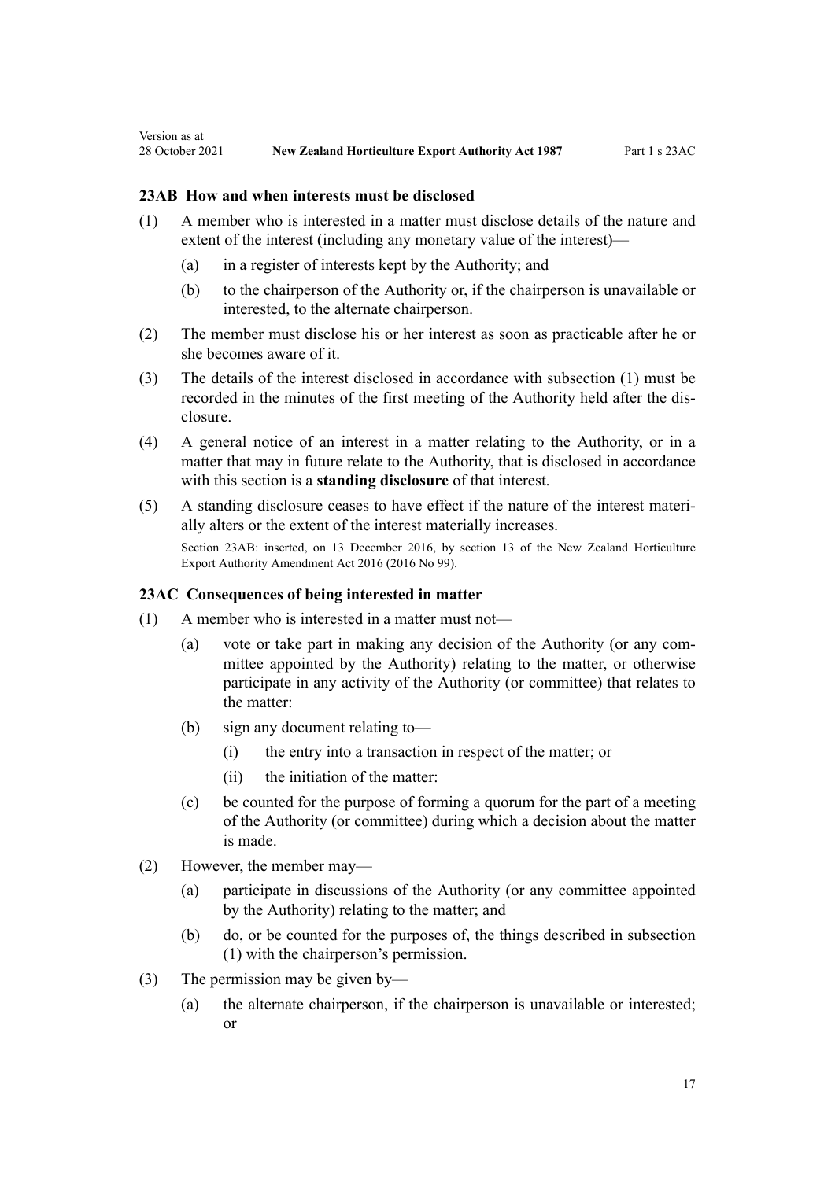### 23AB How and when interests must be disclosed

(1) A member who is interested in a matter must disclose details of the nature and extent of the interest (including any monetary value of the interest)—

(a) in a register of interests kept by the Authority; and

(b) to the chairperson of the Authority or, if the chairperson is unavailable or interested, to the alternate chairperson.

(2) The member must disclose his or her interest as soon as practicable after he or she becomes aware of it.

(3) The details of the interest disclosed in accordance with subsection (1) must be recorded in the minutes of the first meeting of the Authority held after the disclosure.

(4) A general notice of an interest in a matter relating to the Authority, or in a matter that may in future relate to the Authority, that is disclosed in accordance with this section is a **standing disclosure** of that interest.

(5) A standing disclosure ceases to have effect if the nature of the interest materially alters or the extent of the interest materially increases.

Section 23AB: inserted, on 13 December 2016, by section 13 of the New Zealand Horticulture Export Authority Amendment Act 2016 (2016 No 99).

### 23AC Consequences of being interested in matter

(1) A member who is interested in a matter must not—

(a) vote or take part in making any decision of the Authority (or any committee appointed by the Authority) relating to the matter, or otherwise participate in any activity of the Authority (or committee) that relates to the matter:

(b) sign any document relating to—

(i) the entry into a transaction in respect of the matter; or

(ii) the initiation of the matter:

(c) be counted for the purpose of forming a quorum for the part of a meeting of the Authority (or committee) during which a decision about the matter is made.

(2) However, the member may—

(a) participate in discussions of the Authority (or any committee appointed by the Authority) relating to the matter; and

(b) do, or be counted for the purposes of, the things described in subsection (1) with the chairperson's permission.

(3) The permission may be given by—

(a) the alternate chairperson, if the chairperson is unavailable or interested; or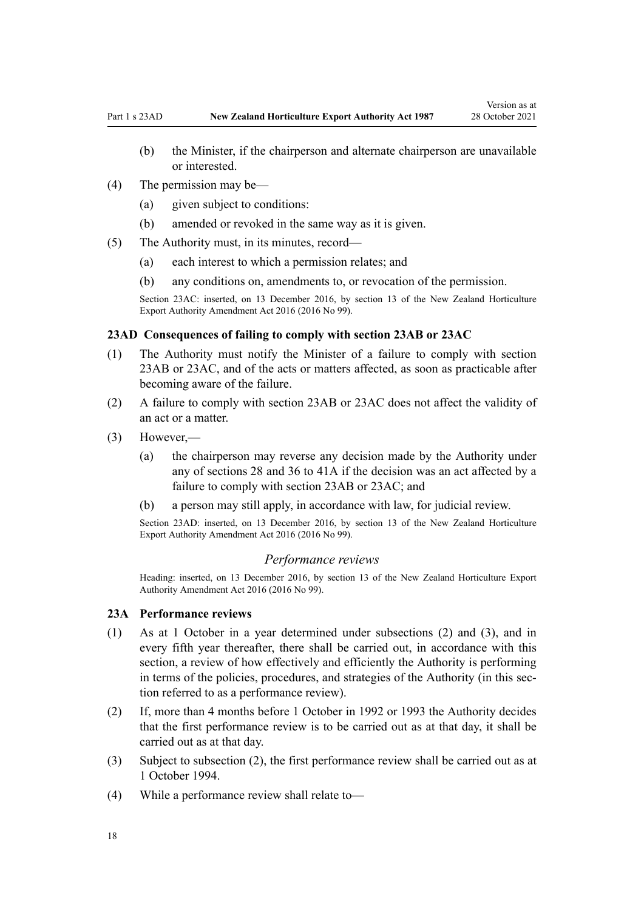(b) the Minister, if the chairperson and alternate chairperson are unavailable or interested.

(4) The permission may be—

(a) given subject to conditions:

(b) amended or revoked in the same way as it is given.

(5) The Authority must, in its minutes, record—

(a) each interest to which a permission relates; and

(b) any conditions on, amendments to, or revocation of the permission.

Section 23AC: inserted, on 13 December 2016, by section 13 of the New Zealand Horticulture Export Authority Amendment Act 2016 (2016 No 99).

### 23AD Consequences of failing to comply with section 23AB or 23AC

(1) The Authority must notify the Minister of a failure to comply with section 23AB or 23AC, and of the acts or matters affected, as soon as practicable after becoming aware of the failure.

(2) A failure to comply with section 23AB or 23AC does not affect the validity of an act or a matter.

(3) However,—

(a) the chairperson may reverse any decision made by the Authority under any of sections 28 and 36 to 41A if the decision was an act affected by a failure to comply with section 23AB or 23AC; and

(b) a person may still apply, in accordance with law, for judicial review.

Section 23AD: inserted, on 13 December 2016, by section 13 of the New Zealand Horticulture Export Authority Amendment Act 2016 (2016 No 99).

## *Performance reviews*

Heading: inserted, on 13 December 2016, by section 13 of the New Zealand Horticulture Export Authority Amendment Act 2016 (2016 No 99).

### 23A Performance reviews

(1) As at 1 October in a year determined under subsections (2) and (3), and in every fifth year thereafter, there shall be carried out, in accordance with this section, a review of how effectively and efficiently the Authority is performing in terms of the policies, procedures, and strategies of the Authority (in this section referred to as a performance review).

(2) If, more than 4 months before 1 October in 1992 or 1993 the Authority decides that the first performance review is to be carried out as at that day, it shall be carried out as at that day.

(3) Subject to subsection (2), the first performance review shall be carried out as at 1 October 1994.

(4) While a performance review shall relate to—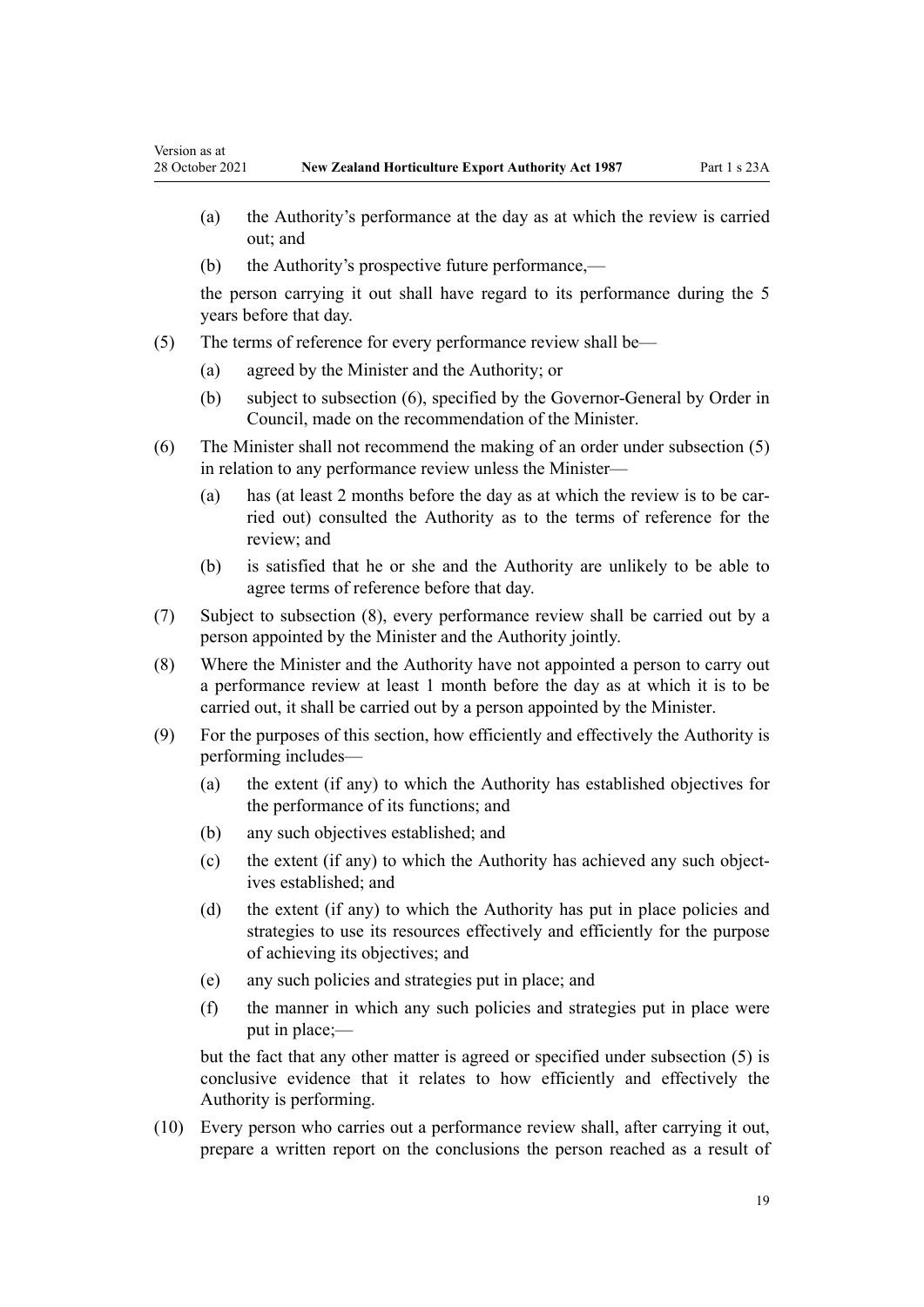(a) the Authority's performance at the day as at which the review is carried out; and

(b) the Authority's prospective future performance,—

the person carrying it out shall have regard to its performance during the 5 years before that day.

(5) The terms of reference for every performance review shall be—

(a) agreed by the Minister and the Authority; or

(b) subject to subsection (6), specified by the Governor-General by Order in Council, made on the recommendation of the Minister.

(6) The Minister shall not recommend the making of an order under subsection (5) in relation to any performance review unless the Minister—

(a) has (at least 2 months before the day as at which the review is to be carried out) consulted the Authority as to the terms of reference for the review; and

(b) is satisfied that he or she and the Authority are unlikely to be able to agree terms of reference before that day.

(7) Subject to subsection (8), every performance review shall be carried out by a person appointed by the Minister and the Authority jointly.

(8) Where the Minister and the Authority have not appointed a person to carry out a performance review at least 1 month before the day as at which it is to be carried out, it shall be carried out by a person appointed by the Minister.

(9) For the purposes of this section, how efficiently and effectively the Authority is performing includes—

(a) the extent (if any) to which the Authority has established objectives for the performance of its functions; and

(b) any such objectives established; and

(c) the extent (if any) to which the Authority has achieved any such objectives established; and

(d) the extent (if any) to which the Authority has put in place policies and strategies to use its resources effectively and efficiently for the purpose of achieving its objectives; and

(e) any such policies and strategies put in place; and

(f) the manner in which any such policies and strategies put in place were put in place;—

but the fact that any other matter is agreed or specified under subsection (5) is conclusive evidence that it relates to how efficiently and effectively the Authority is performing.

(10) Every person who carries out a performance review shall, after carrying it out, prepare a written report on the conclusions the person reached as a result of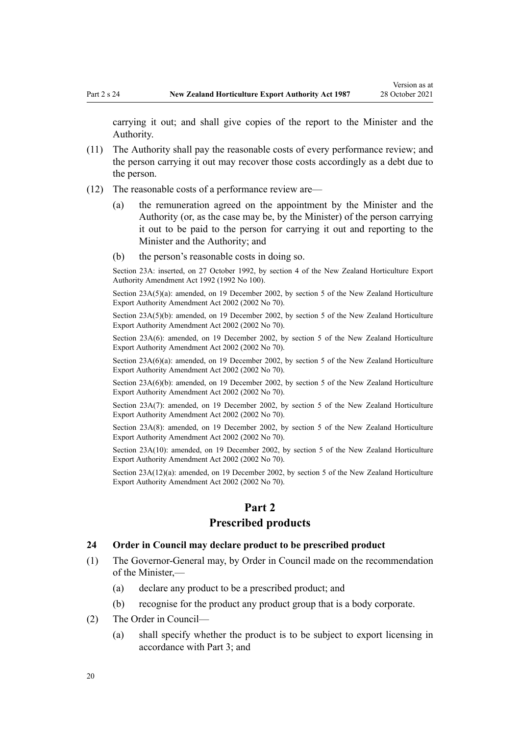carrying it out; and shall give copies of the report to the Minister and the Authority.

(11) The Authority shall pay the reasonable costs of every performance review; and the person carrying it out may recover those costs accordingly as a debt due to the person.

(12) The reasonable costs of a performance review are—

- (a) the remuneration agreed on the appointment by the Minister and the Authority (or, as the case may be, by the Minister) of the person carrying it out to be paid to the person for carrying it out and reporting to the Minister and the Authority; and
- (b) the person's reasonable costs in doing so.

Section 23A: inserted, on 27 October 1992, by section 4 of the New Zealand Horticulture Export Authority Amendment Act 1992 (1992 No 100).

Section 23A(5)(a): amended, on 19 December 2002, by section 5 of the New Zealand Horticulture Export Authority Amendment Act 2002 (2002 No 70).

Section 23A(5)(b): amended, on 19 December 2002, by section 5 of the New Zealand Horticulture Export Authority Amendment Act 2002 (2002 No 70).

Section 23A(6): amended, on 19 December 2002, by section 5 of the New Zealand Horticulture Export Authority Amendment Act 2002 (2002 No 70).

Section 23A(6)(a): amended, on 19 December 2002, by section 5 of the New Zealand Horticulture Export Authority Amendment Act 2002 (2002 No 70).

Section 23A(6)(b): amended, on 19 December 2002, by section 5 of the New Zealand Horticulture Export Authority Amendment Act 2002 (2002 No 70).

Section 23A(7): amended, on 19 December 2002, by section 5 of the New Zealand Horticulture Export Authority Amendment Act 2002 (2002 No 70).

Section 23A(8): amended, on 19 December 2002, by section 5 of the New Zealand Horticulture Export Authority Amendment Act 2002 (2002 No 70).

Section 23A(10): amended, on 19 December 2002, by section 5 of the New Zealand Horticulture Export Authority Amendment Act 2002 (2002 No 70).

Section 23A(12)(a): amended, on 19 December 2002, by section 5 of the New Zealand Horticulture Export Authority Amendment Act 2002 (2002 No 70).

## Part 2
## Prescribed products

### 24 Order in Council may declare product to be prescribed product

(1) The Governor-General may, by Order in Council made on the recommendation of the Minister,—

- (a) declare any product to be a prescribed product; and
- (b) recognise for the product any product group that is a body corporate.

(2) The Order in Council—

- (a) shall specify whether the product is to be subject to export licensing in accordance with Part 3; and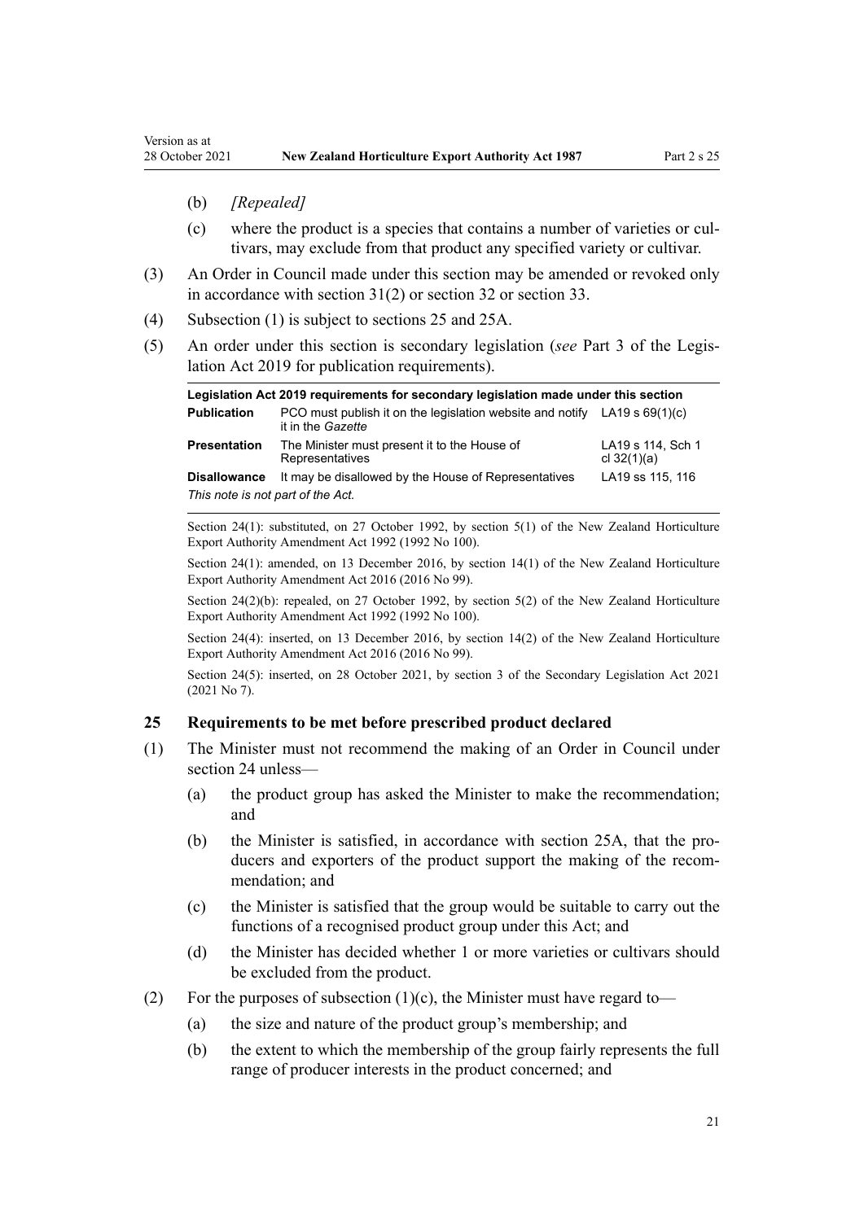(b) *[Repealed]*

(c) where the product is a species that contains a number of varieties or cultivars, may exclude from that product any specified variety or cultivar.

(3) An Order in Council made under this section may be amended or revoked only in accordance with section 31(2) or section 32 or section 33.

(4) Subsection (1) is subject to sections 25 and 25A.

(5) An order under this section is secondary legislation (*see* Part 3 of the Legislation Act 2019 for publication requirements).

| **Legislation Act 2019 requirements for secondary legislation made under this section** | | |
|---|---|---|
| **Publication** | PCO must publish it on the legislation website and notify it in the *Gazette* | LA19 s 69(1)(c) |
| **Presentation** | The Minister must present it to the House of Representatives | LA19 s 114, Sch 1 cl 32(1)(a) |
| **Disallowance** | It may be disallowed by the House of Representatives | LA19 ss 115, 116 |
| *This note is not part of the Act.* | | |

Section 24(1): substituted, on 27 October 1992, by section 5(1) of the New Zealand Horticulture Export Authority Amendment Act 1992 (1992 No 100).

Section 24(1): amended, on 13 December 2016, by section 14(1) of the New Zealand Horticulture Export Authority Amendment Act 2016 (2016 No 99).

Section 24(2)(b): repealed, on 27 October 1992, by section 5(2) of the New Zealand Horticulture Export Authority Amendment Act 1992 (1992 No 100).

Section 24(4): inserted, on 13 December 2016, by section 14(2) of the New Zealand Horticulture Export Authority Amendment Act 2016 (2016 No 99).

Section 24(5): inserted, on 28 October 2021, by section 3 of the Secondary Legislation Act 2021 (2021 No 7).

### 25 Requirements to be met before prescribed product declared

(1) The Minister must not recommend the making of an Order in Council under section 24 unless—

(a) the product group has asked the Minister to make the recommendation; and

(b) the Minister is satisfied, in accordance with section 25A, that the producers and exporters of the product support the making of the recommendation; and

(c) the Minister is satisfied that the group would be suitable to carry out the functions of a recognised product group under this Act; and

(d) the Minister has decided whether 1 or more varieties or cultivars should be excluded from the product.

(2) For the purposes of subsection (1)(c), the Minister must have regard to—

(a) the size and nature of the product group's membership; and

(b) the extent to which the membership of the group fairly represents the full range of producer interests in the product concerned; and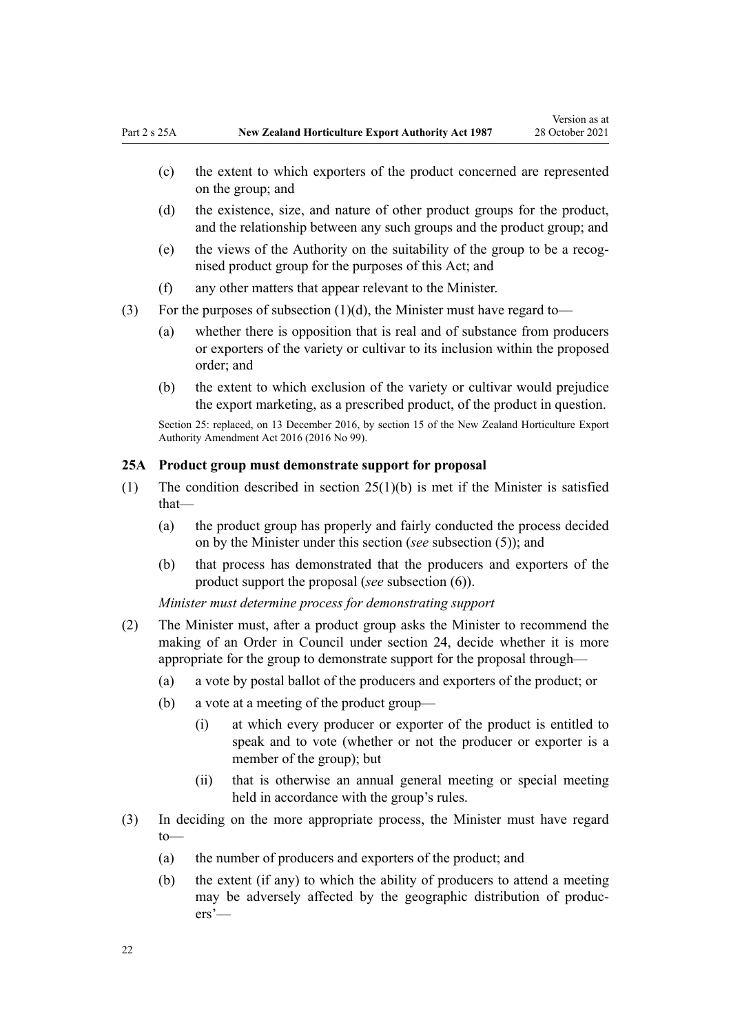(c) the extent to which exporters of the product concerned are represented on the group; and

(d) the existence, size, and nature of other product groups for the product, and the relationship between any such groups and the product group; and

(e) the views of the Authority on the suitability of the group to be a recognised product group for the purposes of this Act; and

(f) any other matters that appear relevant to the Minister.

(3) For the purposes of subsection (1)(d), the Minister must have regard to—

(a) whether there is opposition that is real and of substance from producers or exporters of the variety or cultivar to its inclusion within the proposed order; and

(b) the extent to which exclusion of the variety or cultivar would prejudice the export marketing, as a prescribed product, of the product in question.

Section 25: replaced, on 13 December 2016, by section 15 of the New Zealand Horticulture Export Authority Amendment Act 2016 (2016 No 99).

### 25A Product group must demonstrate support for proposal

(1) The condition described in section 25(1)(b) is met if the Minister is satisfied that—

(a) the product group has properly and fairly conducted the process decided on by the Minister under this section (*see* subsection (5)); and

(b) that process has demonstrated that the producers and exporters of the product support the proposal (*see* subsection (6)).

*Minister must determine process for demonstrating support*

(2) The Minister must, after a product group asks the Minister to recommend the making of an Order in Council under section 24, decide whether it is more appropriate for the group to demonstrate support for the proposal through—

(a) a vote by postal ballot of the producers and exporters of the product; or

(b) a vote at a meeting of the product group—

(i) at which every producer or exporter of the product is entitled to speak and to vote (whether or not the producer or exporter is a member of the group); but

(ii) that is otherwise an annual general meeting or special meeting held in accordance with the group's rules.

(3) In deciding on the more appropriate process, the Minister must have regard to—

(a) the number of producers and exporters of the product; and

(b) the extent (if any) to which the ability of producers to attend a meeting may be adversely affected by the geographic distribution of producers'—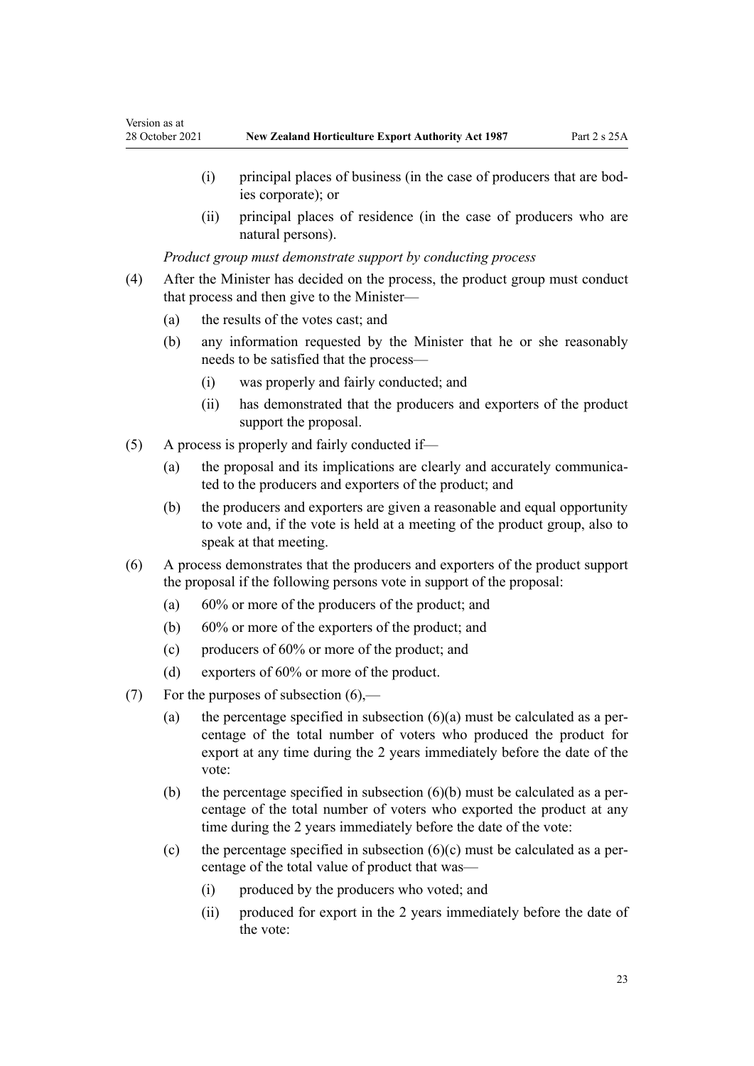(i) principal places of business (in the case of producers that are bodies corporate); or

(ii) principal places of residence (in the case of producers who are natural persons).

*Product group must demonstrate support by conducting process*

(4) After the Minister has decided on the process, the product group must conduct that process and then give to the Minister—

(a) the results of the votes cast; and

(b) any information requested by the Minister that he or she reasonably needs to be satisfied that the process—

(i) was properly and fairly conducted; and

(ii) has demonstrated that the producers and exporters of the product support the proposal.

(5) A process is properly and fairly conducted if—

(a) the proposal and its implications are clearly and accurately communicated to the producers and exporters of the product; and

(b) the producers and exporters are given a reasonable and equal opportunity to vote and, if the vote is held at a meeting of the product group, also to speak at that meeting.

(6) A process demonstrates that the producers and exporters of the product support the proposal if the following persons vote in support of the proposal:

(a) 60% or more of the producers of the product; and

(b) 60% or more of the exporters of the product; and

(c) producers of 60% or more of the product; and

(d) exporters of 60% or more of the product.

(7) For the purposes of subsection (6),—

(a) the percentage specified in subsection (6)(a) must be calculated as a percentage of the total number of voters who produced the product for export at any time during the 2 years immediately before the date of the vote:

(b) the percentage specified in subsection (6)(b) must be calculated as a percentage of the total number of voters who exported the product at any time during the 2 years immediately before the date of the vote:

(c) the percentage specified in subsection (6)(c) must be calculated as a percentage of the total value of product that was—

(i) produced by the producers who voted; and

(ii) produced for export in the 2 years immediately before the date of the vote: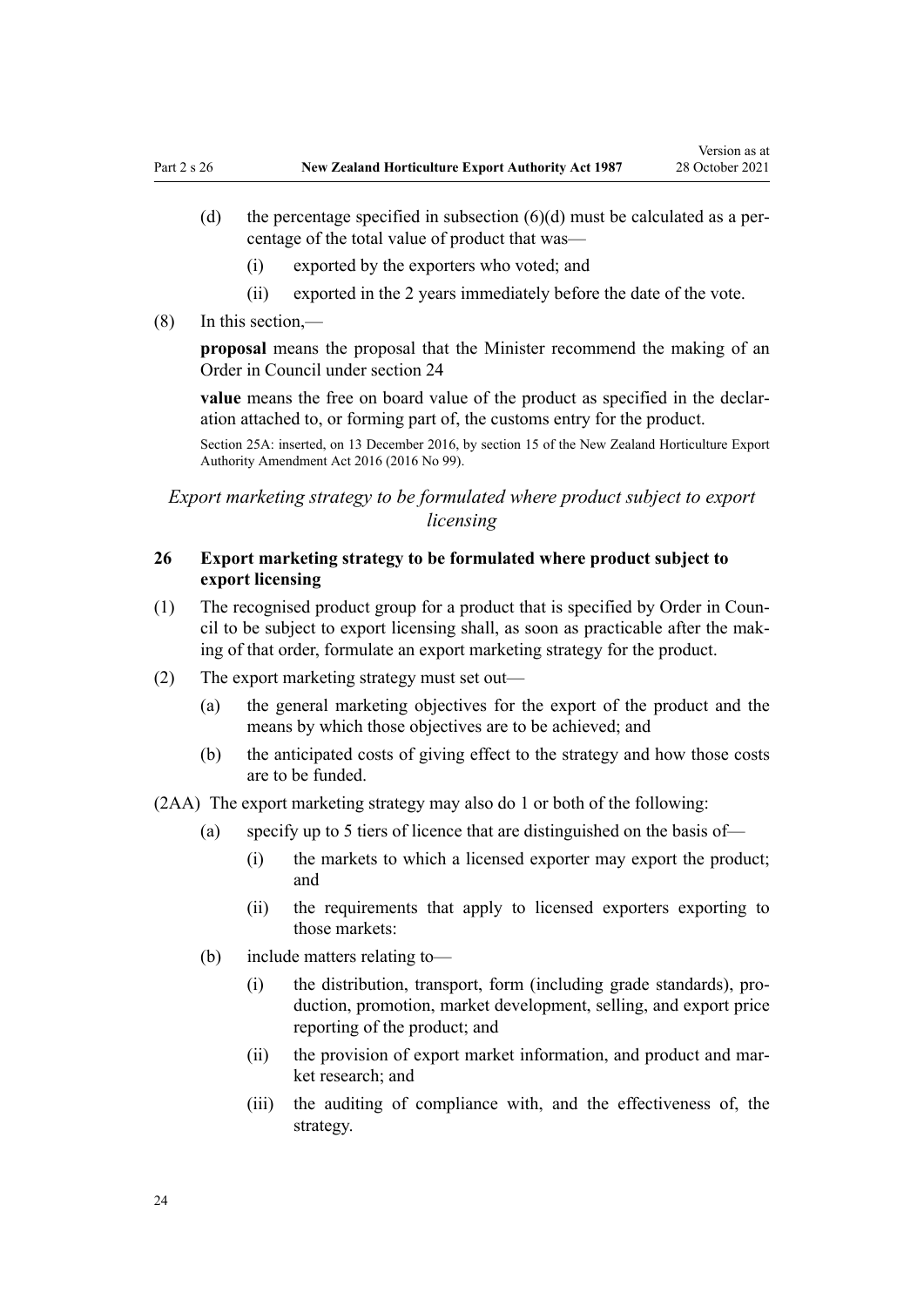(d) the percentage specified in subsection (6)(d) must be calculated as a percentage of the total value of product that was—

  (i) exported by the exporters who voted; and

  (ii) exported in the 2 years immediately before the date of the vote.

(8) In this section,—

**proposal** means the proposal that the Minister recommend the making of an Order in Council under section 24

**value** means the free on board value of the product as specified in the declaration attached to, or forming part of, the customs entry for the product.

Section 25A: inserted, on 13 December 2016, by section 15 of the New Zealand Horticulture Export Authority Amendment Act 2016 (2016 No 99).

*Export marketing strategy to be formulated where product subject to export licensing*

### 26 Export marketing strategy to be formulated where product subject to export licensing

(1) The recognised product group for a product that is specified by Order in Council to be subject to export licensing shall, as soon as practicable after the making of that order, formulate an export marketing strategy for the product.

(2) The export marketing strategy must set out—

(a) the general marketing objectives for the export of the product and the means by which those objectives are to be achieved; and

(b) the anticipated costs of giving effect to the strategy and how those costs are to be funded.

(2AA) The export marketing strategy may also do 1 or both of the following:

(a) specify up to 5 tiers of licence that are distinguished on the basis of—

  (i) the markets to which a licensed exporter may export the product; and

  (ii) the requirements that apply to licensed exporters exporting to those markets:

(b) include matters relating to—

  (i) the distribution, transport, form (including grade standards), production, promotion, market development, selling, and export price reporting of the product; and

  (ii) the provision of export market information, and product and market research; and

  (iii) the auditing of compliance with, and the effectiveness of, the strategy.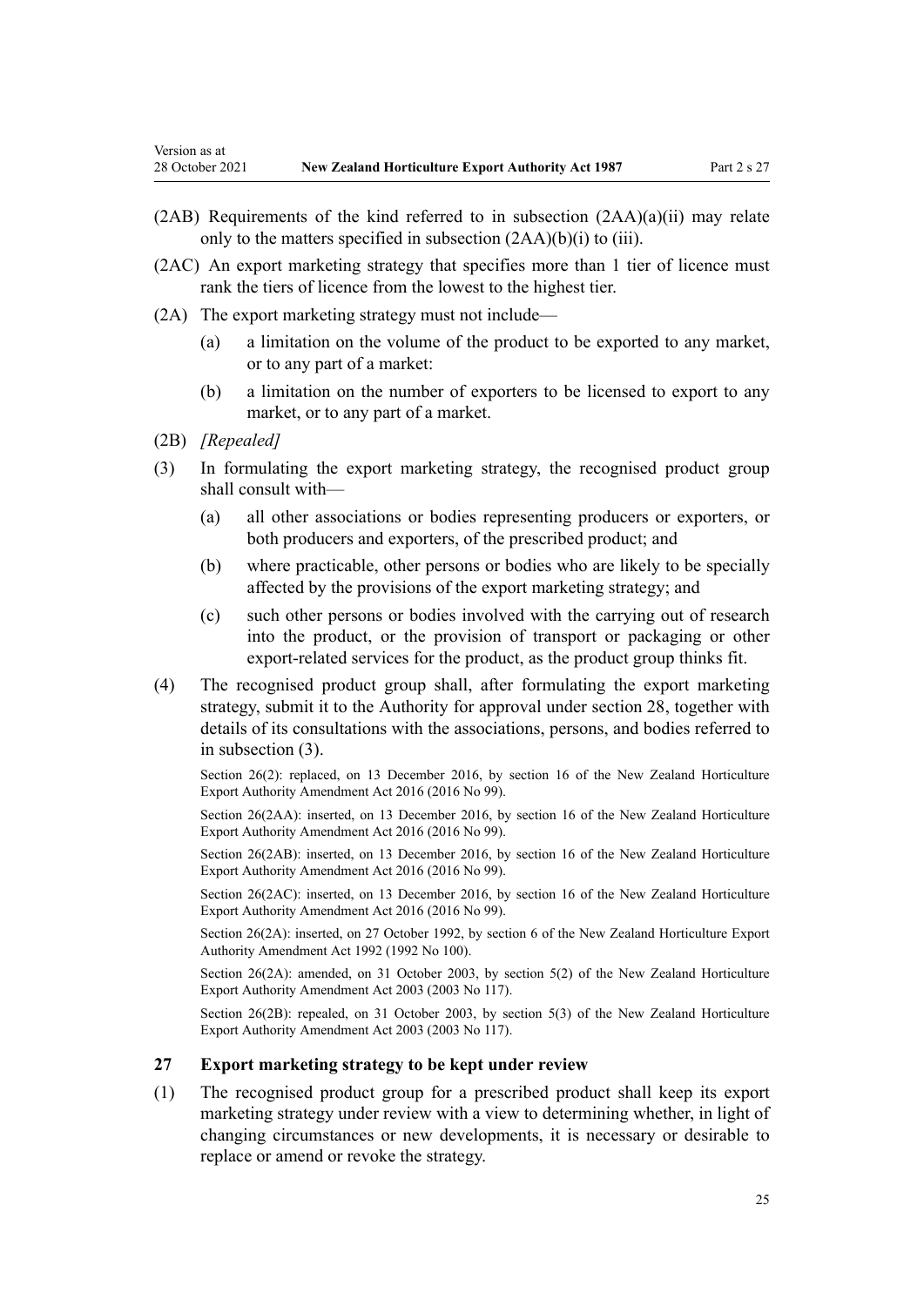(2AB) Requirements of the kind referred to in subsection (2AA)(a)(ii) may relate only to the matters specified in subsection (2AA)(b)(i) to (iii).

(2AC) An export marketing strategy that specifies more than 1 tier of licence must rank the tiers of licence from the lowest to the highest tier.

(2A) The export marketing strategy must not include—

- (a) a limitation on the volume of the product to be exported to any market, or to any part of a market:
- (b) a limitation on the number of exporters to be licensed to export to any market, or to any part of a market.

(2B) *[Repealed]*

(3) In formulating the export marketing strategy, the recognised product group shall consult with—

- (a) all other associations or bodies representing producers or exporters, or both producers and exporters, of the prescribed product; and
- (b) where practicable, other persons or bodies who are likely to be specially affected by the provisions of the export marketing strategy; and
- (c) such other persons or bodies involved with the carrying out of research into the product, or the provision of transport or packaging or other export-related services for the product, as the product group thinks fit.

(4) The recognised product group shall, after formulating the export marketing strategy, submit it to the Authority for approval under section 28, together with details of its consultations with the associations, persons, and bodies referred to in subsection (3).

Section 26(2): replaced, on 13 December 2016, by section 16 of the New Zealand Horticulture Export Authority Amendment Act 2016 (2016 No 99).

Section 26(2AA): inserted, on 13 December 2016, by section 16 of the New Zealand Horticulture Export Authority Amendment Act 2016 (2016 No 99).

Section 26(2AB): inserted, on 13 December 2016, by section 16 of the New Zealand Horticulture Export Authority Amendment Act 2016 (2016 No 99).

Section 26(2AC): inserted, on 13 December 2016, by section 16 of the New Zealand Horticulture Export Authority Amendment Act 2016 (2016 No 99).

Section 26(2A): inserted, on 27 October 1992, by section 6 of the New Zealand Horticulture Export Authority Amendment Act 1992 (1992 No 100).

Section 26(2A): amended, on 31 October 2003, by section 5(2) of the New Zealand Horticulture Export Authority Amendment Act 2003 (2003 No 117).

Section 26(2B): repealed, on 31 October 2003, by section 5(3) of the New Zealand Horticulture Export Authority Amendment Act 2003 (2003 No 117).

### 27 Export marketing strategy to be kept under review

(1) The recognised product group for a prescribed product shall keep its export marketing strategy under review with a view to determining whether, in light of changing circumstances or new developments, it is necessary or desirable to replace or amend or revoke the strategy.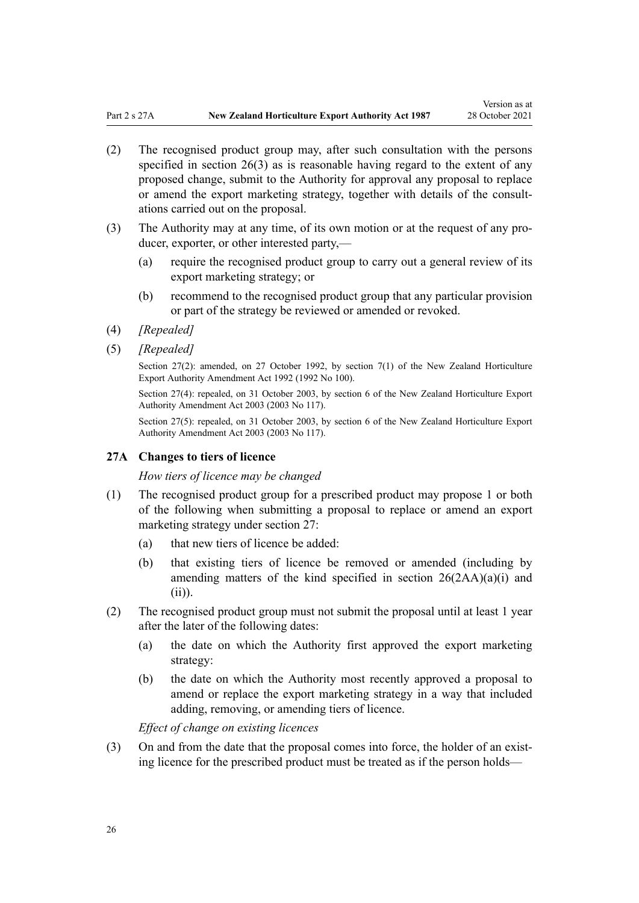(2) The recognised product group may, after such consultation with the persons specified in section 26(3) as is reasonable having regard to the extent of any proposed change, submit to the Authority for approval any proposal to replace or amend the export marketing strategy, together with details of the consultations carried out on the proposal.

(3) The Authority may at any time, of its own motion or at the request of any producer, exporter, or other interested party,—

   (a) require the recognised product group to carry out a general review of its export marketing strategy; or

   (b) recommend to the recognised product group that any particular provision or part of the strategy be reviewed or amended or revoked.

(4) *[Repealed]*

(5) *[Repealed]*

Section 27(2): amended, on 27 October 1992, by section 7(1) of the New Zealand Horticulture Export Authority Amendment Act 1992 (1992 No 100).

Section 27(4): repealed, on 31 October 2003, by section 6 of the New Zealand Horticulture Export Authority Amendment Act 2003 (2003 No 117).

Section 27(5): repealed, on 31 October 2003, by section 6 of the New Zealand Horticulture Export Authority Amendment Act 2003 (2003 No 117).

### 27A Changes to tiers of licence

*How tiers of licence may be changed*

(1) The recognised product group for a prescribed product may propose 1 or both of the following when submitting a proposal to replace or amend an export marketing strategy under section 27:

   (a) that new tiers of licence be added:

   (b) that existing tiers of licence be removed or amended (including by amending matters of the kind specified in section 26(2AA)(a)(i) and (ii)).

(2) The recognised product group must not submit the proposal until at least 1 year after the later of the following dates:

   (a) the date on which the Authority first approved the export marketing strategy:

   (b) the date on which the Authority most recently approved a proposal to amend or replace the export marketing strategy in a way that included adding, removing, or amending tiers of licence.

*Effect of change on existing licences*

(3) On and from the date that the proposal comes into force, the holder of an existing licence for the prescribed product must be treated as if the person holds—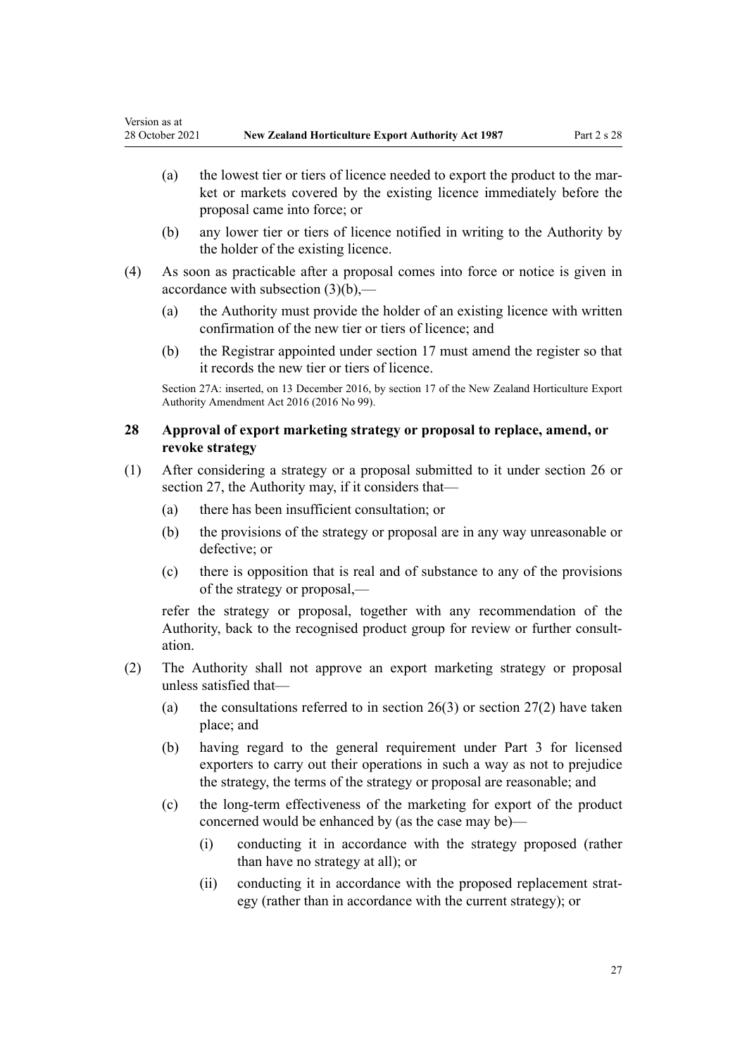(a) the lowest tier or tiers of licence needed to export the product to the market or markets covered by the existing licence immediately before the proposal came into force; or

(b) any lower tier or tiers of licence notified in writing to the Authority by the holder of the existing licence.

(4) As soon as practicable after a proposal comes into force or notice is given in accordance with subsection (3)(b),—

(a) the Authority must provide the holder of an existing licence with written confirmation of the new tier or tiers of licence; and

(b) the Registrar appointed under section 17 must amend the register so that it records the new tier or tiers of licence.

Section 27A: inserted, on 13 December 2016, by section 17 of the New Zealand Horticulture Export Authority Amendment Act 2016 (2016 No 99).

### 28 Approval of export marketing strategy or proposal to replace, amend, or revoke strategy

(1) After considering a strategy or a proposal submitted to it under section 26 or section 27, the Authority may, if it considers that—

(a) there has been insufficient consultation; or

(b) the provisions of the strategy or proposal are in any way unreasonable or defective; or

(c) there is opposition that is real and of substance to any of the provisions of the strategy or proposal,—

refer the strategy or proposal, together with any recommendation of the Authority, back to the recognised product group for review or further consultation.

(2) The Authority shall not approve an export marketing strategy or proposal unless satisfied that—

(a) the consultations referred to in section 26(3) or section 27(2) have taken place; and

(b) having regard to the general requirement under Part 3 for licensed exporters to carry out their operations in such a way as not to prejudice the strategy, the terms of the strategy or proposal are reasonable; and

(c) the long-term effectiveness of the marketing for export of the product concerned would be enhanced by (as the case may be)—

(i) conducting it in accordance with the strategy proposed (rather than have no strategy at all); or

(ii) conducting it in accordance with the proposed replacement strategy (rather than in accordance with the current strategy); or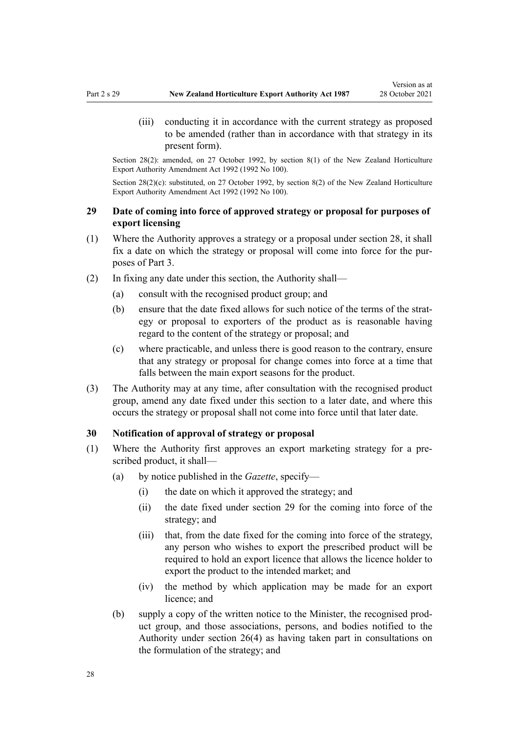(iii) conducting it in accordance with the current strategy as proposed to be amended (rather than in accordance with that strategy in its present form).

Section 28(2): amended, on 27 October 1992, by section 8(1) of the New Zealand Horticulture Export Authority Amendment Act 1992 (1992 No 100).

Section 28(2)(c): substituted, on 27 October 1992, by section 8(2) of the New Zealand Horticulture Export Authority Amendment Act 1992 (1992 No 100).

### 29 Date of coming into force of approved strategy or proposal for purposes of export licensing

(1) Where the Authority approves a strategy or a proposal under section 28, it shall fix a date on which the strategy or proposal will come into force for the purposes of Part 3.

(2) In fixing any date under this section, the Authority shall—

- (a) consult with the recognised product group; and
- (b) ensure that the date fixed allows for such notice of the terms of the strategy or proposal to exporters of the product as is reasonable having regard to the content of the strategy or proposal; and
- (c) where practicable, and unless there is good reason to the contrary, ensure that any strategy or proposal for change comes into force at a time that falls between the main export seasons for the product.

(3) The Authority may at any time, after consultation with the recognised product group, amend any date fixed under this section to a later date, and where this occurs the strategy or proposal shall not come into force until that later date.

### 30 Notification of approval of strategy or proposal

(1) Where the Authority first approves an export marketing strategy for a prescribed product, it shall—

- (a) by notice published in the *Gazette*, specify—
  - (i) the date on which it approved the strategy; and
  - (ii) the date fixed under section 29 for the coming into force of the strategy; and
  - (iii) that, from the date fixed for the coming into force of the strategy, any person who wishes to export the prescribed product will be required to hold an export licence that allows the licence holder to export the product to the intended market; and
  - (iv) the method by which application may be made for an export licence; and
- (b) supply a copy of the written notice to the Minister, the recognised product group, and those associations, persons, and bodies notified to the Authority under section 26(4) as having taken part in consultations on the formulation of the strategy; and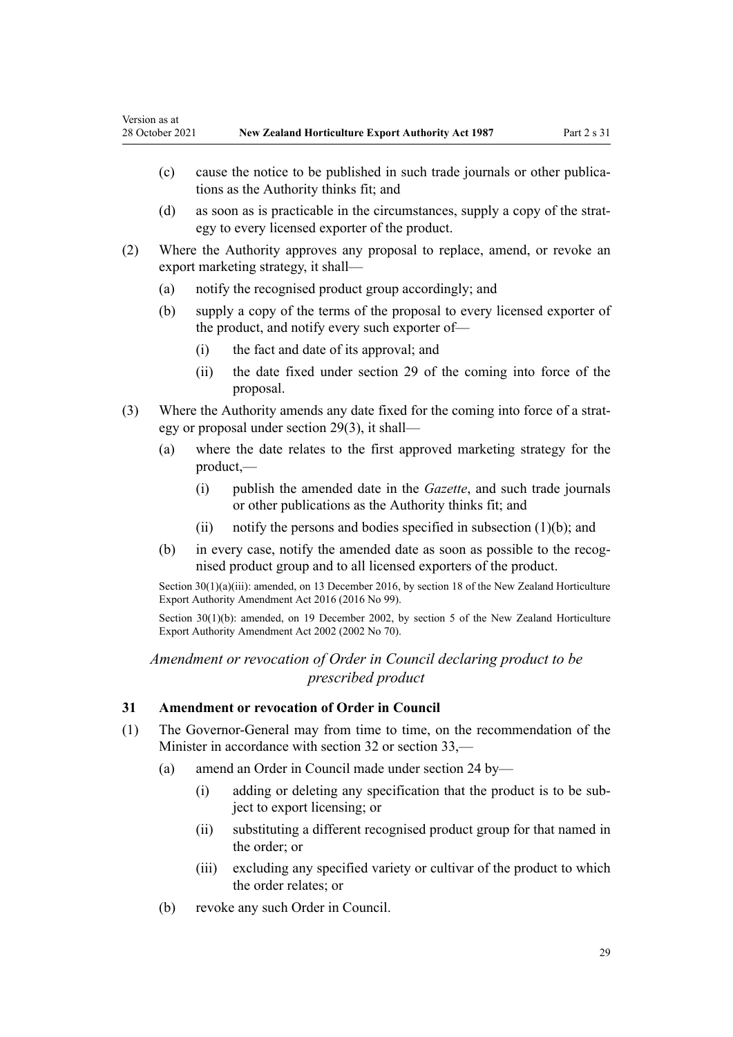(c) cause the notice to be published in such trade journals or other publications as the Authority thinks fit; and

(d) as soon as is practicable in the circumstances, supply a copy of the strategy to every licensed exporter of the product.

(2) Where the Authority approves any proposal to replace, amend, or revoke an export marketing strategy, it shall—

(a) notify the recognised product group accordingly; and

(b) supply a copy of the terms of the proposal to every licensed exporter of the product, and notify every such exporter of—

(i) the fact and date of its approval; and

(ii) the date fixed under section 29 of the coming into force of the proposal.

(3) Where the Authority amends any date fixed for the coming into force of a strategy or proposal under section 29(3), it shall—

(a) where the date relates to the first approved marketing strategy for the product,—

(i) publish the amended date in the *Gazette*, and such trade journals or other publications as the Authority thinks fit; and

(ii) notify the persons and bodies specified in subsection (1)(b); and

(b) in every case, notify the amended date as soon as possible to the recognised product group and to all licensed exporters of the product.

Section 30(1)(a)(iii): amended, on 13 December 2016, by section 18 of the New Zealand Horticulture Export Authority Amendment Act 2016 (2016 No 99).

Section 30(1)(b): amended, on 19 December 2002, by section 5 of the New Zealand Horticulture Export Authority Amendment Act 2002 (2002 No 70).

### *Amendment or revocation of Order in Council declaring product to be prescribed product*

### 31 Amendment or revocation of Order in Council

(1) The Governor-General may from time to time, on the recommendation of the Minister in accordance with section 32 or section 33,—

(a) amend an Order in Council made under section 24 by—

(i) adding or deleting any specification that the product is to be subject to export licensing; or

(ii) substituting a different recognised product group for that named in the order; or

(iii) excluding any specified variety or cultivar of the product to which the order relates; or

(b) revoke any such Order in Council.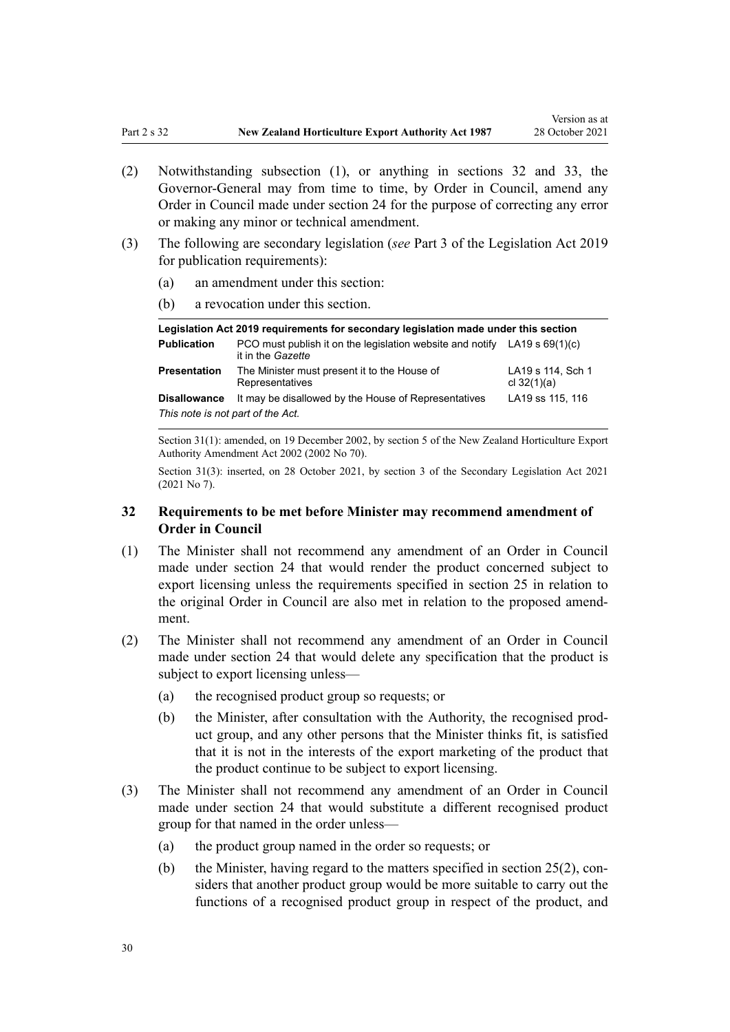(2) Notwithstanding subsection (1), or anything in sections 32 and 33, the Governor-General may from time to time, by Order in Council, amend any Order in Council made under section 24 for the purpose of correcting any error or making any minor or technical amendment.

(3) The following are secondary legislation (*see* Part 3 of the Legislation Act 2019 for publication requirements):

(a) an amendment under this section:

(b) a revocation under this section.

| Legislation Act 2019 requirements for secondary legislation made under this section | | |
|---|---|---|
| **Publication** | PCO must publish it on the legislation website and notify it in the *Gazette* | LA19 s 69(1)(c) |
| **Presentation** | The Minister must present it to the House of Representatives | LA19 s 114, Sch 1 cl 32(1)(a) |
| **Disallowance** | It may be disallowed by the House of Representatives | LA19 ss 115, 116 |
| *This note is not part of the Act.* | | |

Section 31(1): amended, on 19 December 2002, by section 5 of the New Zealand Horticulture Export Authority Amendment Act 2002 (2002 No 70).

Section 31(3): inserted, on 28 October 2021, by section 3 of the Secondary Legislation Act 2021 (2021 No 7).

### 32 Requirements to be met before Minister may recommend amendment of Order in Council

(1) The Minister shall not recommend any amendment of an Order in Council made under section 24 that would render the product concerned subject to export licensing unless the requirements specified in section 25 in relation to the original Order in Council are also met in relation to the proposed amendment.

(2) The Minister shall not recommend any amendment of an Order in Council made under section 24 that would delete any specification that the product is subject to export licensing unless—

(a) the recognised product group so requests; or

(b) the Minister, after consultation with the Authority, the recognised product group, and any other persons that the Minister thinks fit, is satisfied that it is not in the interests of the export marketing of the product that the product continue to be subject to export licensing.

(3) The Minister shall not recommend any amendment of an Order in Council made under section 24 that would substitute a different recognised product group for that named in the order unless—

(a) the product group named in the order so requests; or

(b) the Minister, having regard to the matters specified in section 25(2), considers that another product group would be more suitable to carry out the functions of a recognised product group in respect of the product, and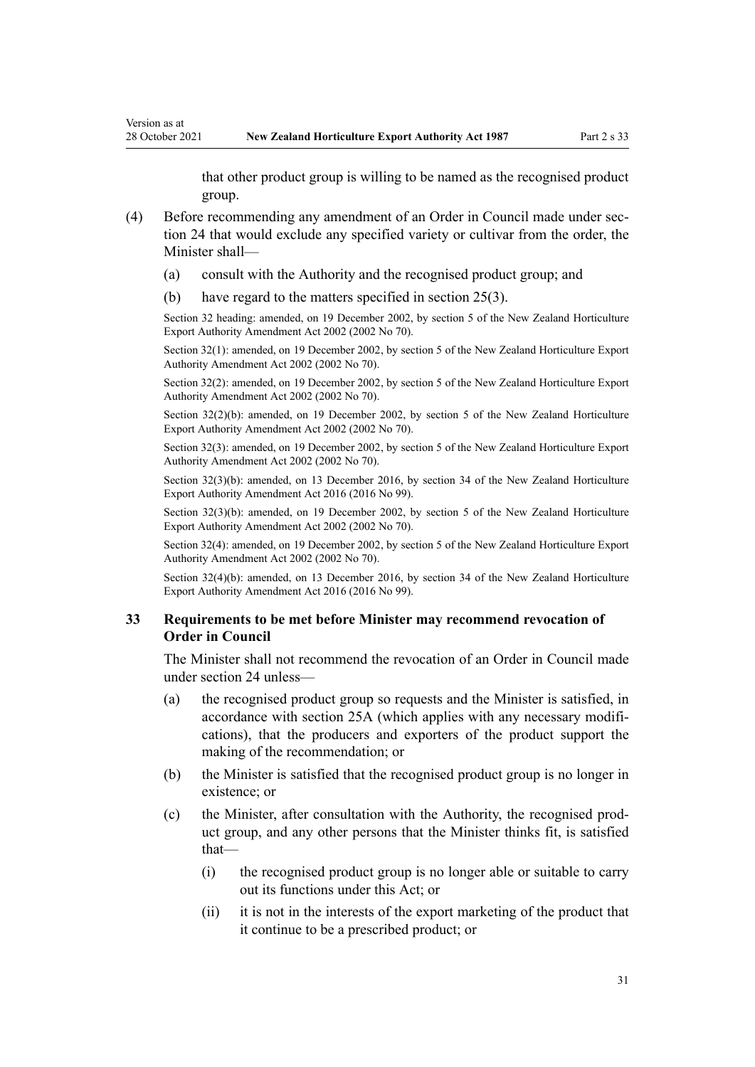that other product group is willing to be named as the recognised product group.

(4) Before recommending any amendment of an Order in Council made under section 24 that would exclude any specified variety or cultivar from the order, the Minister shall—

(a) consult with the Authority and the recognised product group; and

(b) have regard to the matters specified in section 25(3).

Section 32 heading: amended, on 19 December 2002, by section 5 of the New Zealand Horticulture Export Authority Amendment Act 2002 (2002 No 70).

Section 32(1): amended, on 19 December 2002, by section 5 of the New Zealand Horticulture Export Authority Amendment Act 2002 (2002 No 70).

Section 32(2): amended, on 19 December 2002, by section 5 of the New Zealand Horticulture Export Authority Amendment Act 2002 (2002 No 70).

Section 32(2)(b): amended, on 19 December 2002, by section 5 of the New Zealand Horticulture Export Authority Amendment Act 2002 (2002 No 70).

Section 32(3): amended, on 19 December 2002, by section 5 of the New Zealand Horticulture Export Authority Amendment Act 2002 (2002 No 70).

Section 32(3)(b): amended, on 13 December 2016, by section 34 of the New Zealand Horticulture Export Authority Amendment Act 2016 (2016 No 99).

Section 32(3)(b): amended, on 19 December 2002, by section 5 of the New Zealand Horticulture Export Authority Amendment Act 2002 (2002 No 70).

Section 32(4): amended, on 19 December 2002, by section 5 of the New Zealand Horticulture Export Authority Amendment Act 2002 (2002 No 70).

Section 32(4)(b): amended, on 13 December 2016, by section 34 of the New Zealand Horticulture Export Authority Amendment Act 2016 (2016 No 99).

### 33 Requirements to be met before Minister may recommend revocation of Order in Council

The Minister shall not recommend the revocation of an Order in Council made under section 24 unless—

(a) the recognised product group so requests and the Minister is satisfied, in accordance with section 25A (which applies with any necessary modifications), that the producers and exporters of the product support the making of the recommendation; or

(b) the Minister is satisfied that the recognised product group is no longer in existence; or

(c) the Minister, after consultation with the Authority, the recognised product group, and any other persons that the Minister thinks fit, is satisfied that—

(i) the recognised product group is no longer able or suitable to carry out its functions under this Act; or

(ii) it is not in the interests of the export marketing of the product that it continue to be a prescribed product; or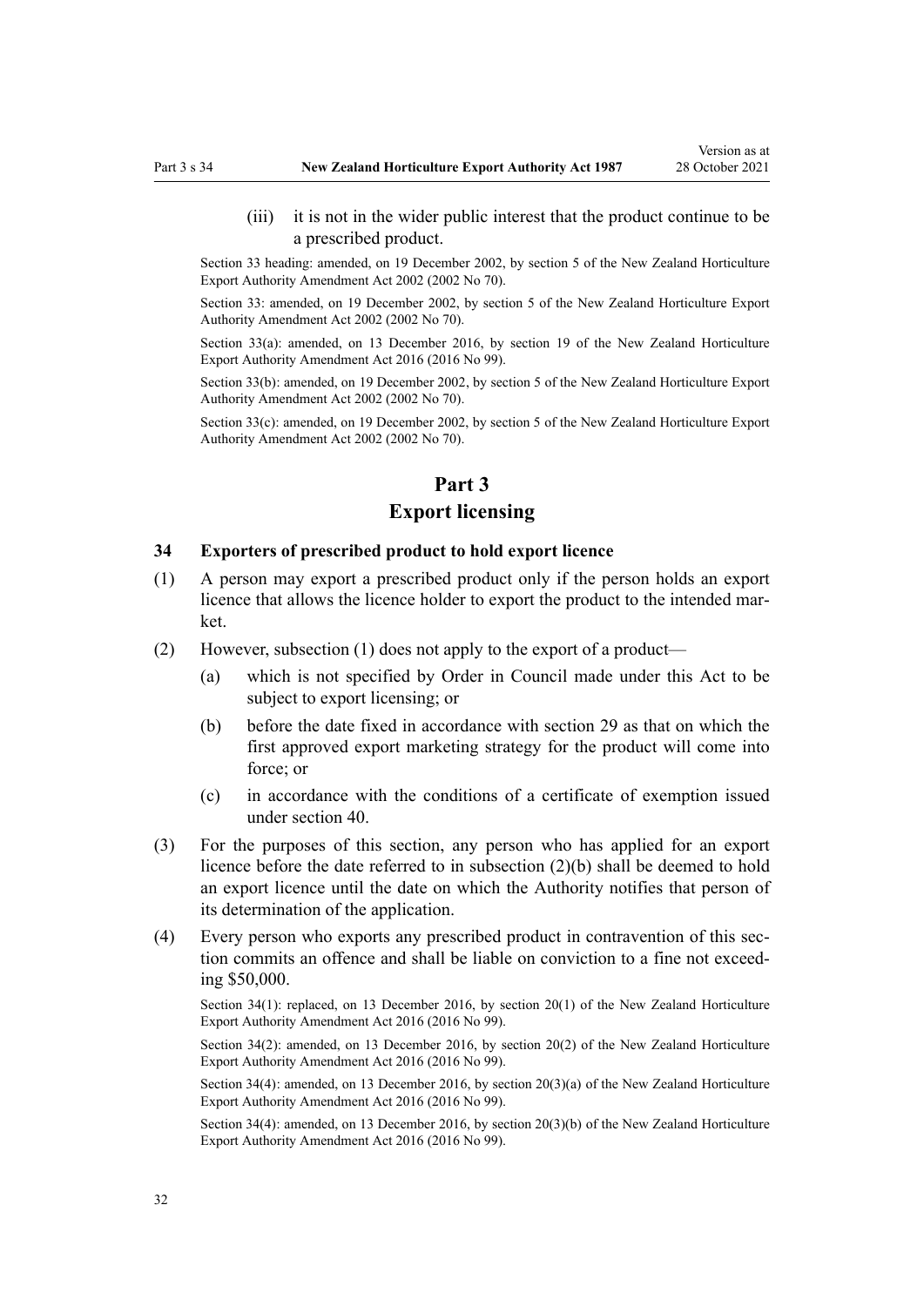(iii) it is not in the wider public interest that the product continue to be a prescribed product.

Section 33 heading: amended, on 19 December 2002, by section 5 of the New Zealand Horticulture Export Authority Amendment Act 2002 (2002 No 70).

Section 33: amended, on 19 December 2002, by section 5 of the New Zealand Horticulture Export Authority Amendment Act 2002 (2002 No 70).

Section 33(a): amended, on 13 December 2016, by section 19 of the New Zealand Horticulture Export Authority Amendment Act 2016 (2016 No 99).

Section 33(b): amended, on 19 December 2002, by section 5 of the New Zealand Horticulture Export Authority Amendment Act 2002 (2002 No 70).

Section 33(c): amended, on 19 December 2002, by section 5 of the New Zealand Horticulture Export Authority Amendment Act 2002 (2002 No 70).

# Part 3
# Export licensing

### 34 Exporters of prescribed product to hold export licence

(1) A person may export a prescribed product only if the person holds an export licence that allows the licence holder to export the product to the intended market.

(2) However, subsection (1) does not apply to the export of a product—

(a) which is not specified by Order in Council made under this Act to be subject to export licensing; or

(b) before the date fixed in accordance with section 29 as that on which the first approved export marketing strategy for the product will come into force; or

(c) in accordance with the conditions of a certificate of exemption issued under section 40.

(3) For the purposes of this section, any person who has applied for an export licence before the date referred to in subsection (2)(b) shall be deemed to hold an export licence until the date on which the Authority notifies that person of its determination of the application.

(4) Every person who exports any prescribed product in contravention of this section commits an offence and shall be liable on conviction to a fine not exceeding $50,000.

Section 34(1): replaced, on 13 December 2016, by section 20(1) of the New Zealand Horticulture Export Authority Amendment Act 2016 (2016 No 99).

Section 34(2): amended, on 13 December 2016, by section 20(2) of the New Zealand Horticulture Export Authority Amendment Act 2016 (2016 No 99).

Section 34(4): amended, on 13 December 2016, by section 20(3)(a) of the New Zealand Horticulture Export Authority Amendment Act 2016 (2016 No 99).

Section 34(4): amended, on 13 December 2016, by section 20(3)(b) of the New Zealand Horticulture Export Authority Amendment Act 2016 (2016 No 99).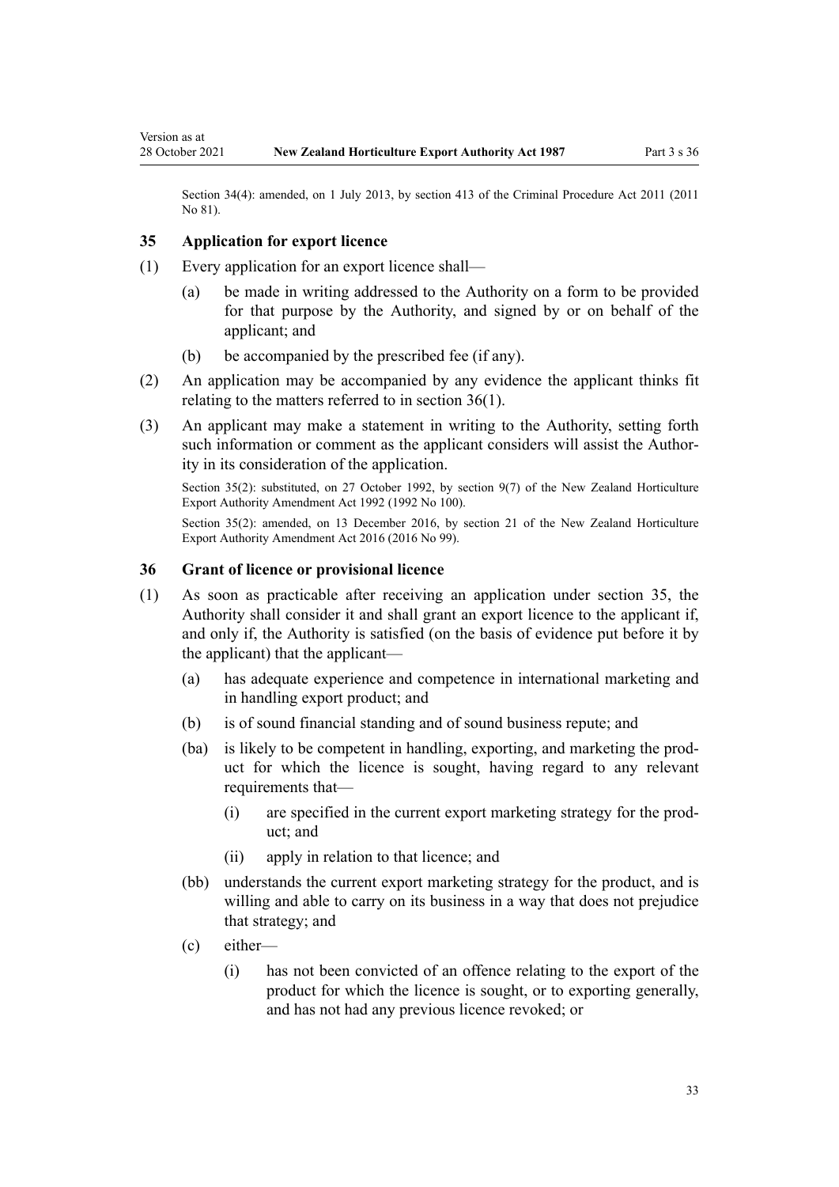Section 34(4): amended, on 1 July 2013, by section 413 of the Criminal Procedure Act 2011 (2011 No 81).

### 35 Application for export licence

(1) Every application for an export licence shall—

(a) be made in writing addressed to the Authority on a form to be provided for that purpose by the Authority, and signed by or on behalf of the applicant; and

(b) be accompanied by the prescribed fee (if any).

(2) An application may be accompanied by any evidence the applicant thinks fit relating to the matters referred to in section 36(1).

(3) An applicant may make a statement in writing to the Authority, setting forth such information or comment as the applicant considers will assist the Authority in its consideration of the application.

Section 35(2): substituted, on 27 October 1992, by section 9(7) of the New Zealand Horticulture Export Authority Amendment Act 1992 (1992 No 100).

Section 35(2): amended, on 13 December 2016, by section 21 of the New Zealand Horticulture Export Authority Amendment Act 2016 (2016 No 99).

### 36 Grant of licence or provisional licence

(1) As soon as practicable after receiving an application under section 35, the Authority shall consider it and shall grant an export licence to the applicant if, and only if, the Authority is satisfied (on the basis of evidence put before it by the applicant) that the applicant—

(a) has adequate experience and competence in international marketing and in handling export product; and

(b) is of sound financial standing and of sound business repute; and

(ba) is likely to be competent in handling, exporting, and marketing the product for which the licence is sought, having regard to any relevant requirements that—

(i) are specified in the current export marketing strategy for the product; and

(ii) apply in relation to that licence; and

(bb) understands the current export marketing strategy for the product, and is willing and able to carry on its business in a way that does not prejudice that strategy; and

(c) either—

(i) has not been convicted of an offence relating to the export of the product for which the licence is sought, or to exporting generally, and has not had any previous licence revoked; or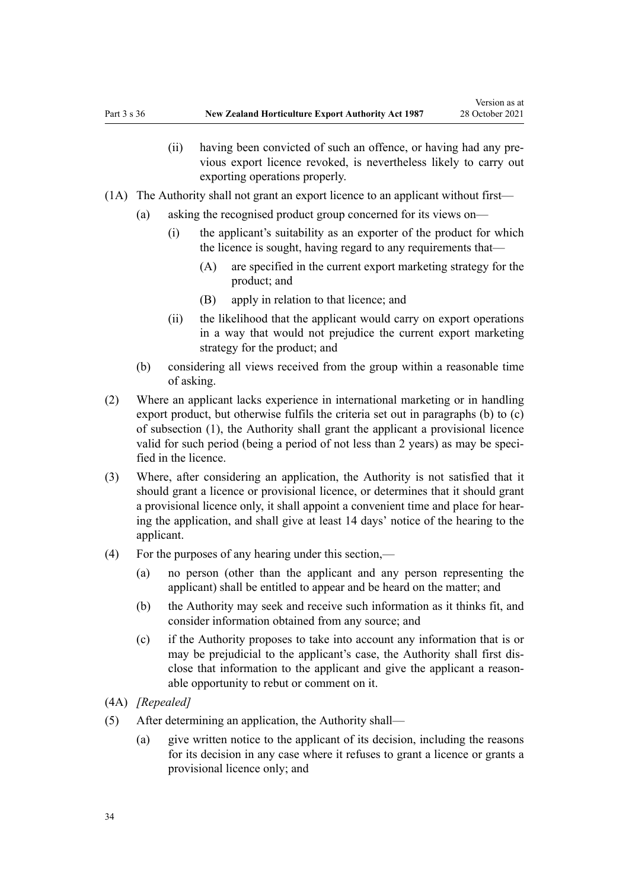(ii) having been convicted of such an offence, or having had any previous export licence revoked, is nevertheless likely to carry out exporting operations properly.

(1A) The Authority shall not grant an export licence to an applicant without first—

(a) asking the recognised product group concerned for its views on—

(i) the applicant's suitability as an exporter of the product for which the licence is sought, having regard to any requirements that—

(A) are specified in the current export marketing strategy for the product; and

(B) apply in relation to that licence; and

(ii) the likelihood that the applicant would carry on export operations in a way that would not prejudice the current export marketing strategy for the product; and

(b) considering all views received from the group within a reasonable time of asking.

(2) Where an applicant lacks experience in international marketing or in handling export product, but otherwise fulfils the criteria set out in paragraphs (b) to (c) of subsection (1), the Authority shall grant the applicant a provisional licence valid for such period (being a period of not less than 2 years) as may be specified in the licence.

(3) Where, after considering an application, the Authority is not satisfied that it should grant a licence or provisional licence, or determines that it should grant a provisional licence only, it shall appoint a convenient time and place for hearing the application, and shall give at least 14 days' notice of the hearing to the applicant.

(4) For the purposes of any hearing under this section,—

(a) no person (other than the applicant and any person representing the applicant) shall be entitled to appear and be heard on the matter; and

(b) the Authority may seek and receive such information as it thinks fit, and consider information obtained from any source; and

(c) if the Authority proposes to take into account any information that is or may be prejudicial to the applicant's case, the Authority shall first disclose that information to the applicant and give the applicant a reasonable opportunity to rebut or comment on it.

(4A) *[Repealed]*

(5) After determining an application, the Authority shall—

(a) give written notice to the applicant of its decision, including the reasons for its decision in any case where it refuses to grant a licence or grants a provisional licence only; and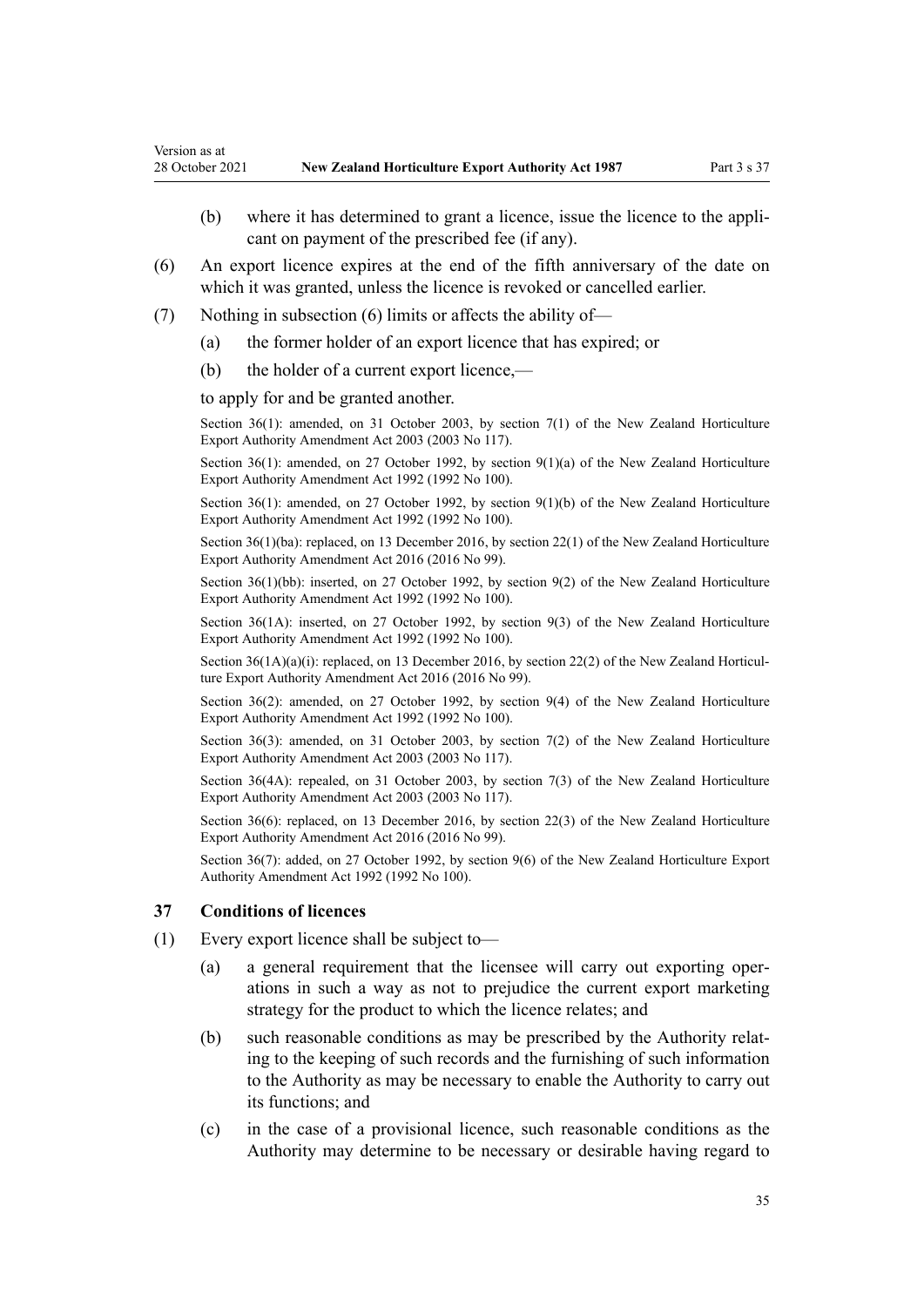(b) where it has determined to grant a licence, issue the licence to the applicant on payment of the prescribed fee (if any).

(6) An export licence expires at the end of the fifth anniversary of the date on which it was granted, unless the licence is revoked or cancelled earlier.

(7) Nothing in subsection (6) limits or affects the ability of—

(a) the former holder of an export licence that has expired; or

(b) the holder of a current export licence,—

to apply for and be granted another.

Section 36(1): amended, on 31 October 2003, by section 7(1) of the New Zealand Horticulture Export Authority Amendment Act 2003 (2003 No 117).

Section 36(1): amended, on 27 October 1992, by section 9(1)(a) of the New Zealand Horticulture Export Authority Amendment Act 1992 (1992 No 100).

Section 36(1): amended, on 27 October 1992, by section 9(1)(b) of the New Zealand Horticulture Export Authority Amendment Act 1992 (1992 No 100).

Section 36(1)(ba): replaced, on 13 December 2016, by section 22(1) of the New Zealand Horticulture Export Authority Amendment Act 2016 (2016 No 99).

Section 36(1)(bb): inserted, on 27 October 1992, by section 9(2) of the New Zealand Horticulture Export Authority Amendment Act 1992 (1992 No 100).

Section 36(1A): inserted, on 27 October 1992, by section 9(3) of the New Zealand Horticulture Export Authority Amendment Act 1992 (1992 No 100).

Section 36(1A)(a)(i): replaced, on 13 December 2016, by section 22(2) of the New Zealand Horticulture Export Authority Amendment Act 2016 (2016 No 99).

Section 36(2): amended, on 27 October 1992, by section 9(4) of the New Zealand Horticulture Export Authority Amendment Act 1992 (1992 No 100).

Section 36(3): amended, on 31 October 2003, by section 7(2) of the New Zealand Horticulture Export Authority Amendment Act 2003 (2003 No 117).

Section 36(4A): repealed, on 31 October 2003, by section 7(3) of the New Zealand Horticulture Export Authority Amendment Act 2003 (2003 No 117).

Section 36(6): replaced, on 13 December 2016, by section 22(3) of the New Zealand Horticulture Export Authority Amendment Act 2016 (2016 No 99).

Section 36(7): added, on 27 October 1992, by section 9(6) of the New Zealand Horticulture Export Authority Amendment Act 1992 (1992 No 100).

### 37 Conditions of licences

(1) Every export licence shall be subject to—

(a) a general requirement that the licensee will carry out exporting operations in such a way as not to prejudice the current export marketing strategy for the product to which the licence relates; and

(b) such reasonable conditions as may be prescribed by the Authority relating to the keeping of such records and the furnishing of such information to the Authority as may be necessary to enable the Authority to carry out its functions; and

(c) in the case of a provisional licence, such reasonable conditions as the Authority may determine to be necessary or desirable having regard to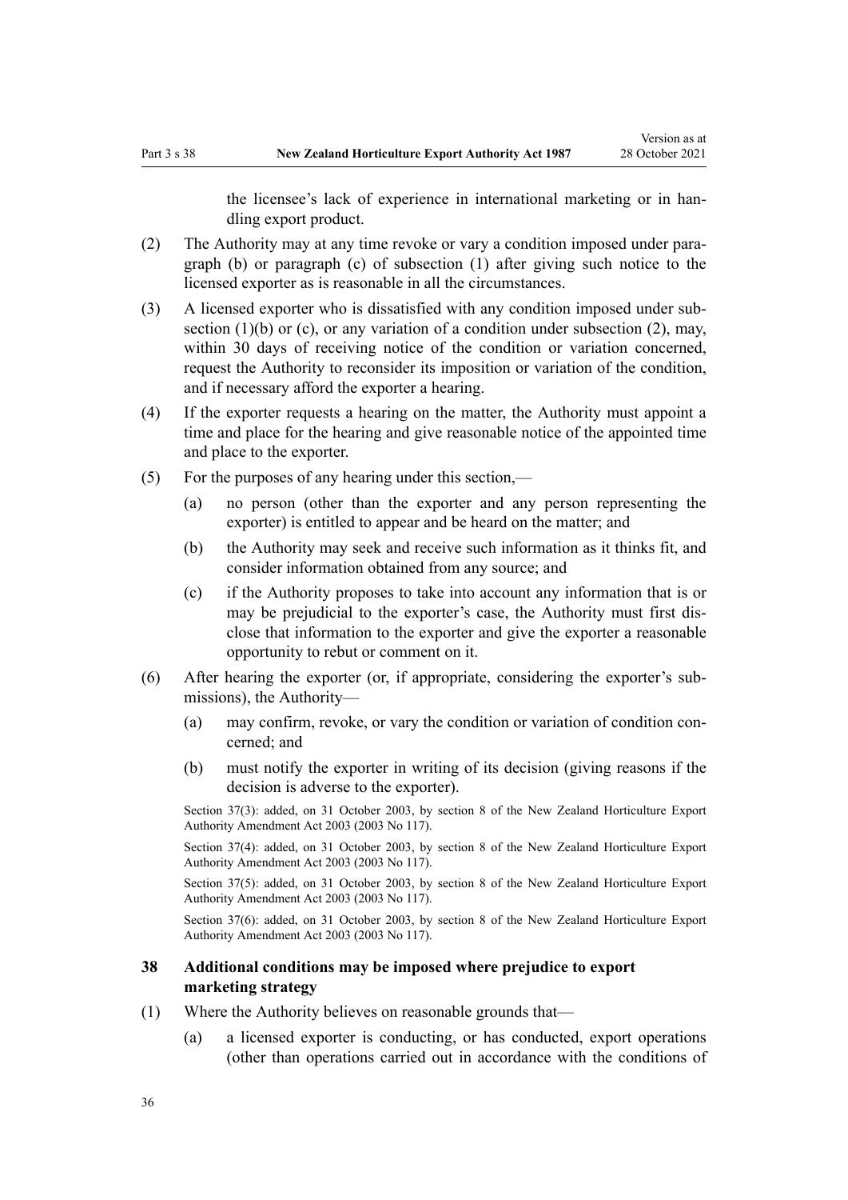the licensee's lack of experience in international marketing or in handling export product.

(2) The Authority may at any time revoke or vary a condition imposed under paragraph (b) or paragraph (c) of subsection (1) after giving such notice to the licensed exporter as is reasonable in all the circumstances.

(3) A licensed exporter who is dissatisfied with any condition imposed under subsection (1)(b) or (c), or any variation of a condition under subsection (2), may, within 30 days of receiving notice of the condition or variation concerned, request the Authority to reconsider its imposition or variation of the condition, and if necessary afford the exporter a hearing.

(4) If the exporter requests a hearing on the matter, the Authority must appoint a time and place for the hearing and give reasonable notice of the appointed time and place to the exporter.

(5) For the purposes of any hearing under this section,—

(a) no person (other than the exporter and any person representing the exporter) is entitled to appear and be heard on the matter; and

(b) the Authority may seek and receive such information as it thinks fit, and consider information obtained from any source; and

(c) if the Authority proposes to take into account any information that is or may be prejudicial to the exporter's case, the Authority must first disclose that information to the exporter and give the exporter a reasonable opportunity to rebut or comment on it.

(6) After hearing the exporter (or, if appropriate, considering the exporter's submissions), the Authority—

(a) may confirm, revoke, or vary the condition or variation of condition concerned; and

(b) must notify the exporter in writing of its decision (giving reasons if the decision is adverse to the exporter).

Section 37(3): added, on 31 October 2003, by section 8 of the New Zealand Horticulture Export Authority Amendment Act 2003 (2003 No 117).

Section 37(4): added, on 31 October 2003, by section 8 of the New Zealand Horticulture Export Authority Amendment Act 2003 (2003 No 117).

Section 37(5): added, on 31 October 2003, by section 8 of the New Zealand Horticulture Export Authority Amendment Act 2003 (2003 No 117).

Section 37(6): added, on 31 October 2003, by section 8 of the New Zealand Horticulture Export Authority Amendment Act 2003 (2003 No 117).

### 38 Additional conditions may be imposed where prejudice to export marketing strategy

(1) Where the Authority believes on reasonable grounds that—

(a) a licensed exporter is conducting, or has conducted, export operations (other than operations carried out in accordance with the conditions of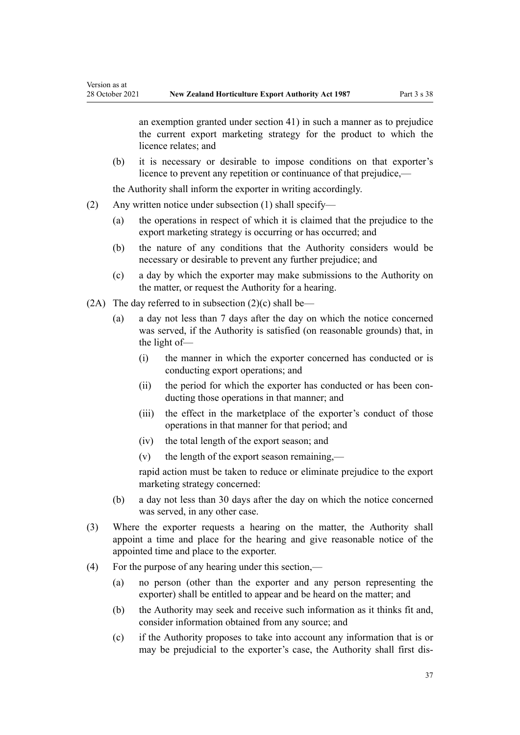an exemption granted under section 41) in such a manner as to prejudice the current export marketing strategy for the product to which the licence relates; and

(b) it is necessary or desirable to impose conditions on that exporter's licence to prevent any repetition or continuance of that prejudice,—

the Authority shall inform the exporter in writing accordingly.

(2) Any written notice under subsection (1) shall specify—

(a) the operations in respect of which it is claimed that the prejudice to the export marketing strategy is occurring or has occurred; and

(b) the nature of any conditions that the Authority considers would be necessary or desirable to prevent any further prejudice; and

(c) a day by which the exporter may make submissions to the Authority on the matter, or request the Authority for a hearing.

(2A) The day referred to in subsection (2)(c) shall be—

(a) a day not less than 7 days after the day on which the notice concerned was served, if the Authority is satisfied (on reasonable grounds) that, in the light of—

(i) the manner in which the exporter concerned has conducted or is conducting export operations; and

(ii) the period for which the exporter has conducted or has been conducting those operations in that manner; and

(iii) the effect in the marketplace of the exporter's conduct of those operations in that manner for that period; and

(iv) the total length of the export season; and

(v) the length of the export season remaining,—

rapid action must be taken to reduce or eliminate prejudice to the export marketing strategy concerned:

(b) a day not less than 30 days after the day on which the notice concerned was served, in any other case.

(3) Where the exporter requests a hearing on the matter, the Authority shall appoint a time and place for the hearing and give reasonable notice of the appointed time and place to the exporter.

(4) For the purpose of any hearing under this section,—

(a) no person (other than the exporter and any person representing the exporter) shall be entitled to appear and be heard on the matter; and

(b) the Authority may seek and receive such information as it thinks fit and, consider information obtained from any source; and

(c) if the Authority proposes to take into account any information that is or may be prejudicial to the exporter's case, the Authority shall first dis-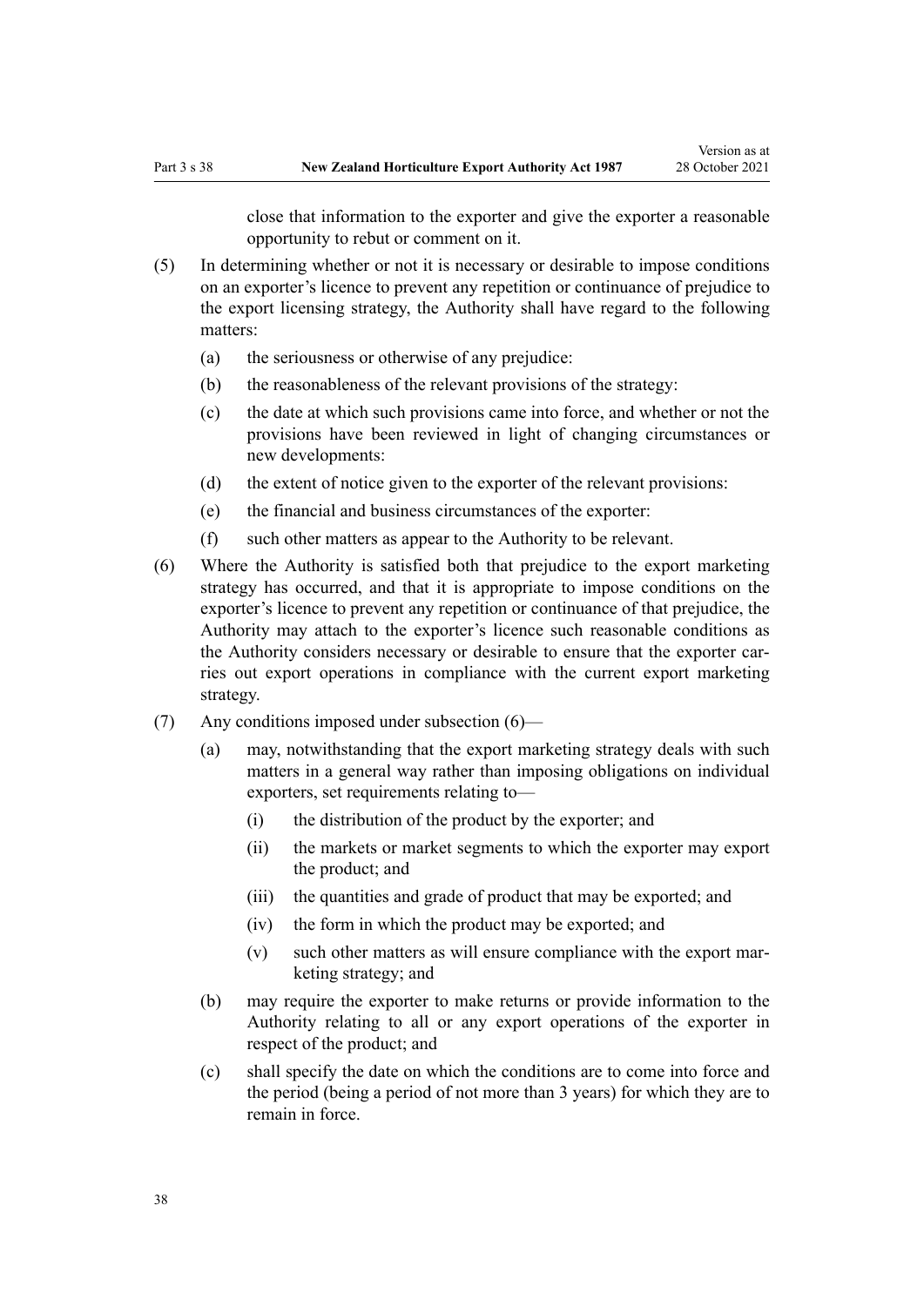close that information to the exporter and give the exporter a reasonable opportunity to rebut or comment on it.

(5) In determining whether or not it is necessary or desirable to impose conditions on an exporter's licence to prevent any repetition or continuance of prejudice to the export licensing strategy, the Authority shall have regard to the following matters:

- (a) the seriousness or otherwise of any prejudice:
- (b) the reasonableness of the relevant provisions of the strategy:
- (c) the date at which such provisions came into force, and whether or not the provisions have been reviewed in light of changing circumstances or new developments:
- (d) the extent of notice given to the exporter of the relevant provisions:
- (e) the financial and business circumstances of the exporter:
- (f) such other matters as appear to the Authority to be relevant.

(6) Where the Authority is satisfied both that prejudice to the export marketing strategy has occurred, and that it is appropriate to impose conditions on the exporter's licence to prevent any repetition or continuance of that prejudice, the Authority may attach to the exporter's licence such reasonable conditions as the Authority considers necessary or desirable to ensure that the exporter carries out export operations in compliance with the current export marketing strategy.

(7) Any conditions imposed under subsection (6)—

- (a) may, notwithstanding that the export marketing strategy deals with such matters in a general way rather than imposing obligations on individual exporters, set requirements relating to—
  - (i) the distribution of the product by the exporter; and
  - (ii) the markets or market segments to which the exporter may export the product; and
  - (iii) the quantities and grade of product that may be exported; and
  - (iv) the form in which the product may be exported; and
  - (v) such other matters as will ensure compliance with the export marketing strategy; and
- (b) may require the exporter to make returns or provide information to the Authority relating to all or any export operations of the exporter in respect of the product; and
- (c) shall specify the date on which the conditions are to come into force and the period (being a period of not more than 3 years) for which they are to remain in force.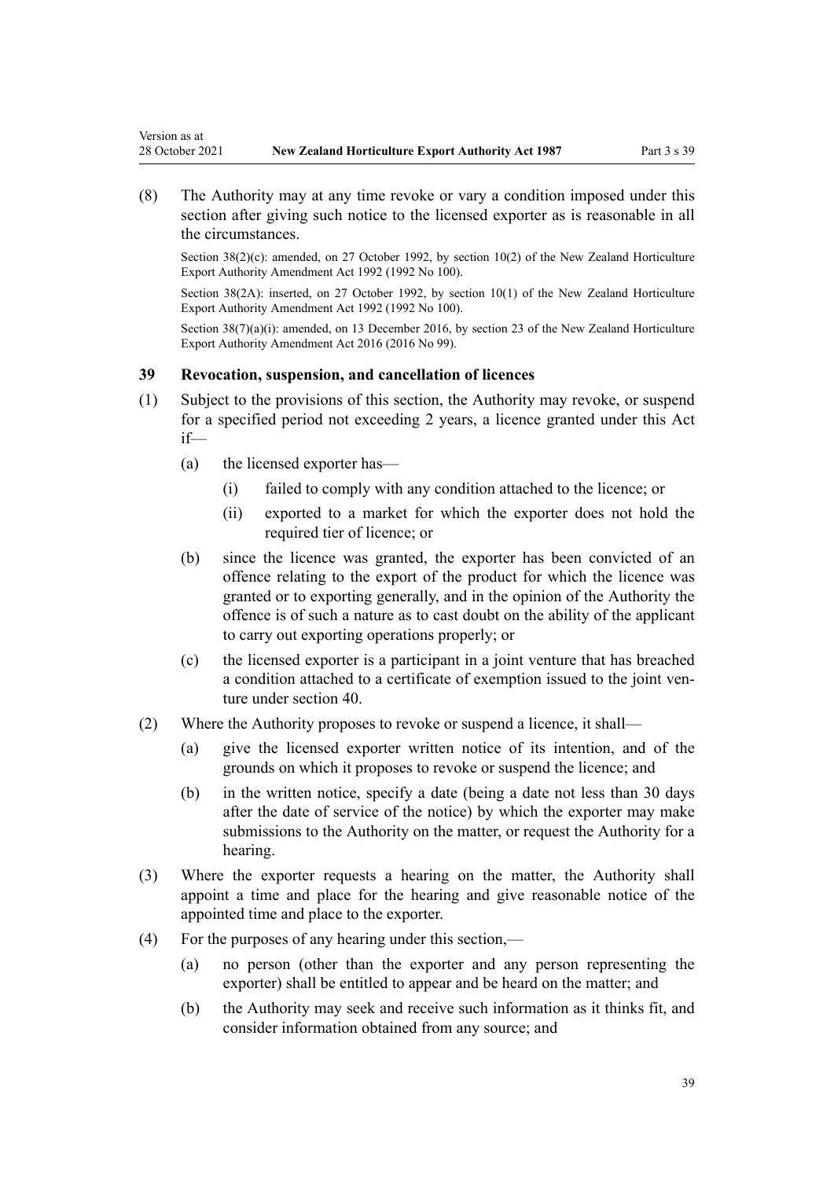(8) The Authority may at any time revoke or vary a condition imposed under this section after giving such notice to the licensed exporter as is reasonable in all the circumstances.

Section 38(2)(c): amended, on 27 October 1992, by section 10(2) of the New Zealand Horticulture Export Authority Amendment Act 1992 (1992 No 100).

Section 38(2A): inserted, on 27 October 1992, by section 10(1) of the New Zealand Horticulture Export Authority Amendment Act 1992 (1992 No 100).

Section 38(7)(a)(i): amended, on 13 December 2016, by section 23 of the New Zealand Horticulture Export Authority Amendment Act 2016 (2016 No 99).

### 39 Revocation, suspension, and cancellation of licences

(1) Subject to the provisions of this section, the Authority may revoke, or suspend for a specified period not exceeding 2 years, a licence granted under this Act if—

  (a) the licensed exporter has—

    (i) failed to comply with any condition attached to the licence; or

    (ii) exported to a market for which the exporter does not hold the required tier of licence; or

  (b) since the licence was granted, the exporter has been convicted of an offence relating to the export of the product for which the licence was granted or to exporting generally, and in the opinion of the Authority the offence is of such a nature as to cast doubt on the ability of the applicant to carry out exporting operations properly; or

  (c) the licensed exporter is a participant in a joint venture that has breached a condition attached to a certificate of exemption issued to the joint venture under section 40.

(2) Where the Authority proposes to revoke or suspend a licence, it shall—

  (a) give the licensed exporter written notice of its intention, and of the grounds on which it proposes to revoke or suspend the licence; and

  (b) in the written notice, specify a date (being a date not less than 30 days after the date of service of the notice) by which the exporter may make submissions to the Authority on the matter, or request the Authority for a hearing.

(3) Where the exporter requests a hearing on the matter, the Authority shall appoint a time and place for the hearing and give reasonable notice of the appointed time and place to the exporter.

(4) For the purposes of any hearing under this section,—

  (a) no person (other than the exporter and any person representing the exporter) shall be entitled to appear and be heard on the matter; and

  (b) the Authority may seek and receive such information as it thinks fit, and consider information obtained from any source; and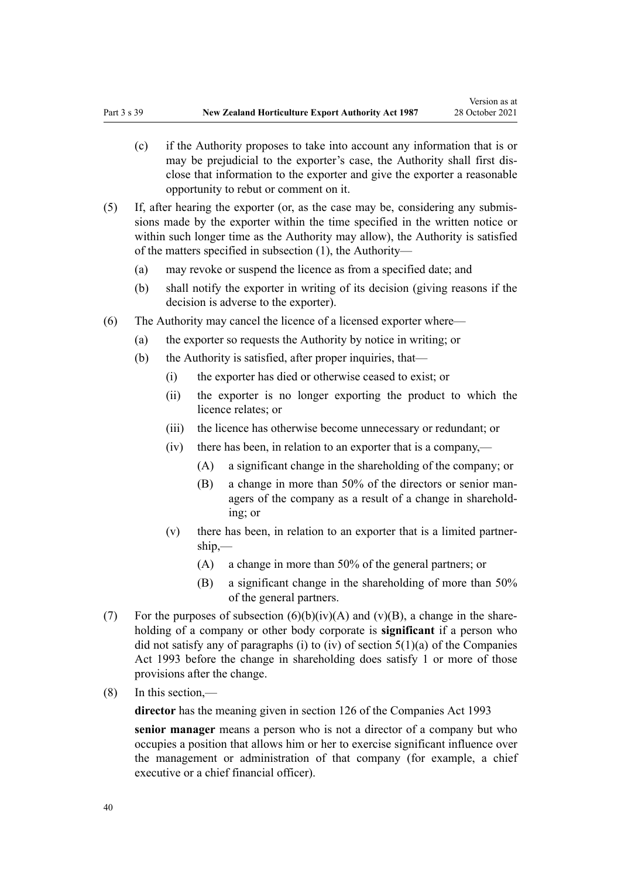(c) if the Authority proposes to take into account any information that is or may be prejudicial to the exporter's case, the Authority shall first disclose that information to the exporter and give the exporter a reasonable opportunity to rebut or comment on it.

(5) If, after hearing the exporter (or, as the case may be, considering any submissions made by the exporter within the time specified in the written notice or within such longer time as the Authority may allow), the Authority is satisfied of the matters specified in subsection (1), the Authority—

(a) may revoke or suspend the licence as from a specified date; and

(b) shall notify the exporter in writing of its decision (giving reasons if the decision is adverse to the exporter).

(6) The Authority may cancel the licence of a licensed exporter where—

(a) the exporter so requests the Authority by notice in writing; or

(b) the Authority is satisfied, after proper inquiries, that—

(i) the exporter has died or otherwise ceased to exist; or

(ii) the exporter is no longer exporting the product to which the licence relates; or

(iii) the licence has otherwise become unnecessary or redundant; or

(iv) there has been, in relation to an exporter that is a company,—

(A) a significant change in the shareholding of the company; or

(B) a change in more than 50% of the directors or senior managers of the company as a result of a change in shareholding; or

(v) there has been, in relation to an exporter that is a limited partnership,—

(A) a change in more than 50% of the general partners; or

(B) a significant change in the shareholding of more than 50% of the general partners.

(7) For the purposes of subsection (6)(b)(iv)(A) and (v)(B), a change in the shareholding of a company or other body corporate is **significant** if a person who did not satisfy any of paragraphs (i) to (iv) of section 5(1)(a) of the Companies Act 1993 before the change in shareholding does satisfy 1 or more of those provisions after the change.

(8) In this section,—

**director** has the meaning given in section 126 of the Companies Act 1993

**senior manager** means a person who is not a director of a company but who occupies a position that allows him or her to exercise significant influence over the management or administration of that company (for example, a chief executive or a chief financial officer).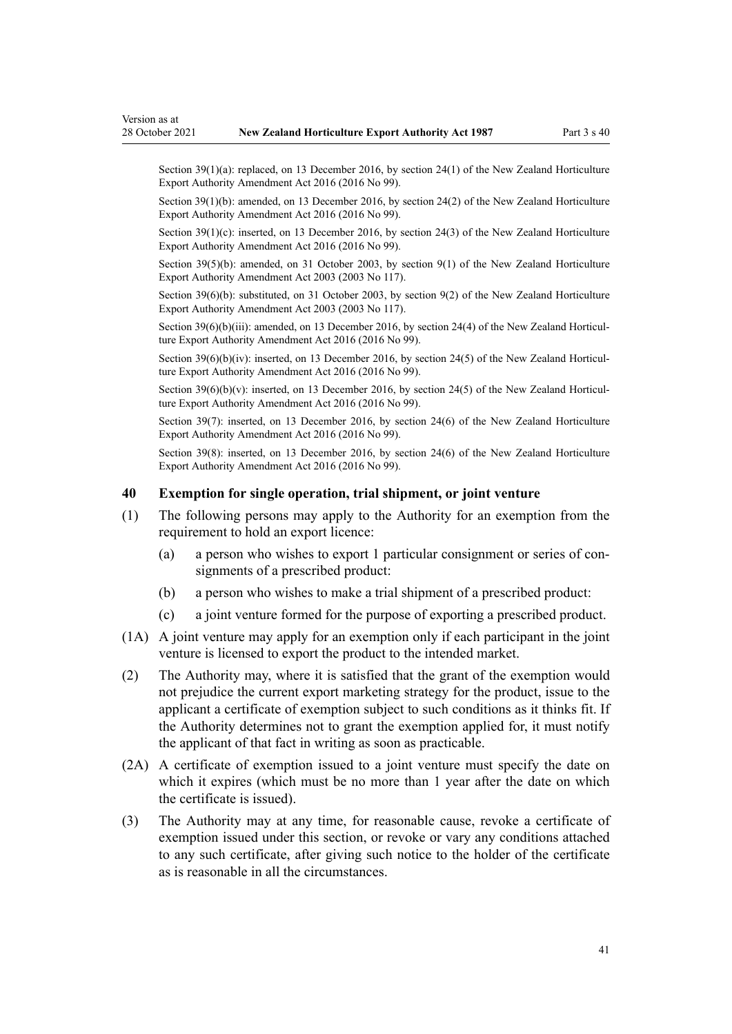Section 39(1)(a): replaced, on 13 December 2016, by section 24(1) of the New Zealand Horticulture Export Authority Amendment Act 2016 (2016 No 99).

Section 39(1)(b): amended, on 13 December 2016, by section 24(2) of the New Zealand Horticulture Export Authority Amendment Act 2016 (2016 No 99).

Section 39(1)(c): inserted, on 13 December 2016, by section 24(3) of the New Zealand Horticulture Export Authority Amendment Act 2016 (2016 No 99).

Section 39(5)(b): amended, on 31 October 2003, by section 9(1) of the New Zealand Horticulture Export Authority Amendment Act 2003 (2003 No 117).

Section 39(6)(b): substituted, on 31 October 2003, by section 9(2) of the New Zealand Horticulture Export Authority Amendment Act 2003 (2003 No 117).

Section 39(6)(b)(iii): amended, on 13 December 2016, by section 24(4) of the New Zealand Horticulture Export Authority Amendment Act 2016 (2016 No 99).

Section 39(6)(b)(iv): inserted, on 13 December 2016, by section 24(5) of the New Zealand Horticulture Export Authority Amendment Act 2016 (2016 No 99).

Section 39(6)(b)(v): inserted, on 13 December 2016, by section 24(5) of the New Zealand Horticulture Export Authority Amendment Act 2016 (2016 No 99).

Section 39(7): inserted, on 13 December 2016, by section 24(6) of the New Zealand Horticulture Export Authority Amendment Act 2016 (2016 No 99).

Section 39(8): inserted, on 13 December 2016, by section 24(6) of the New Zealand Horticulture Export Authority Amendment Act 2016 (2016 No 99).

### 40 Exemption for single operation, trial shipment, or joint venture

(1) The following persons may apply to the Authority for an exemption from the requirement to hold an export licence:

 (a) a person who wishes to export 1 particular consignment or series of consignments of a prescribed product:

 (b) a person who wishes to make a trial shipment of a prescribed product:

 (c) a joint venture formed for the purpose of exporting a prescribed product.

(1A) A joint venture may apply for an exemption only if each participant in the joint venture is licensed to export the product to the intended market.

(2) The Authority may, where it is satisfied that the grant of the exemption would not prejudice the current export marketing strategy for the product, issue to the applicant a certificate of exemption subject to such conditions as it thinks fit. If the Authority determines not to grant the exemption applied for, it must notify the applicant of that fact in writing as soon as practicable.

(2A) A certificate of exemption issued to a joint venture must specify the date on which it expires (which must be no more than 1 year after the date on which the certificate is issued).

(3) The Authority may at any time, for reasonable cause, revoke a certificate of exemption issued under this section, or revoke or vary any conditions attached to any such certificate, after giving such notice to the holder of the certificate as is reasonable in all the circumstances.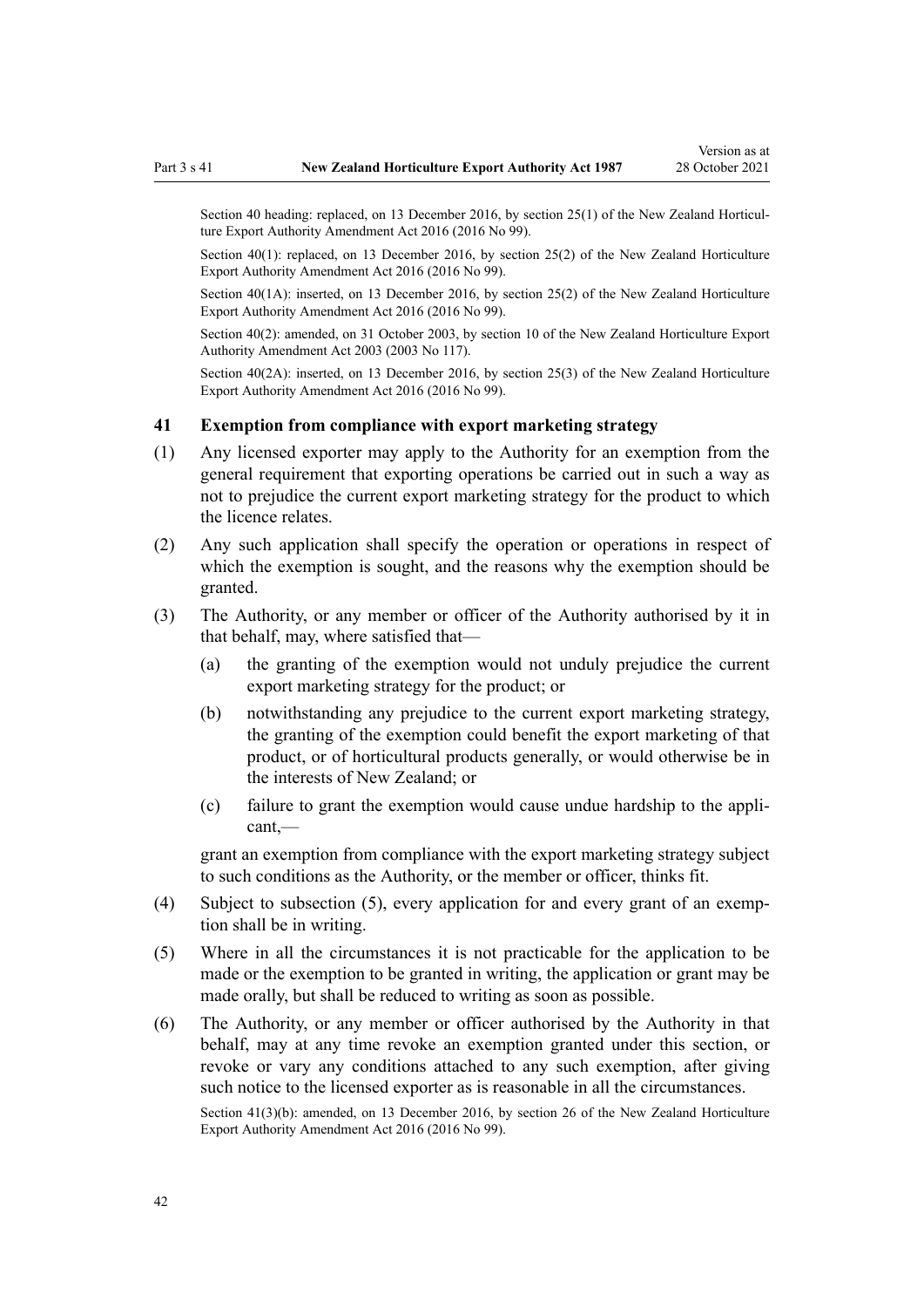Section 40 heading: replaced, on 13 December 2016, by section 25(1) of the New Zealand Horticulture Export Authority Amendment Act 2016 (2016 No 99).

Section 40(1): replaced, on 13 December 2016, by section 25(2) of the New Zealand Horticulture Export Authority Amendment Act 2016 (2016 No 99).

Section 40(1A): inserted, on 13 December 2016, by section 25(2) of the New Zealand Horticulture Export Authority Amendment Act 2016 (2016 No 99).

Section 40(2): amended, on 31 October 2003, by section 10 of the New Zealand Horticulture Export Authority Amendment Act 2003 (2003 No 117).

Section 40(2A): inserted, on 13 December 2016, by section 25(3) of the New Zealand Horticulture Export Authority Amendment Act 2016 (2016 No 99).

### 41 Exemption from compliance with export marketing strategy

(1) Any licensed exporter may apply to the Authority for an exemption from the general requirement that exporting operations be carried out in such a way as not to prejudice the current export marketing strategy for the product to which the licence relates.

(2) Any such application shall specify the operation or operations in respect of which the exemption is sought, and the reasons why the exemption should be granted.

(3) The Authority, or any member or officer of the Authority authorised by it in that behalf, may, where satisfied that—

(a) the granting of the exemption would not unduly prejudice the current export marketing strategy for the product; or

(b) notwithstanding any prejudice to the current export marketing strategy, the granting of the exemption could benefit the export marketing of that product, or of horticultural products generally, or would otherwise be in the interests of New Zealand; or

(c) failure to grant the exemption would cause undue hardship to the applicant,—

grant an exemption from compliance with the export marketing strategy subject to such conditions as the Authority, or the member or officer, thinks fit.

(4) Subject to subsection (5), every application for and every grant of an exemption shall be in writing.

(5) Where in all the circumstances it is not practicable for the application to be made or the exemption to be granted in writing, the application or grant may be made orally, but shall be reduced to writing as soon as possible.

(6) The Authority, or any member or officer authorised by the Authority in that behalf, may at any time revoke an exemption granted under this section, or revoke or vary any conditions attached to any such exemption, after giving such notice to the licensed exporter as is reasonable in all the circumstances.

Section 41(3)(b): amended, on 13 December 2016, by section 26 of the New Zealand Horticulture Export Authority Amendment Act 2016 (2016 No 99).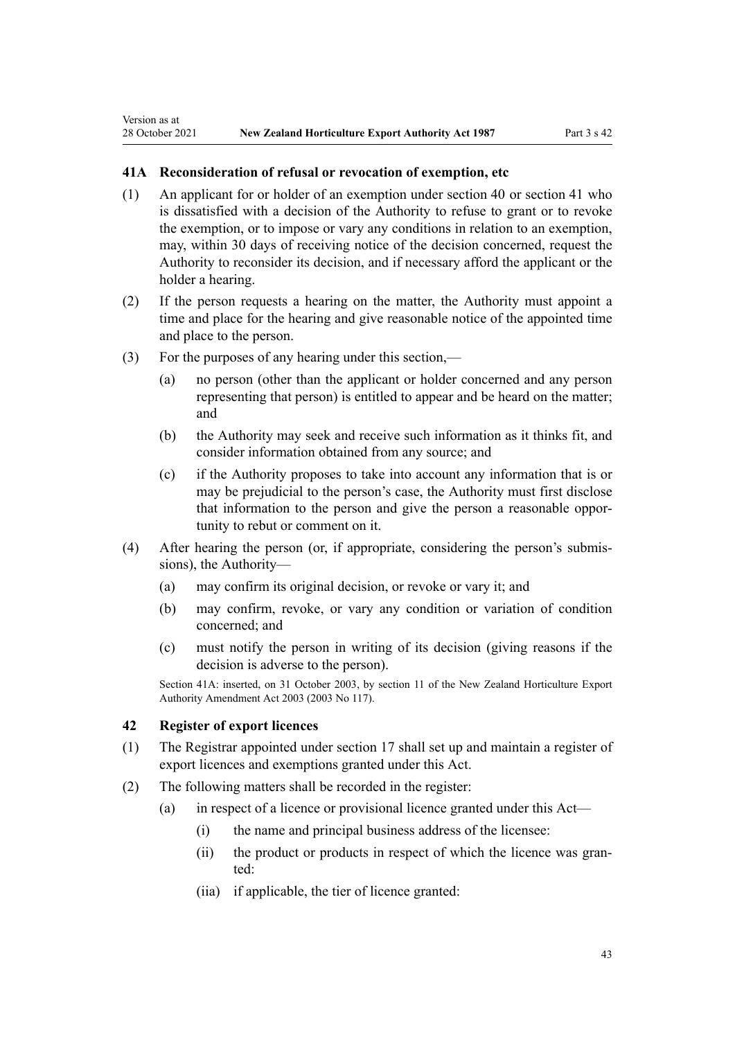### 41A Reconsideration of refusal or revocation of exemption, etc

(1) An applicant for or holder of an exemption under section 40 or section 41 who is dissatisfied with a decision of the Authority to refuse to grant or to revoke the exemption, or to impose or vary any conditions in relation to an exemption, may, within 30 days of receiving notice of the decision concerned, request the Authority to reconsider its decision, and if necessary afford the applicant or the holder a hearing.

(2) If the person requests a hearing on the matter, the Authority must appoint a time and place for the hearing and give reasonable notice of the appointed time and place to the person.

(3) For the purposes of any hearing under this section,—

- (a) no person (other than the applicant or holder concerned and any person representing that person) is entitled to appear and be heard on the matter; and
- (b) the Authority may seek and receive such information as it thinks fit, and consider information obtained from any source; and
- (c) if the Authority proposes to take into account any information that is or may be prejudicial to the person's case, the Authority must first disclose that information to the person and give the person a reasonable opportunity to rebut or comment on it.

(4) After hearing the person (or, if appropriate, considering the person's submissions), the Authority—

- (a) may confirm its original decision, or revoke or vary it; and
- (b) may confirm, revoke, or vary any condition or variation of condition concerned; and
- (c) must notify the person in writing of its decision (giving reasons if the decision is adverse to the person).

Section 41A: inserted, on 31 October 2003, by section 11 of the New Zealand Horticulture Export Authority Amendment Act 2003 (2003 No 117).

### 42 Register of export licences

(1) The Registrar appointed under section 17 shall set up and maintain a register of export licences and exemptions granted under this Act.

(2) The following matters shall be recorded in the register:

- (a) in respect of a licence or provisional licence granted under this Act—
  - (i) the name and principal business address of the licensee:
  - (ii) the product or products in respect of which the licence was granted:
  - (iia) if applicable, the tier of licence granted: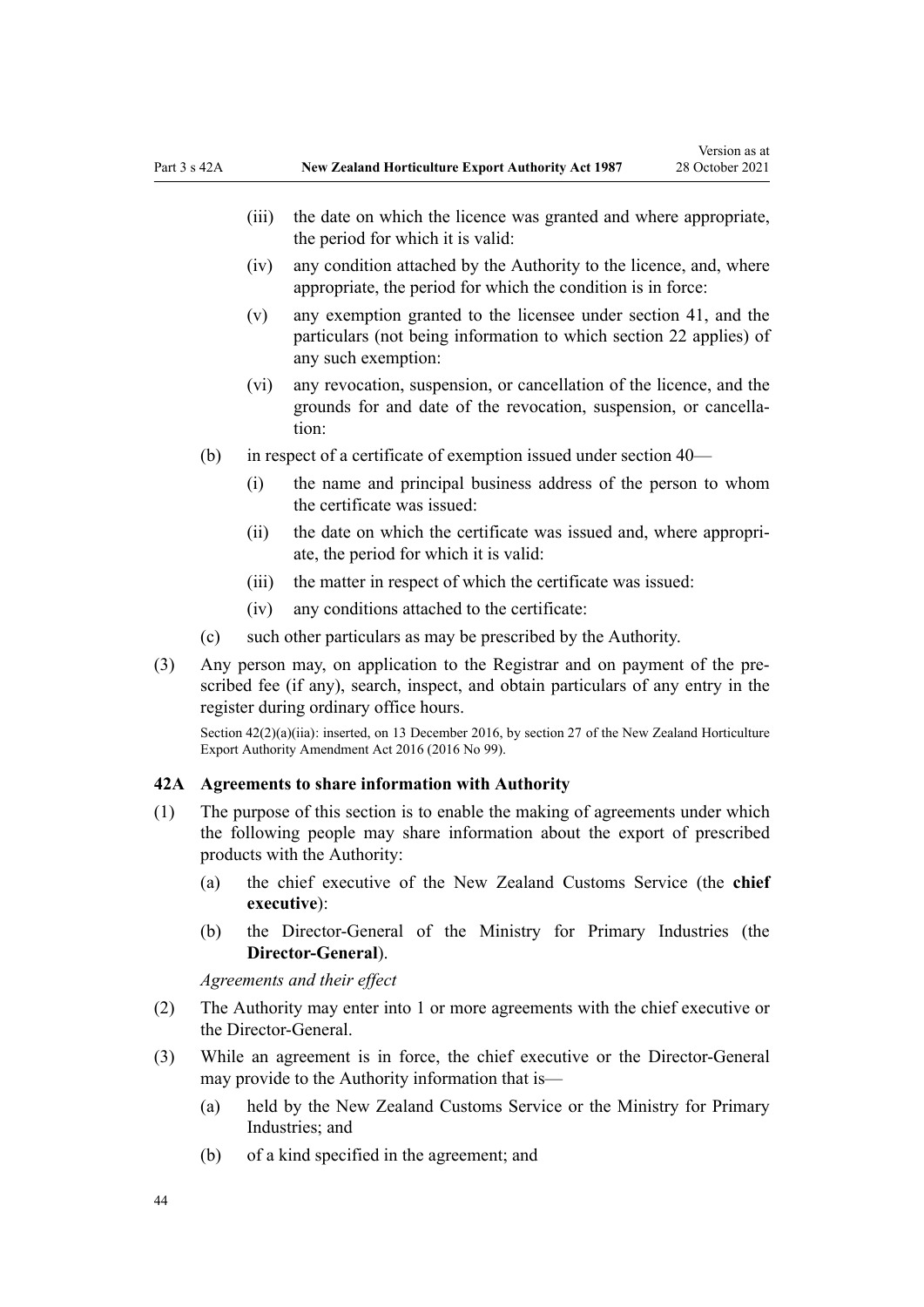(iii) the date on which the licence was granted and where appropriate, the period for which it is valid:

(iv) any condition attached by the Authority to the licence, and, where appropriate, the period for which the condition is in force:

(v) any exemption granted to the licensee under section 41, and the particulars (not being information to which section 22 applies) of any such exemption:

(vi) any revocation, suspension, or cancellation of the licence, and the grounds for and date of the revocation, suspension, or cancellation:

(b) in respect of a certificate of exemption issued under section 40—

(i) the name and principal business address of the person to whom the certificate was issued:

(ii) the date on which the certificate was issued and, where appropriate, the period for which it is valid:

(iii) the matter in respect of which the certificate was issued:

(iv) any conditions attached to the certificate:

(c) such other particulars as may be prescribed by the Authority.

(3) Any person may, on application to the Registrar and on payment of the prescribed fee (if any), search, inspect, and obtain particulars of any entry in the register during ordinary office hours.

Section 42(2)(a)(iia): inserted, on 13 December 2016, by section 27 of the New Zealand Horticulture Export Authority Amendment Act 2016 (2016 No 99).

### 42A Agreements to share information with Authority

(1) The purpose of this section is to enable the making of agreements under which the following people may share information about the export of prescribed products with the Authority:

(a) the chief executive of the New Zealand Customs Service (the **chief executive**):

(b) the Director-General of the Ministry for Primary Industries (the **Director-General**).

*Agreements and their effect*

(2) The Authority may enter into 1 or more agreements with the chief executive or the Director-General.

(3) While an agreement is in force, the chief executive or the Director-General may provide to the Authority information that is—

(a) held by the New Zealand Customs Service or the Ministry for Primary Industries; and

(b) of a kind specified in the agreement; and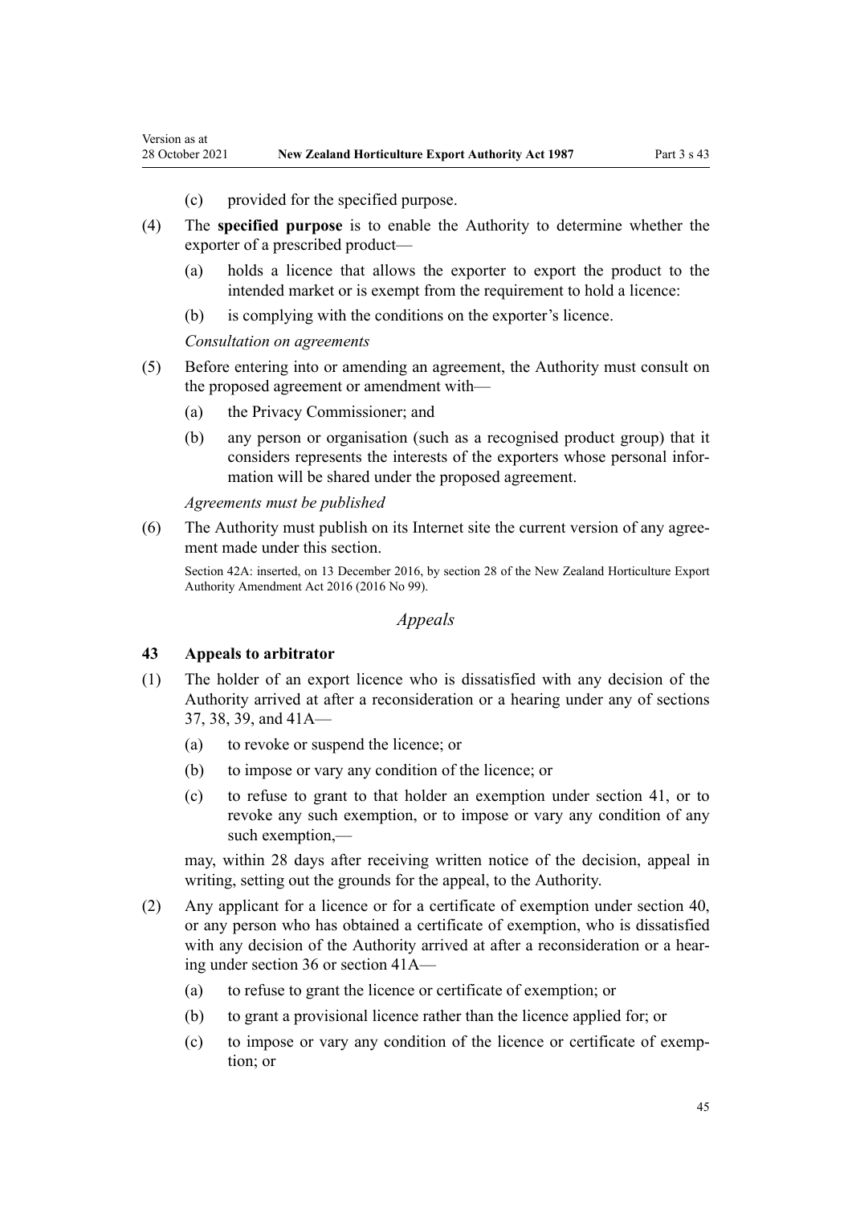(c) provided for the specified purpose.

(4) The **specified purpose** is to enable the Authority to determine whether the exporter of a prescribed product—

(a) holds a licence that allows the exporter to export the product to the intended market or is exempt from the requirement to hold a licence:

(b) is complying with the conditions on the exporter's licence.

*Consultation on agreements*

(5) Before entering into or amending an agreement, the Authority must consult on the proposed agreement or amendment with—

(a) the Privacy Commissioner; and

(b) any person or organisation (such as a recognised product group) that it considers represents the interests of the exporters whose personal information will be shared under the proposed agreement.

*Agreements must be published*

(6) The Authority must publish on its Internet site the current version of any agreement made under this section.

Section 42A: inserted, on 13 December 2016, by section 28 of the New Zealand Horticulture Export Authority Amendment Act 2016 (2016 No 99).

## *Appeals*

### 43 Appeals to arbitrator

(1) The holder of an export licence who is dissatisfied with any decision of the Authority arrived at after a reconsideration or a hearing under any of sections 37, 38, 39, and 41A—

(a) to revoke or suspend the licence; or

(b) to impose or vary any condition of the licence; or

(c) to refuse to grant to that holder an exemption under section 41, or to revoke any such exemption, or to impose or vary any condition of any such exemption,—

may, within 28 days after receiving written notice of the decision, appeal in writing, setting out the grounds for the appeal, to the Authority.

(2) Any applicant for a licence or for a certificate of exemption under section 40, or any person who has obtained a certificate of exemption, who is dissatisfied with any decision of the Authority arrived at after a reconsideration or a hearing under section 36 or section 41A—

(a) to refuse to grant the licence or certificate of exemption; or

(b) to grant a provisional licence rather than the licence applied for; or

(c) to impose or vary any condition of the licence or certificate of exemption; or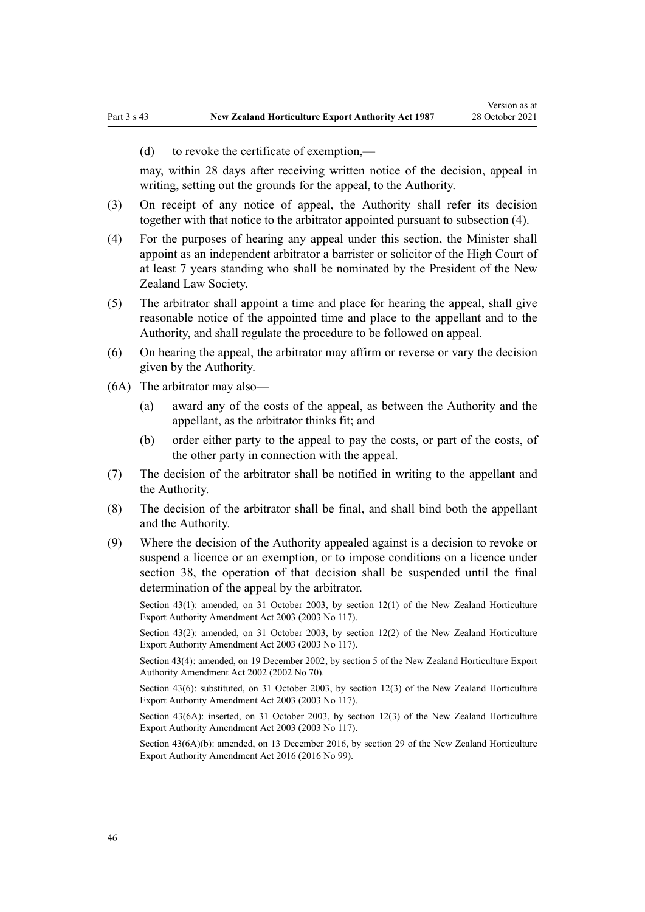(d) to revoke the certificate of exemption,—

may, within 28 days after receiving written notice of the decision, appeal in writing, setting out the grounds for the appeal, to the Authority.

(3) On receipt of any notice of appeal, the Authority shall refer its decision together with that notice to the arbitrator appointed pursuant to subsection (4).

(4) For the purposes of hearing any appeal under this section, the Minister shall appoint as an independent arbitrator a barrister or solicitor of the High Court of at least 7 years standing who shall be nominated by the President of the New Zealand Law Society.

(5) The arbitrator shall appoint a time and place for hearing the appeal, shall give reasonable notice of the appointed time and place to the appellant and to the Authority, and shall regulate the procedure to be followed on appeal.

(6) On hearing the appeal, the arbitrator may affirm or reverse or vary the decision given by the Authority.

(6A) The arbitrator may also—

(a) award any of the costs of the appeal, as between the Authority and the appellant, as the arbitrator thinks fit; and

(b) order either party to the appeal to pay the costs, or part of the costs, of the other party in connection with the appeal.

(7) The decision of the arbitrator shall be notified in writing to the appellant and the Authority.

(8) The decision of the arbitrator shall be final, and shall bind both the appellant and the Authority.

(9) Where the decision of the Authority appealed against is a decision to revoke or suspend a licence or an exemption, or to impose conditions on a licence under section 38, the operation of that decision shall be suspended until the final determination of the appeal by the arbitrator.

Section 43(1): amended, on 31 October 2003, by section 12(1) of the New Zealand Horticulture Export Authority Amendment Act 2003 (2003 No 117).

Section 43(2): amended, on 31 October 2003, by section 12(2) of the New Zealand Horticulture Export Authority Amendment Act 2003 (2003 No 117).

Section 43(4): amended, on 19 December 2002, by section 5 of the New Zealand Horticulture Export Authority Amendment Act 2002 (2002 No 70).

Section 43(6): substituted, on 31 October 2003, by section 12(3) of the New Zealand Horticulture Export Authority Amendment Act 2003 (2003 No 117).

Section 43(6A): inserted, on 31 October 2003, by section 12(3) of the New Zealand Horticulture Export Authority Amendment Act 2003 (2003 No 117).

Section 43(6A)(b): amended, on 13 December 2016, by section 29 of the New Zealand Horticulture Export Authority Amendment Act 2016 (2016 No 99).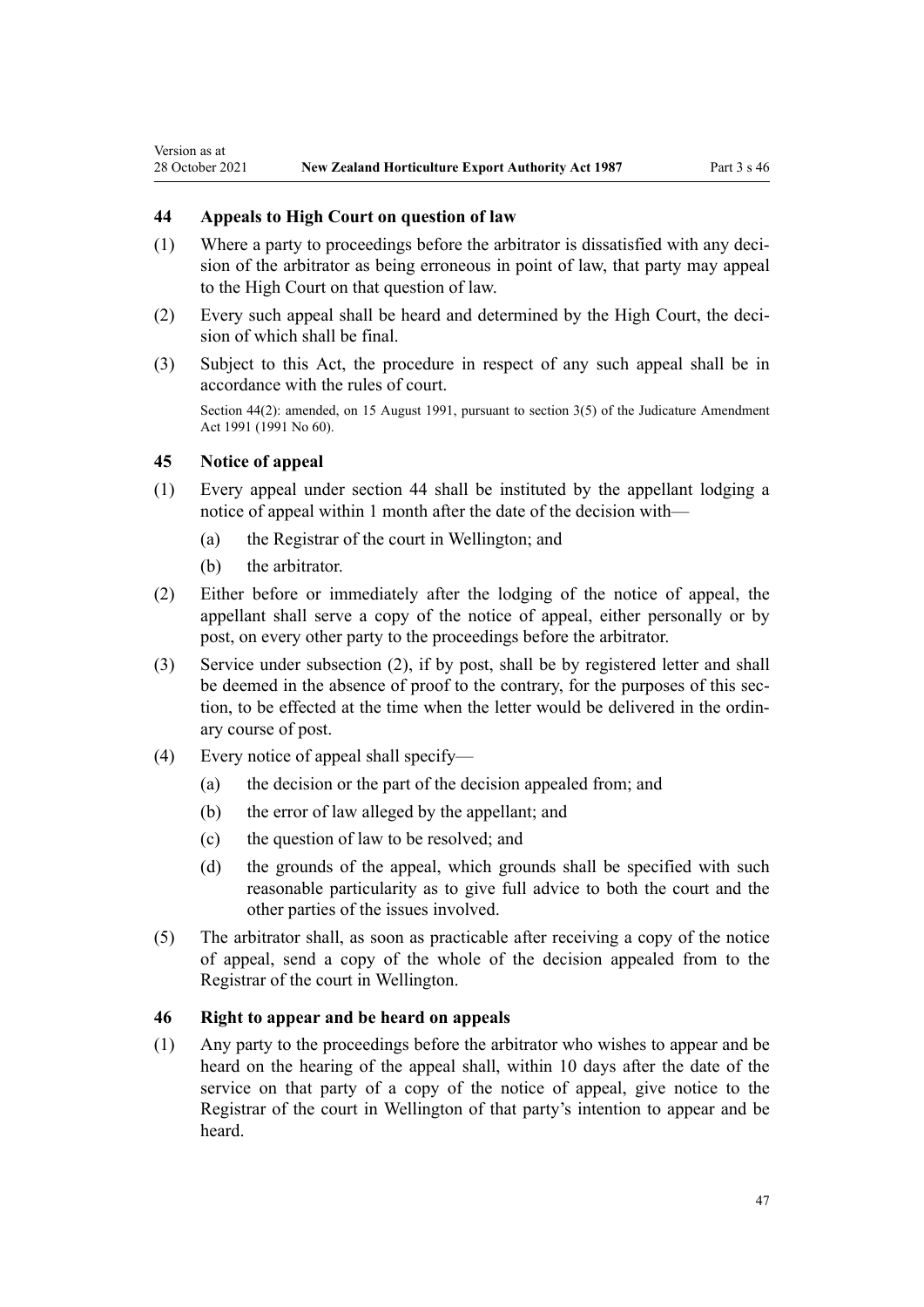### 44 Appeals to High Court on question of law

(1) Where a party to proceedings before the arbitrator is dissatisfied with any decision of the arbitrator as being erroneous in point of law, that party may appeal to the High Court on that question of law.

(2) Every such appeal shall be heard and determined by the High Court, the decision of which shall be final.

(3) Subject to this Act, the procedure in respect of any such appeal shall be in accordance with the rules of court.

Section 44(2): amended, on 15 August 1991, pursuant to section 3(5) of the Judicature Amendment Act 1991 (1991 No 60).

### 45 Notice of appeal

(1) Every appeal under section 44 shall be instituted by the appellant lodging a notice of appeal within 1 month after the date of the decision with—

(a) the Registrar of the court in Wellington; and

(b) the arbitrator.

(2) Either before or immediately after the lodging of the notice of appeal, the appellant shall serve a copy of the notice of appeal, either personally or by post, on every other party to the proceedings before the arbitrator.

(3) Service under subsection (2), if by post, shall be by registered letter and shall be deemed in the absence of proof to the contrary, for the purposes of this section, to be effected at the time when the letter would be delivered in the ordinary course of post.

(4) Every notice of appeal shall specify—

(a) the decision or the part of the decision appealed from; and

(b) the error of law alleged by the appellant; and

(c) the question of law to be resolved; and

(d) the grounds of the appeal, which grounds shall be specified with such reasonable particularity as to give full advice to both the court and the other parties of the issues involved.

(5) The arbitrator shall, as soon as practicable after receiving a copy of the notice of appeal, send a copy of the whole of the decision appealed from to the Registrar of the court in Wellington.

### 46 Right to appear and be heard on appeals

(1) Any party to the proceedings before the arbitrator who wishes to appear and be heard on the hearing of the appeal shall, within 10 days after the date of the service on that party of a copy of the notice of appeal, give notice to the Registrar of the court in Wellington of that party's intention to appear and be heard.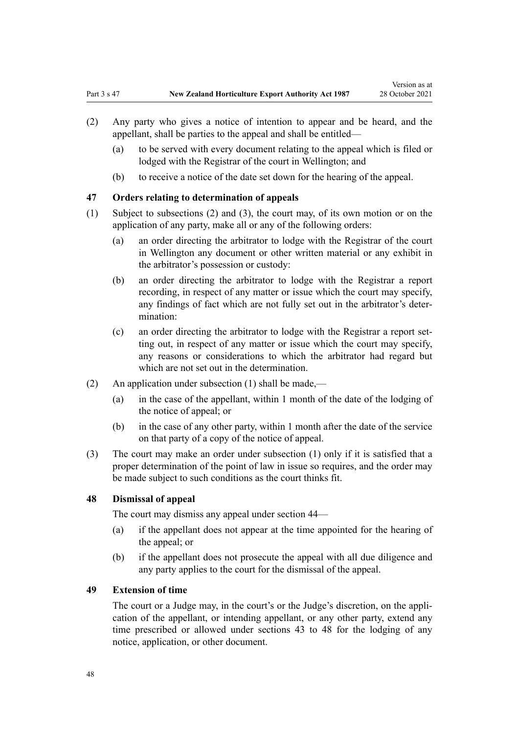(2) Any party who gives a notice of intention to appear and be heard, and the appellant, shall be parties to the appeal and shall be entitled—

  (a) to be served with every document relating to the appeal which is filed or lodged with the Registrar of the court in Wellington; and

  (b) to receive a notice of the date set down for the hearing of the appeal.

### 47 Orders relating to determination of appeals

(1) Subject to subsections (2) and (3), the court may, of its own motion or on the application of any party, make all or any of the following orders:

  (a) an order directing the arbitrator to lodge with the Registrar of the court in Wellington any document or other written material or any exhibit in the arbitrator's possession or custody:

  (b) an order directing the arbitrator to lodge with the Registrar a report recording, in respect of any matter or issue which the court may specify, any findings of fact which are not fully set out in the arbitrator's determination:

  (c) an order directing the arbitrator to lodge with the Registrar a report setting out, in respect of any matter or issue which the court may specify, any reasons or considerations to which the arbitrator had regard but which are not set out in the determination.

(2) An application under subsection (1) shall be made,—

  (a) in the case of the appellant, within 1 month of the date of the lodging of the notice of appeal; or

  (b) in the case of any other party, within 1 month after the date of the service on that party of a copy of the notice of appeal.

(3) The court may make an order under subsection (1) only if it is satisfied that a proper determination of the point of law in issue so requires, and the order may be made subject to such conditions as the court thinks fit.

### 48 Dismissal of appeal

The court may dismiss any appeal under section 44—

  (a) if the appellant does not appear at the time appointed for the hearing of the appeal; or

  (b) if the appellant does not prosecute the appeal with all due diligence and any party applies to the court for the dismissal of the appeal.

### 49 Extension of time

The court or a Judge may, in the court's or the Judge's discretion, on the application of the appellant, or intending appellant, or any other party, extend any time prescribed or allowed under sections 43 to 48 for the lodging of any notice, application, or other document.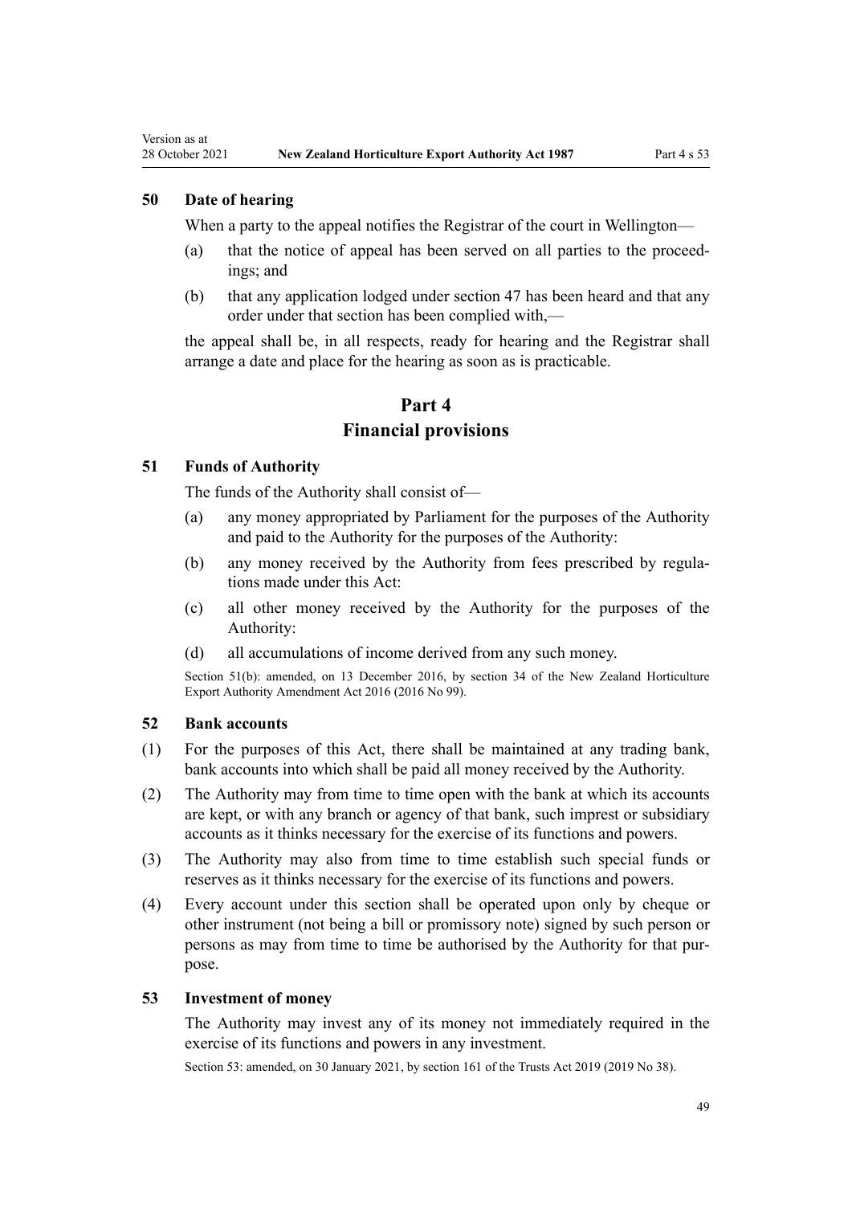### 50 Date of hearing

When a party to the appeal notifies the Registrar of the court in Wellington—

(a) that the notice of appeal has been served on all parties to the proceedings; and

(b) that any application lodged under section 47 has been heard and that any order under that section has been complied with,—

the appeal shall be, in all respects, ready for hearing and the Registrar shall arrange a date and place for the hearing as soon as is practicable.

## Part 4
## Financial provisions

### 51 Funds of Authority

The funds of the Authority shall consist of—

(a) any money appropriated by Parliament for the purposes of the Authority and paid to the Authority for the purposes of the Authority:

(b) any money received by the Authority from fees prescribed by regulations made under this Act:

(c) all other money received by the Authority for the purposes of the Authority:

(d) all accumulations of income derived from any such money.

Section 51(b): amended, on 13 December 2016, by section 34 of the New Zealand Horticulture Export Authority Amendment Act 2016 (2016 No 99).

### 52 Bank accounts

(1) For the purposes of this Act, there shall be maintained at any trading bank, bank accounts into which shall be paid all money received by the Authority.

(2) The Authority may from time to time open with the bank at which its accounts are kept, or with any branch or agency of that bank, such imprest or subsidiary accounts as it thinks necessary for the exercise of its functions and powers.

(3) The Authority may also from time to time establish such special funds or reserves as it thinks necessary for the exercise of its functions and powers.

(4) Every account under this section shall be operated upon only by cheque or other instrument (not being a bill or promissory note) signed by such person or persons as may from time to time be authorised by the Authority for that purpose.

### 53 Investment of money

The Authority may invest any of its money not immediately required in the exercise of its functions and powers in any investment.

Section 53: amended, on 30 January 2021, by section 161 of the Trusts Act 2019 (2019 No 38).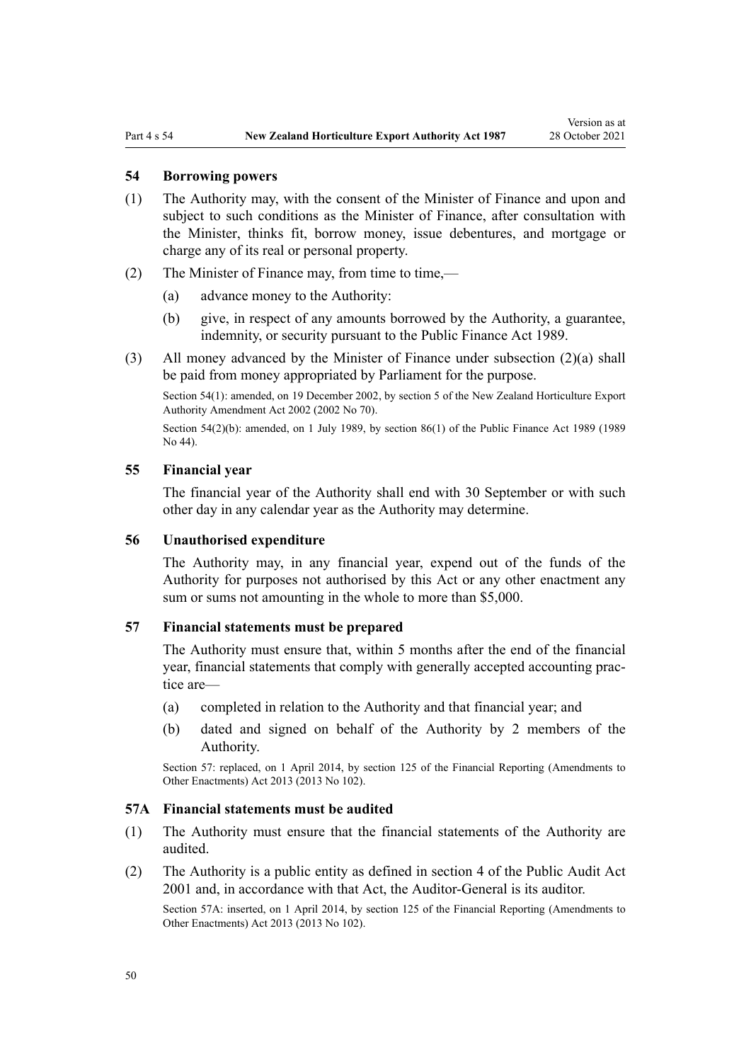### 54 Borrowing powers

(1) The Authority may, with the consent of the Minister of Finance and upon and subject to such conditions as the Minister of Finance, after consultation with the Minister, thinks fit, borrow money, issue debentures, and mortgage or charge any of its real or personal property.

(2) The Minister of Finance may, from time to time,—

(a) advance money to the Authority:

(b) give, in respect of any amounts borrowed by the Authority, a guarantee, indemnity, or security pursuant to the Public Finance Act 1989.

(3) All money advanced by the Minister of Finance under subsection (2)(a) shall be paid from money appropriated by Parliament for the purpose.

Section 54(1): amended, on 19 December 2002, by section 5 of the New Zealand Horticulture Export Authority Amendment Act 2002 (2002 No 70).

Section 54(2)(b): amended, on 1 July 1989, by section 86(1) of the Public Finance Act 1989 (1989 No 44).

### 55 Financial year

The financial year of the Authority shall end with 30 September or with such other day in any calendar year as the Authority may determine.

### 56 Unauthorised expenditure

The Authority may, in any financial year, expend out of the funds of the Authority for purposes not authorised by this Act or any other enactment any sum or sums not amounting in the whole to more than $5,000.

### 57 Financial statements must be prepared

The Authority must ensure that, within 5 months after the end of the financial year, financial statements that comply with generally accepted accounting practice are—

(a) completed in relation to the Authority and that financial year; and

(b) dated and signed on behalf of the Authority by 2 members of the Authority.

Section 57: replaced, on 1 April 2014, by section 125 of the Financial Reporting (Amendments to Other Enactments) Act 2013 (2013 No 102).

### 57A Financial statements must be audited

(1) The Authority must ensure that the financial statements of the Authority are audited.

(2) The Authority is a public entity as defined in section 4 of the Public Audit Act 2001 and, in accordance with that Act, the Auditor-General is its auditor.

Section 57A: inserted, on 1 April 2014, by section 125 of the Financial Reporting (Amendments to Other Enactments) Act 2013 (2013 No 102).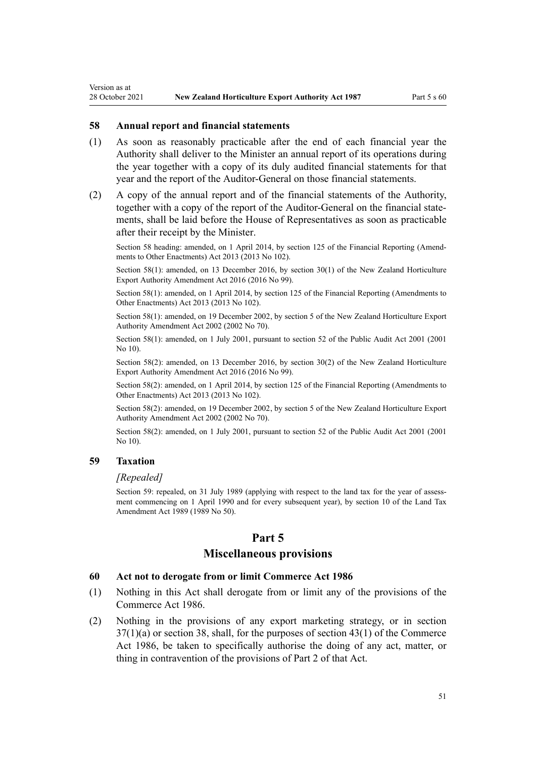### 58 Annual report and financial statements

(1) As soon as reasonably practicable after the end of each financial year the Authority shall deliver to the Minister an annual report of its operations during the year together with a copy of its duly audited financial statements for that year and the report of the Auditor-General on those financial statements.

(2) A copy of the annual report and of the financial statements of the Authority, together with a copy of the report of the Auditor-General on the financial statements, shall be laid before the House of Representatives as soon as practicable after their receipt by the Minister.

Section 58 heading: amended, on 1 April 2014, by section 125 of the Financial Reporting (Amendments to Other Enactments) Act 2013 (2013 No 102).

Section 58(1): amended, on 13 December 2016, by section 30(1) of the New Zealand Horticulture Export Authority Amendment Act 2016 (2016 No 99).

Section 58(1): amended, on 1 April 2014, by section 125 of the Financial Reporting (Amendments to Other Enactments) Act 2013 (2013 No 102).

Section 58(1): amended, on 19 December 2002, by section 5 of the New Zealand Horticulture Export Authority Amendment Act 2002 (2002 No 70).

Section 58(1): amended, on 1 July 2001, pursuant to section 52 of the Public Audit Act 2001 (2001 No 10).

Section 58(2): amended, on 13 December 2016, by section 30(2) of the New Zealand Horticulture Export Authority Amendment Act 2016 (2016 No 99).

Section 58(2): amended, on 1 April 2014, by section 125 of the Financial Reporting (Amendments to Other Enactments) Act 2013 (2013 No 102).

Section 58(2): amended, on 19 December 2002, by section 5 of the New Zealand Horticulture Export Authority Amendment Act 2002 (2002 No 70).

Section 58(2): amended, on 1 July 2001, pursuant to section 52 of the Public Audit Act 2001 (2001 No 10).

### 59 Taxation

*[Repealed]*

Section 59: repealed, on 31 July 1989 (applying with respect to the land tax for the year of assessment commencing on 1 April 1990 and for every subsequent year), by section 10 of the Land Tax Amendment Act 1989 (1989 No 50).

## Part 5
## Miscellaneous provisions

### 60 Act not to derogate from or limit Commerce Act 1986

(1) Nothing in this Act shall derogate from or limit any of the provisions of the Commerce Act 1986.

(2) Nothing in the provisions of any export marketing strategy, or in section 37(1)(a) or section 38, shall, for the purposes of section 43(1) of the Commerce Act 1986, be taken to specifically authorise the doing of any act, matter, or thing in contravention of the provisions of Part 2 of that Act.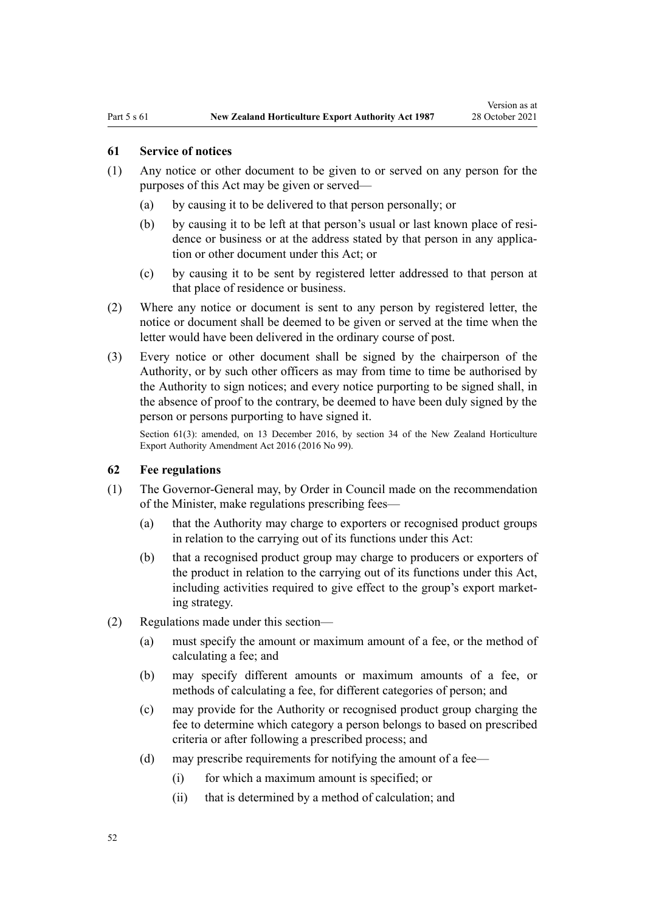### 61 Service of notices

(1) Any notice or other document to be given to or served on any person for the purposes of this Act may be given or served—

  (a) by causing it to be delivered to that person personally; or

  (b) by causing it to be left at that person's usual or last known place of residence or business or at the address stated by that person in any application or other document under this Act; or

  (c) by causing it to be sent by registered letter addressed to that person at that place of residence or business.

(2) Where any notice or document is sent to any person by registered letter, the notice or document shall be deemed to be given or served at the time when the letter would have been delivered in the ordinary course of post.

(3) Every notice or other document shall be signed by the chairperson of the Authority, or by such other officers as may from time to time be authorised by the Authority to sign notices; and every notice purporting to be signed shall, in the absence of proof to the contrary, be deemed to have been duly signed by the person or persons purporting to have signed it.

Section 61(3): amended, on 13 December 2016, by section 34 of the New Zealand Horticulture Export Authority Amendment Act 2016 (2016 No 99).

### 62 Fee regulations

(1) The Governor-General may, by Order in Council made on the recommendation of the Minister, make regulations prescribing fees—

  (a) that the Authority may charge to exporters or recognised product groups in relation to the carrying out of its functions under this Act:

  (b) that a recognised product group may charge to producers or exporters of the product in relation to the carrying out of its functions under this Act, including activities required to give effect to the group's export marketing strategy.

(2) Regulations made under this section—

  (a) must specify the amount or maximum amount of a fee, or the method of calculating a fee; and

  (b) may specify different amounts or maximum amounts of a fee, or methods of calculating a fee, for different categories of person; and

  (c) may provide for the Authority or recognised product group charging the fee to determine which category a person belongs to based on prescribed criteria or after following a prescribed process; and

  (d) may prescribe requirements for notifying the amount of a fee—

    (i) for which a maximum amount is specified; or

    (ii) that is determined by a method of calculation; and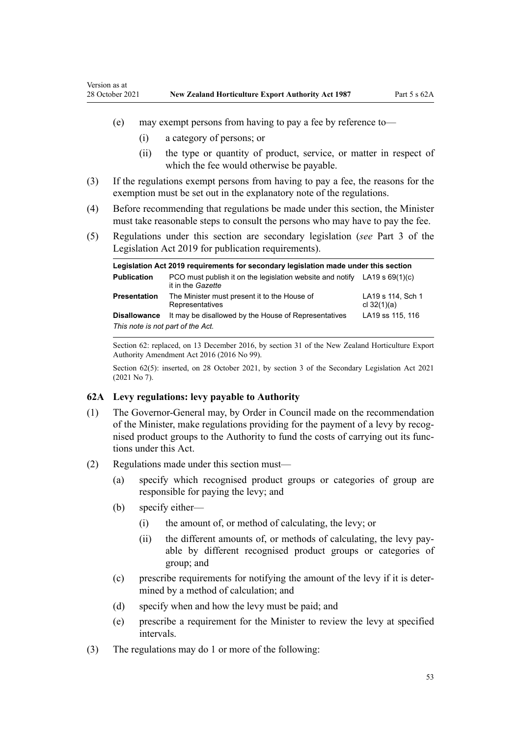(e) may exempt persons from having to pay a fee by reference to—

  (i) a category of persons; or

  (ii) the type or quantity of product, service, or matter in respect of which the fee would otherwise be payable.

(3) If the regulations exempt persons from having to pay a fee, the reasons for the exemption must be set out in the explanatory note of the regulations.

(4) Before recommending that regulations be made under this section, the Minister must take reasonable steps to consult the persons who may have to pay the fee.

(5) Regulations under this section are secondary legislation (*see* Part 3 of the Legislation Act 2019 for publication requirements).

| **Legislation Act 2019 requirements for secondary legislation made under this section** | | |
|---|---|---|
| **Publication** | PCO must publish it on the legislation website and notify it in the *Gazette* | LA19 s 69(1)(c) |
| **Presentation** | The Minister must present it to the House of Representatives | LA19 s 114, Sch 1 cl 32(1)(a) |
| **Disallowance** | It may be disallowed by the House of Representatives | LA19 ss 115, 116 |
| *This note is not part of the Act.* | | |

Section 62: replaced, on 13 December 2016, by section 31 of the New Zealand Horticulture Export Authority Amendment Act 2016 (2016 No 99).

Section 62(5): inserted, on 28 October 2021, by section 3 of the Secondary Legislation Act 2021 (2021 No 7).

### 62A Levy regulations: levy payable to Authority

(1) The Governor-General may, by Order in Council made on the recommendation of the Minister, make regulations providing for the payment of a levy by recognised product groups to the Authority to fund the costs of carrying out its functions under this Act.

(2) Regulations made under this section must—

  (a) specify which recognised product groups or categories of group are responsible for paying the levy; and

  (b) specify either—

    (i) the amount of, or method of calculating, the levy; or

    (ii) the different amounts of, or methods of calculating, the levy payable by different recognised product groups or categories of group; and

  (c) prescribe requirements for notifying the amount of the levy if it is determined by a method of calculation; and

  (d) specify when and how the levy must be paid; and

  (e) prescribe a requirement for the Minister to review the levy at specified intervals.

(3) The regulations may do 1 or more of the following: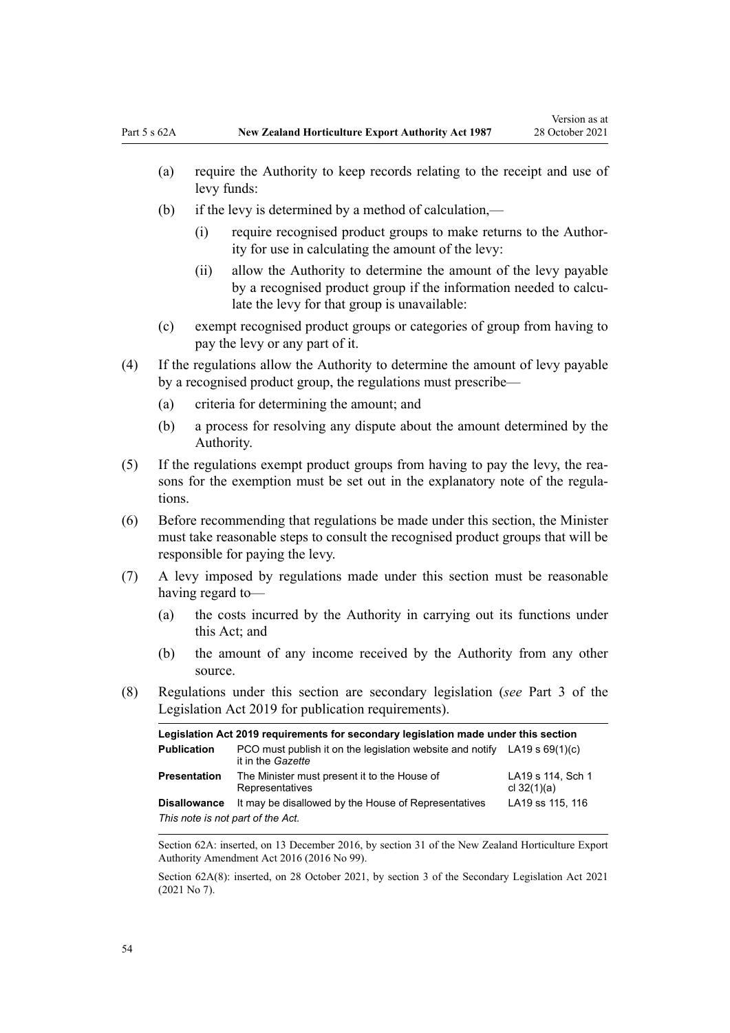(a) require the Authority to keep records relating to the receipt and use of levy funds:

(b) if the levy is determined by a method of calculation,—

(i) require recognised product groups to make returns to the Authority for use in calculating the amount of the levy:

(ii) allow the Authority to determine the amount of the levy payable by a recognised product group if the information needed to calculate the levy for that group is unavailable:

(c) exempt recognised product groups or categories of group from having to pay the levy or any part of it.

(4) If the regulations allow the Authority to determine the amount of levy payable by a recognised product group, the regulations must prescribe—

(a) criteria for determining the amount; and

(b) a process for resolving any dispute about the amount determined by the Authority.

(5) If the regulations exempt product groups from having to pay the levy, the reasons for the exemption must be set out in the explanatory note of the regulations.

(6) Before recommending that regulations be made under this section, the Minister must take reasonable steps to consult the recognised product groups that will be responsible for paying the levy.

(7) A levy imposed by regulations made under this section must be reasonable having regard to—

(a) the costs incurred by the Authority in carrying out its functions under this Act; and

(b) the amount of any income received by the Authority from any other source.

(8) Regulations under this section are secondary legislation (*see* Part 3 of the Legislation Act 2019 for publication requirements).

| **Legislation Act 2019 requirements for secondary legislation made under this section** | | |
|---|---|---|
| **Publication** | PCO must publish it on the legislation website and notify it in the *Gazette* | LA19 s 69(1)(c) |
| **Presentation** | The Minister must present it to the House of Representatives | LA19 s 114, Sch 1 cl 32(1)(a) |
| **Disallowance** | It may be disallowed by the House of Representatives | LA19 ss 115, 116 |

*This note is not part of the Act.*

Section 62A: inserted, on 13 December 2016, by section 31 of the New Zealand Horticulture Export Authority Amendment Act 2016 (2016 No 99).

Section 62A(8): inserted, on 28 October 2021, by section 3 of the Secondary Legislation Act 2021 (2021 No 7).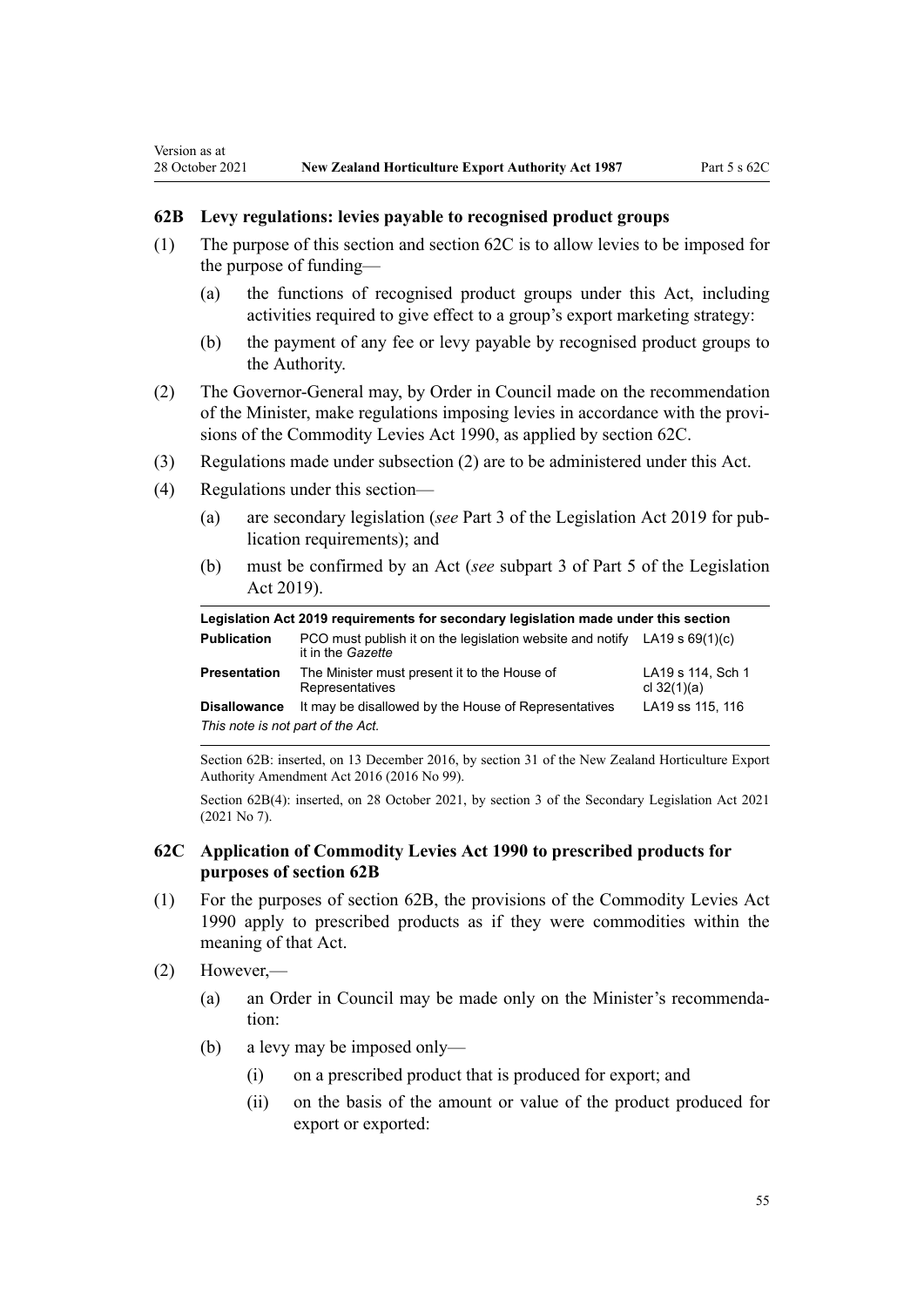### 62B Levy regulations: levies payable to recognised product groups

(1) The purpose of this section and section 62C is to allow levies to be imposed for the purpose of funding—

(a) the functions of recognised product groups under this Act, including activities required to give effect to a group's export marketing strategy:

(b) the payment of any fee or levy payable by recognised product groups to the Authority.

(2) The Governor-General may, by Order in Council made on the recommendation of the Minister, make regulations imposing levies in accordance with the provisions of the Commodity Levies Act 1990, as applied by section 62C.

(3) Regulations made under subsection (2) are to be administered under this Act.

(4) Regulations under this section—

(a) are secondary legislation (*see* Part 3 of the Legislation Act 2019 for publication requirements); and

(b) must be confirmed by an Act (*see* subpart 3 of Part 5 of the Legislation Act 2019).

| **Legislation Act 2019 requirements for secondary legislation made under this section** | | |
|---|---|---|
| **Publication** | PCO must publish it on the legislation website and notify it in the *Gazette* | LA19 s 69(1)(c) |
| **Presentation** | The Minister must present it to the House of Representatives | LA19 s 114, Sch 1 cl 32(1)(a) |
| **Disallowance** | It may be disallowed by the House of Representatives | LA19 ss 115, 116 |
| *This note is not part of the Act.* | | |

Section 62B: inserted, on 13 December 2016, by section 31 of the New Zealand Horticulture Export Authority Amendment Act 2016 (2016 No 99).

Section 62B(4): inserted, on 28 October 2021, by section 3 of the Secondary Legislation Act 2021 (2021 No 7).

### 62C Application of Commodity Levies Act 1990 to prescribed products for purposes of section 62B

(1) For the purposes of section 62B, the provisions of the Commodity Levies Act 1990 apply to prescribed products as if they were commodities within the meaning of that Act.

(2) However,—

(a) an Order in Council may be made only on the Minister's recommendation:

(b) a levy may be imposed only—

(i) on a prescribed product that is produced for export; and

(ii) on the basis of the amount or value of the product produced for export or exported: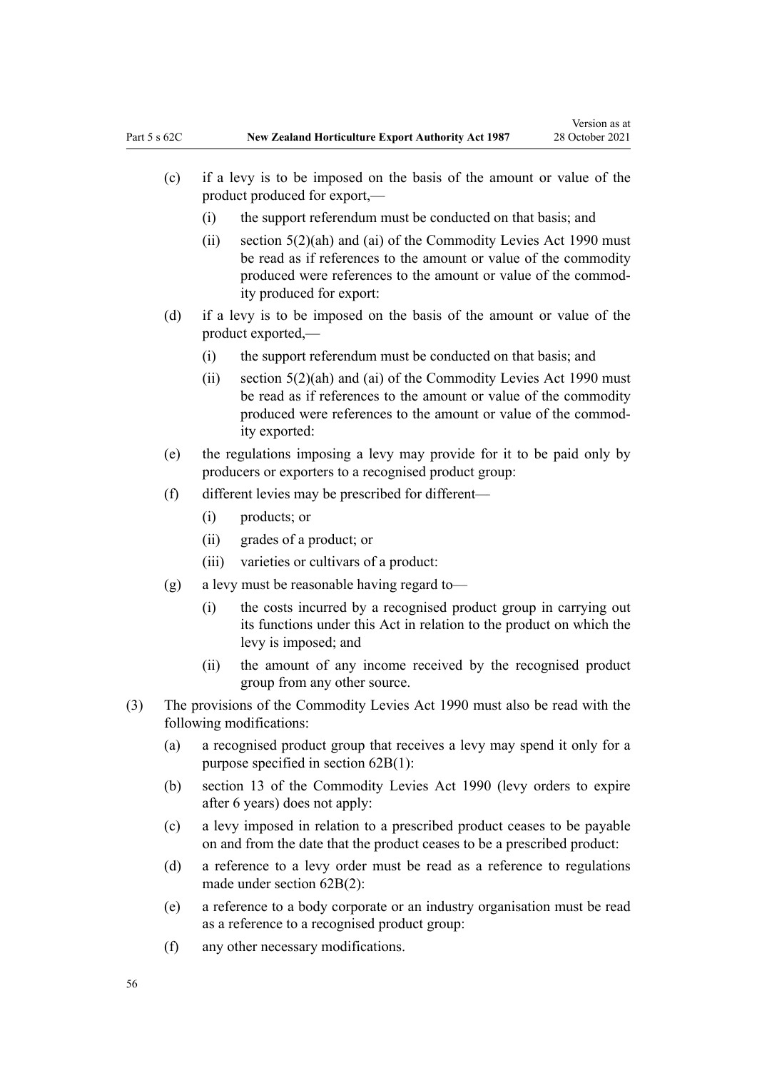(c) if a levy is to be imposed on the basis of the amount or value of the product produced for export,—

 (i) the support referendum must be conducted on that basis; and

 (ii) section 5(2)(ah) and (ai) of the Commodity Levies Act 1990 must be read as if references to the amount or value of the commodity produced were references to the amount or value of the commodity produced for export:

(d) if a levy is to be imposed on the basis of the amount or value of the product exported,—

 (i) the support referendum must be conducted on that basis; and

 (ii) section 5(2)(ah) and (ai) of the Commodity Levies Act 1990 must be read as if references to the amount or value of the commodity produced were references to the amount or value of the commodity exported:

(e) the regulations imposing a levy may provide for it to be paid only by producers or exporters to a recognised product group:

(f) different levies may be prescribed for different—

 (i) products; or

 (ii) grades of a product; or

 (iii) varieties or cultivars of a product:

(g) a levy must be reasonable having regard to—

 (i) the costs incurred by a recognised product group in carrying out its functions under this Act in relation to the product on which the levy is imposed; and

 (ii) the amount of any income received by the recognised product group from any other source.

(3) The provisions of the Commodity Levies Act 1990 must also be read with the following modifications:

 (a) a recognised product group that receives a levy may spend it only for a purpose specified in section 62B(1):

 (b) section 13 of the Commodity Levies Act 1990 (levy orders to expire after 6 years) does not apply:

 (c) a levy imposed in relation to a prescribed product ceases to be payable on and from the date that the product ceases to be a prescribed product:

 (d) a reference to a levy order must be read as a reference to regulations made under section 62B(2):

 (e) a reference to a body corporate or an industry organisation must be read as a reference to a recognised product group:

 (f) any other necessary modifications.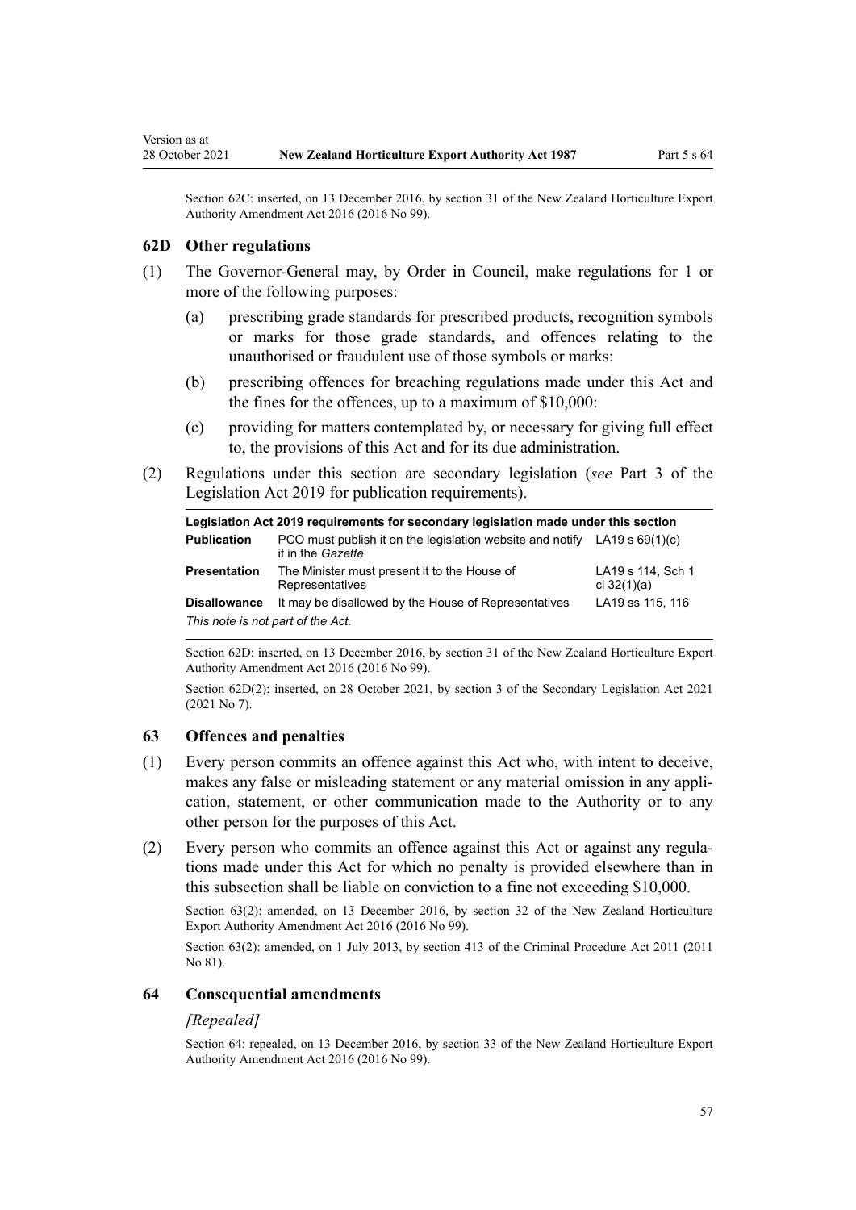Section 62C: inserted, on 13 December 2016, by section 31 of the New Zealand Horticulture Export Authority Amendment Act 2016 (2016 No 99).

### 62D Other regulations

(1) The Governor-General may, by Order in Council, make regulations for 1 or more of the following purposes:

(a) prescribing grade standards for prescribed products, recognition symbols or marks for those grade standards, and offences relating to the unauthorised or fraudulent use of those symbols or marks:

(b) prescribing offences for breaching regulations made under this Act and the fines for the offences, up to a maximum of $10,000:

(c) providing for matters contemplated by, or necessary for giving full effect to, the provisions of this Act and for its due administration.

(2) Regulations under this section are secondary legislation (*see* Part 3 of the Legislation Act 2019 for publication requirements).

| Legislation Act 2019 requirements for secondary legislation made under this section | | |
|---|---|---|
| **Publication** | PCO must publish it on the legislation website and notify it in the *Gazette* | LA19 s 69(1)(c) |
| **Presentation** | The Minister must present it to the House of Representatives | LA19 s 114, Sch 1 cl 32(1)(a) |
| **Disallowance** | It may be disallowed by the House of Representatives | LA19 ss 115, 116 |
| *This note is not part of the Act.* | | |

Section 62D: inserted, on 13 December 2016, by section 31 of the New Zealand Horticulture Export Authority Amendment Act 2016 (2016 No 99).

Section 62D(2): inserted, on 28 October 2021, by section 3 of the Secondary Legislation Act 2021 (2021 No 7).

### 63 Offences and penalties

(1) Every person commits an offence against this Act who, with intent to deceive, makes any false or misleading statement or any material omission in any application, statement, or other communication made to the Authority or to any other person for the purposes of this Act.

(2) Every person who commits an offence against this Act or against any regulations made under this Act for which no penalty is provided elsewhere than in this subsection shall be liable on conviction to a fine not exceeding $10,000.

Section 63(2): amended, on 13 December 2016, by section 32 of the New Zealand Horticulture Export Authority Amendment Act 2016 (2016 No 99).

Section 63(2): amended, on 1 July 2013, by section 413 of the Criminal Procedure Act 2011 (2011 No 81).

### 64 Consequential amendments

*[Repealed]*

Section 64: repealed, on 13 December 2016, by section 33 of the New Zealand Horticulture Export Authority Amendment Act 2016 (2016 No 99).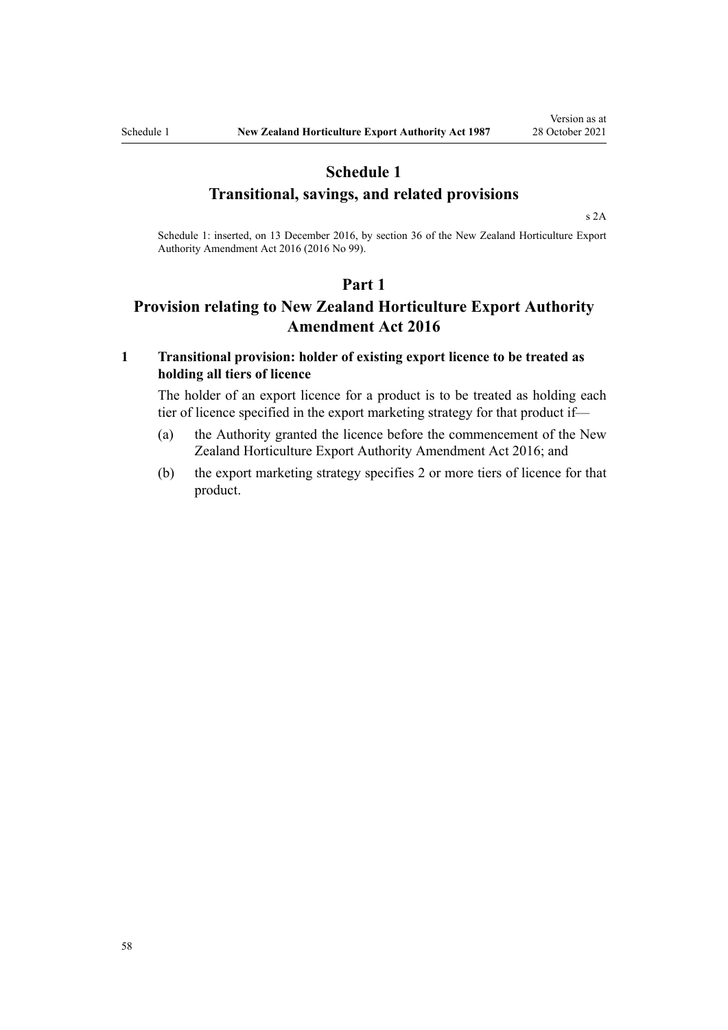# Schedule 1
## Transitional, savings, and related provisions

s 2A

Schedule 1: inserted, on 13 December 2016, by section 36 of the New Zealand Horticulture Export Authority Amendment Act 2016 (2016 No 99).

## Part 1
## Provision relating to New Zealand Horticulture Export Authority Amendment Act 2016

### 1 Transitional provision: holder of existing export licence to be treated as holding all tiers of licence

The holder of an export licence for a product is to be treated as holding each tier of licence specified in the export marketing strategy for that product if—

(a) the Authority granted the licence before the commencement of the New Zealand Horticulture Export Authority Amendment Act 2016; and

(b) the export marketing strategy specifies 2 or more tiers of licence for that product.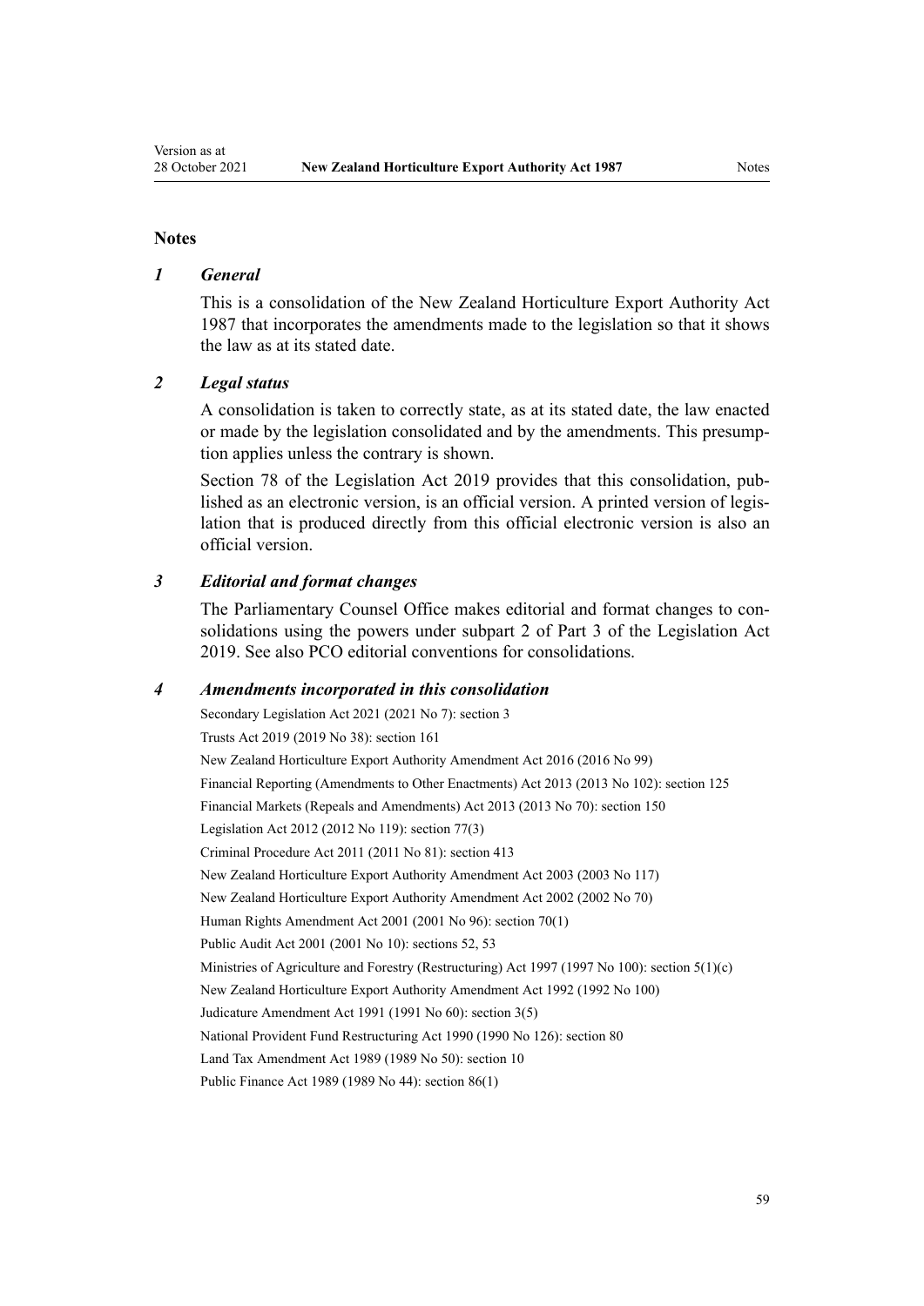## Notes

### *1 General*

This is a consolidation of the New Zealand Horticulture Export Authority Act 1987 that incorporates the amendments made to the legislation so that it shows the law as at its stated date.

### *2 Legal status*

A consolidation is taken to correctly state, as at its stated date, the law enacted or made by the legislation consolidated and by the amendments. This presumption applies unless the contrary is shown.

Section 78 of the Legislation Act 2019 provides that this consolidation, published as an electronic version, is an official version. A printed version of legislation that is produced directly from this official electronic version is also an official version.

### *3 Editorial and format changes*

The Parliamentary Counsel Office makes editorial and format changes to consolidations using the powers under subpart 2 of Part 3 of the Legislation Act 2019. See also PCO editorial conventions for consolidations.

### *4 Amendments incorporated in this consolidation*

Secondary Legislation Act 2021 (2021 No 7): section 3

Trusts Act 2019 (2019 No 38): section 161

New Zealand Horticulture Export Authority Amendment Act 2016 (2016 No 99)

Financial Reporting (Amendments to Other Enactments) Act 2013 (2013 No 102): section 125

Financial Markets (Repeals and Amendments) Act 2013 (2013 No 70): section 150

Legislation Act 2012 (2012 No 119): section 77(3)

Criminal Procedure Act 2011 (2011 No 81): section 413

New Zealand Horticulture Export Authority Amendment Act 2003 (2003 No 117)

New Zealand Horticulture Export Authority Amendment Act 2002 (2002 No 70)

Human Rights Amendment Act 2001 (2001 No 96): section 70(1)

Public Audit Act 2001 (2001 No 10): sections 52, 53

Ministries of Agriculture and Forestry (Restructuring) Act 1997 (1997 No 100): section 5(1)(c)

New Zealand Horticulture Export Authority Amendment Act 1992 (1992 No 100)

Judicature Amendment Act 1991 (1991 No 60): section 3(5)

National Provident Fund Restructuring Act 1990 (1990 No 126): section 80

Land Tax Amendment Act 1989 (1989 No 50): section 10

Public Finance Act 1989 (1989 No 44): section 86(1)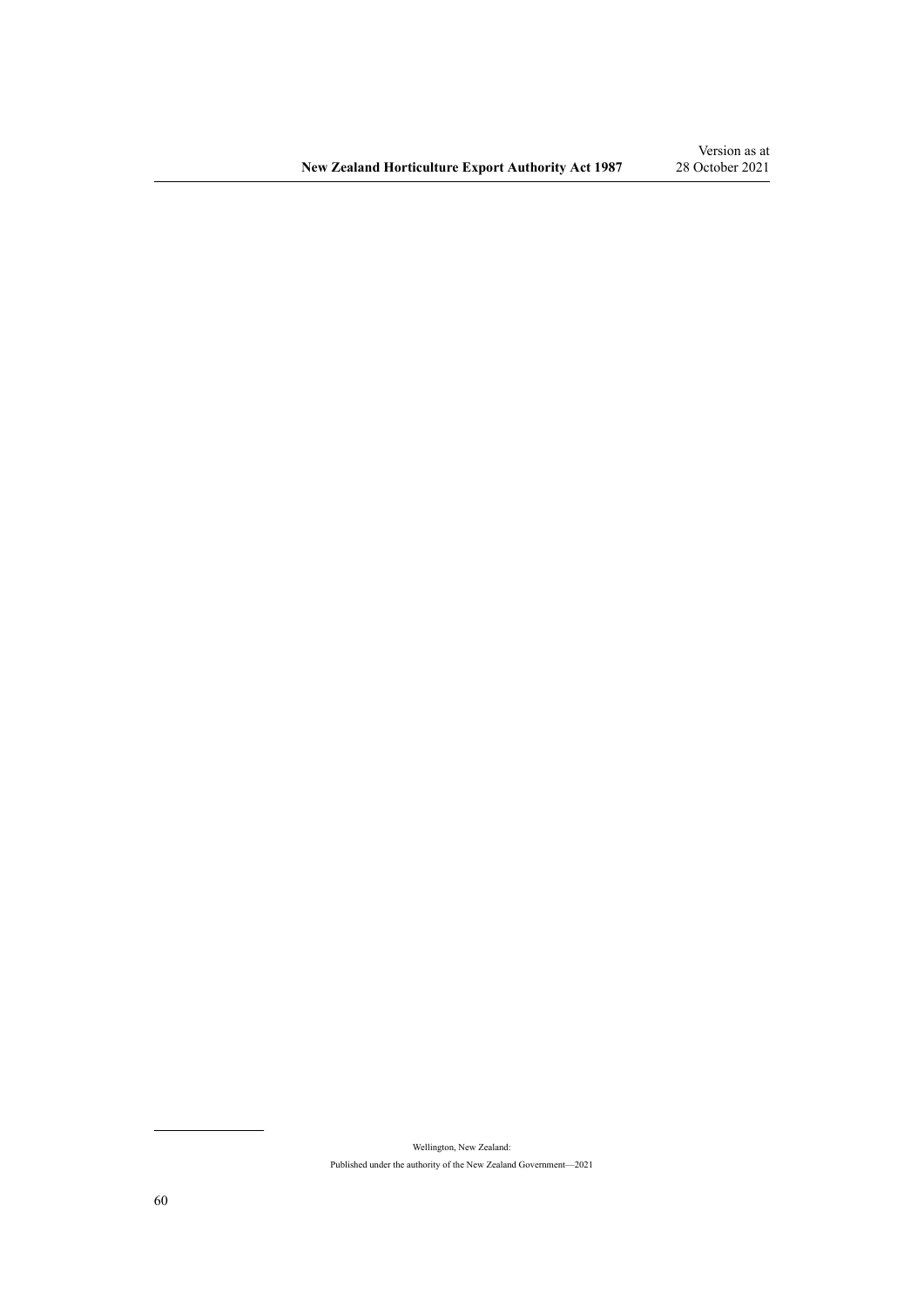Wellington, New Zealand:

Published under the authority of the New Zealand Government—2021